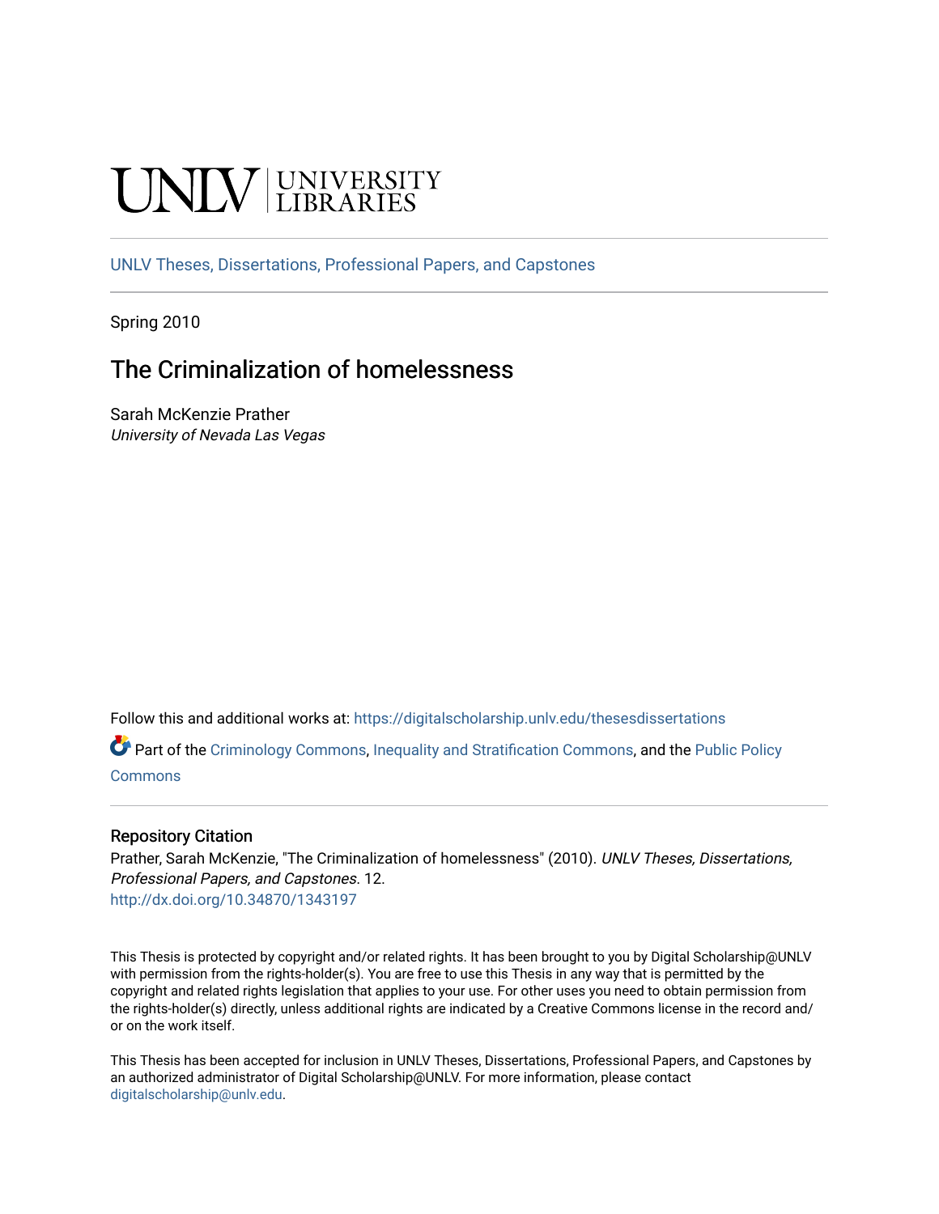UNLV | UNIVERSITY LIBRARIES

UNLV Theses, Dissertations, Professional Papers, and Capstones

Spring 2010

# The Criminalization of homelessness

Sarah McKenzie Prather
*University of Nevada Las Vegas*

Follow this and additional works at: https://digitalscholarship.unlv.edu/thesesdissertations

Part of the Criminology Commons, Inequality and Stratification Commons, and the Public Policy Commons

### Repository Citation

Prather, Sarah McKenzie, "The Criminalization of homelessness" (2010). *UNLV Theses, Dissertations, Professional Papers, and Capstones*. 12.
http://dx.doi.org/10.34870/1343197

This Thesis is protected by copyright and/or related rights. It has been brought to you by Digital Scholarship@UNLV with permission from the rights-holder(s). You are free to use this Thesis in any way that is permitted by the copyright and related rights legislation that applies to your use. For other uses you need to obtain permission from the rights-holder(s) directly, unless additional rights are indicated by a Creative Commons license in the record and/or on the work itself.

This Thesis has been accepted for inclusion in UNLV Theses, Dissertations, Professional Papers, and Capstones by an authorized administrator of Digital Scholarship@UNLV. For more information, please contact digitalscholarship@unlv.edu.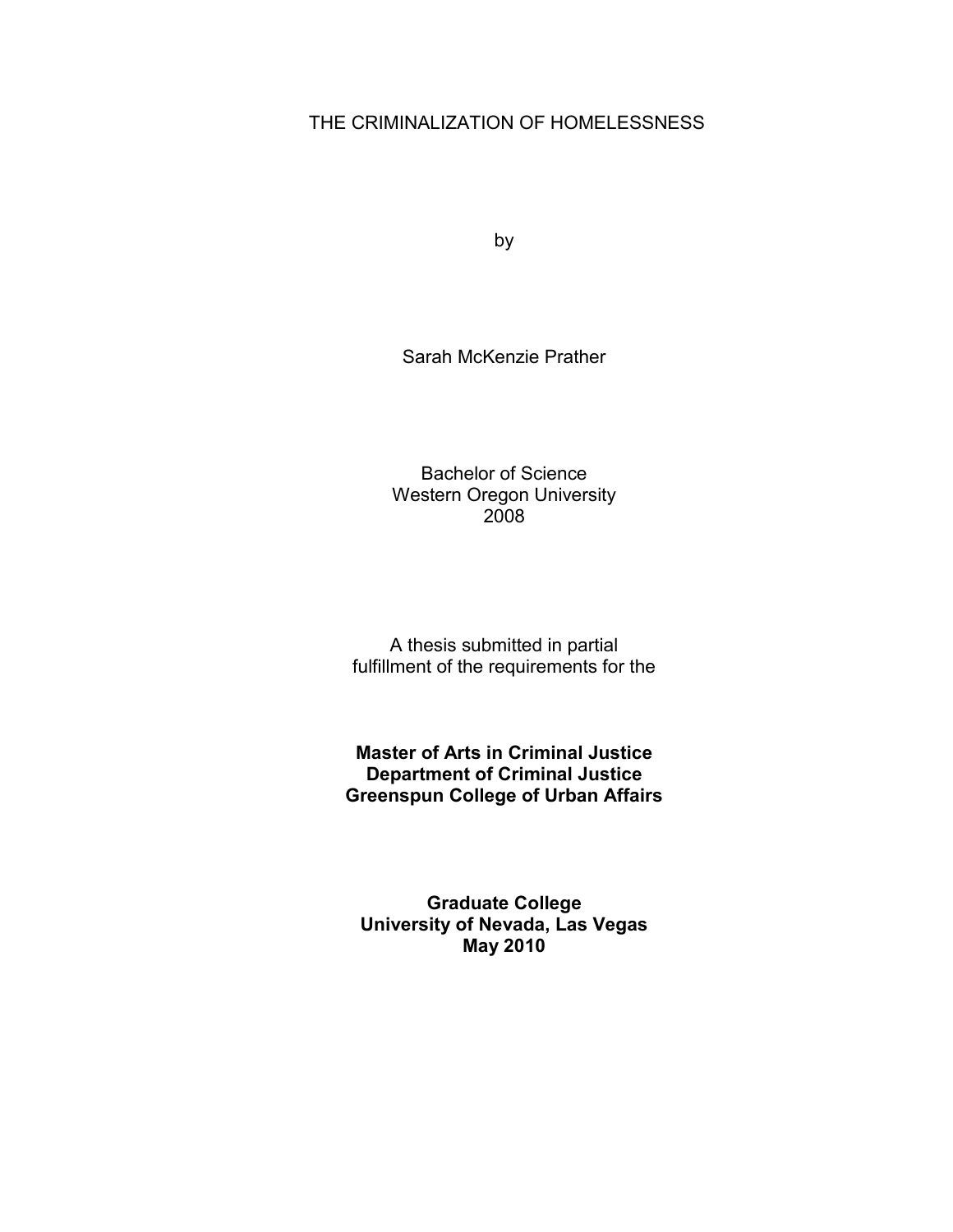# THE CRIMINALIZATION OF HOMELESSNESS

by

Sarah McKenzie Prather

Bachelor of Science
Western Oregon University
2008

A thesis submitted in partial
fulfillment of the requirements for the

**Master of Arts in Criminal Justice**
**Department of Criminal Justice**
**Greenspun College of Urban Affairs**

**Graduate College**
**University of Nevada, Las Vegas**
**May 2010**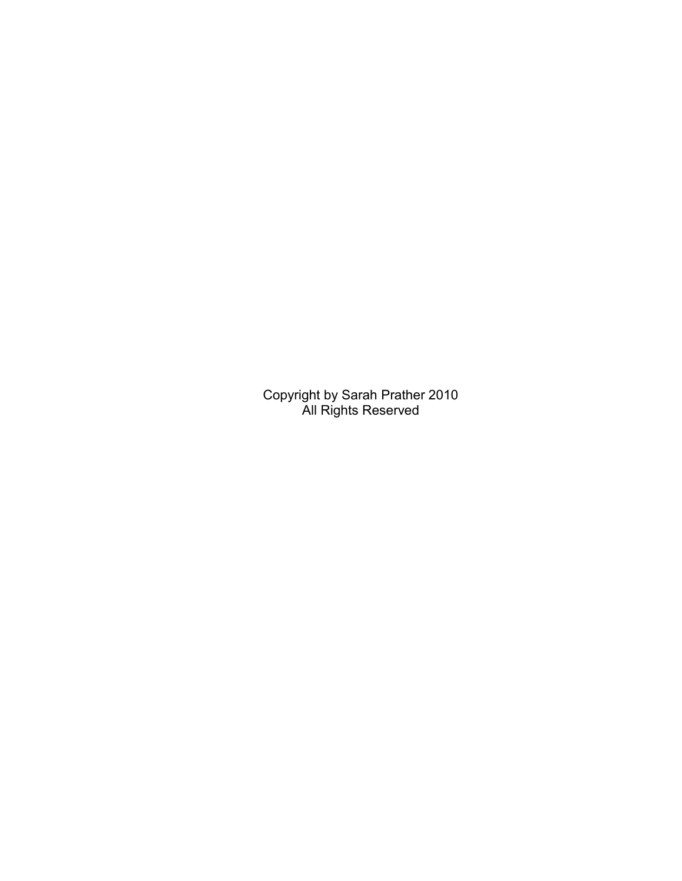Copyright by Sarah Prather 2010
All Rights Reserved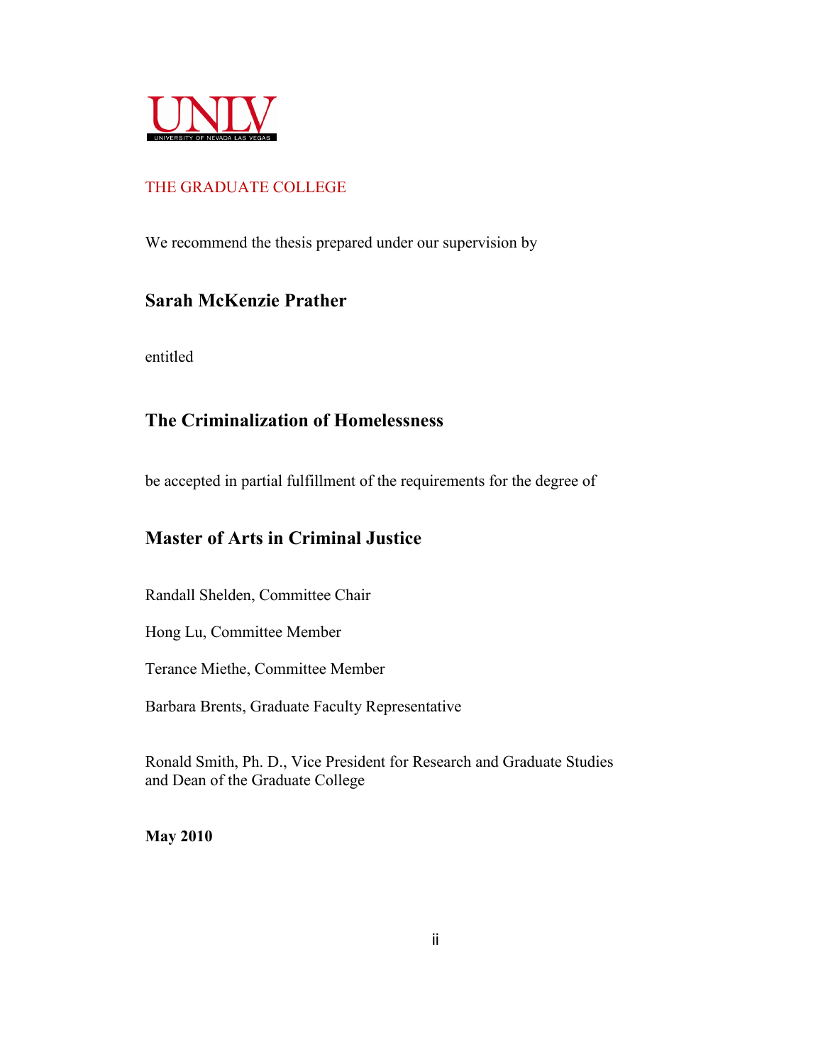UNLV

UNIVERSITY OF NEVADA LAS VEGAS

THE GRADUATE COLLEGE

We recommend the thesis prepared under our supervision by

**Sarah McKenzie Prather**

entitled

**The Criminalization of Homelessness**

be accepted in partial fulfillment of the requirements for the degree of

**Master of Arts in Criminal Justice**

Randall Shelden, Committee Chair

Hong Lu, Committee Member

Terance Miethe, Committee Member

Barbara Brents, Graduate Faculty Representative

Ronald Smith, Ph. D., Vice President for Research and Graduate Studies and Dean of the Graduate College

**May 2010**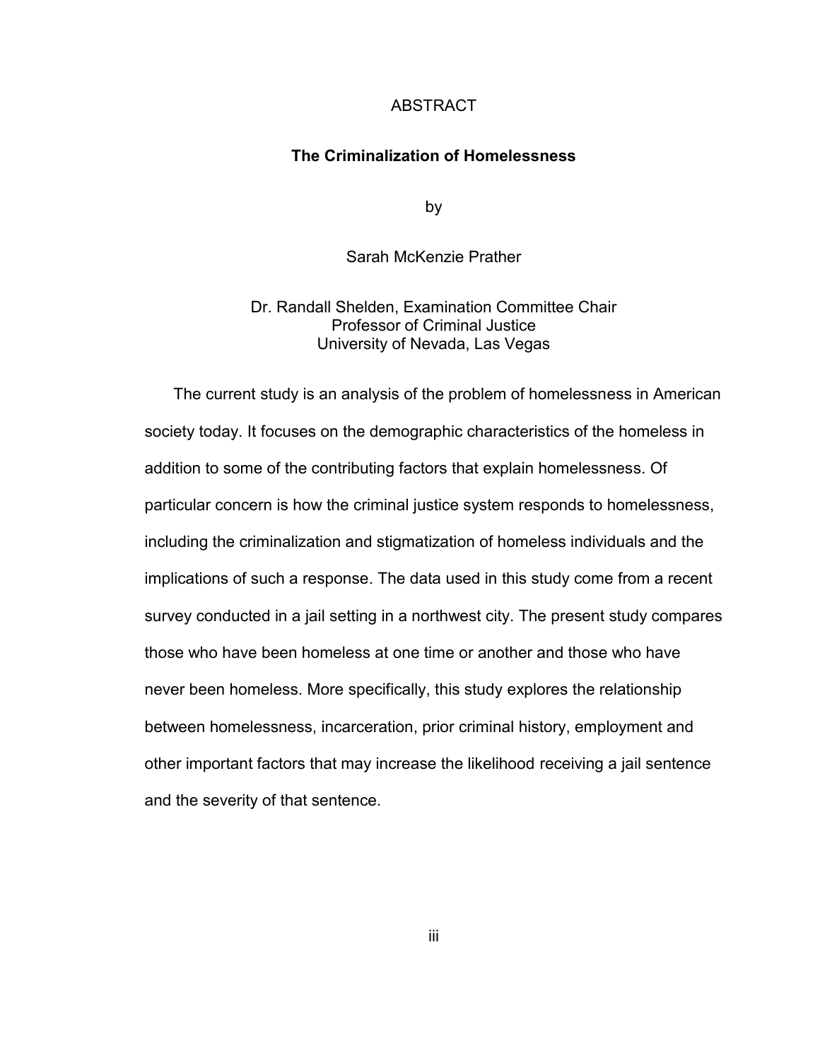# ABSTRACT

## The Criminalization of Homelessness

by

Sarah McKenzie Prather

Dr. Randall Shelden, Examination Committee Chair
Professor of Criminal Justice
University of Nevada, Las Vegas

The current study is an analysis of the problem of homelessness in American society today. It focuses on the demographic characteristics of the homeless in addition to some of the contributing factors that explain homelessness. Of particular concern is how the criminal justice system responds to homelessness, including the criminalization and stigmatization of homeless individuals and the implications of such a response. The data used in this study come from a recent survey conducted in a jail setting in a northwest city. The present study compares those who have been homeless at one time or another and those who have never been homeless. More specifically, this study explores the relationship between homelessness, incarceration, prior criminal history, employment and other important factors that may increase the likelihood receiving a jail sentence and the severity of that sentence.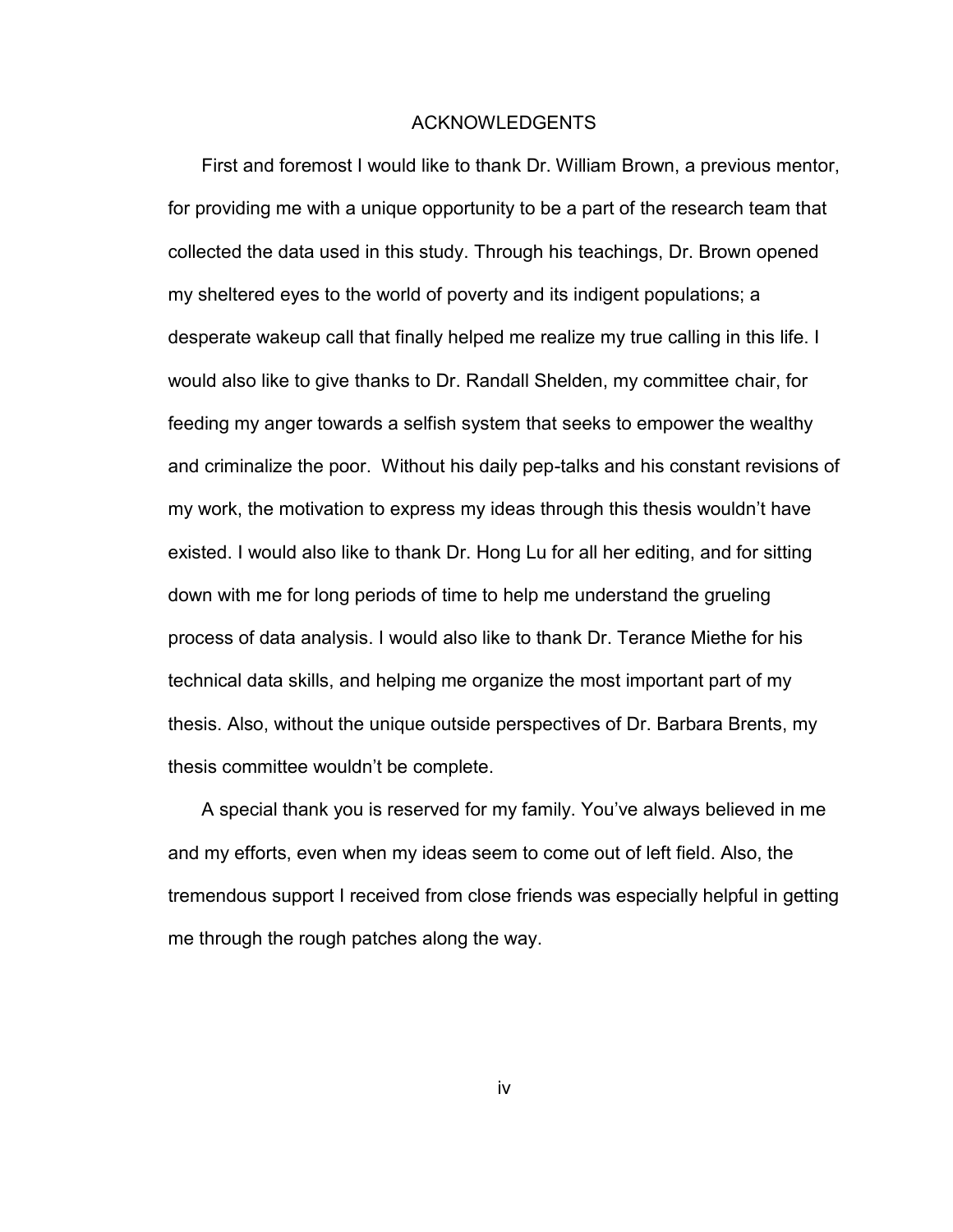# ACKNOWLEDGENTS

First and foremost I would like to thank Dr. William Brown, a previous mentor, for providing me with a unique opportunity to be a part of the research team that collected the data used in this study. Through his teachings, Dr. Brown opened my sheltered eyes to the world of poverty and its indigent populations; a desperate wakeup call that finally helped me realize my true calling in this life. I would also like to give thanks to Dr. Randall Shelden, my committee chair, for feeding my anger towards a selfish system that seeks to empower the wealthy and criminalize the poor. Without his daily pep-talks and his constant revisions of my work, the motivation to express my ideas through this thesis wouldn't have existed. I would also like to thank Dr. Hong Lu for all her editing, and for sitting down with me for long periods of time to help me understand the grueling process of data analysis. I would also like to thank Dr. Terance Miethe for his technical data skills, and helping me organize the most important part of my thesis. Also, without the unique outside perspectives of Dr. Barbara Brents, my thesis committee wouldn't be complete.

A special thank you is reserved for my family. You've always believed in me and my efforts, even when my ideas seem to come out of left field. Also, the tremendous support I received from close friends was especially helpful in getting me through the rough patches along the way.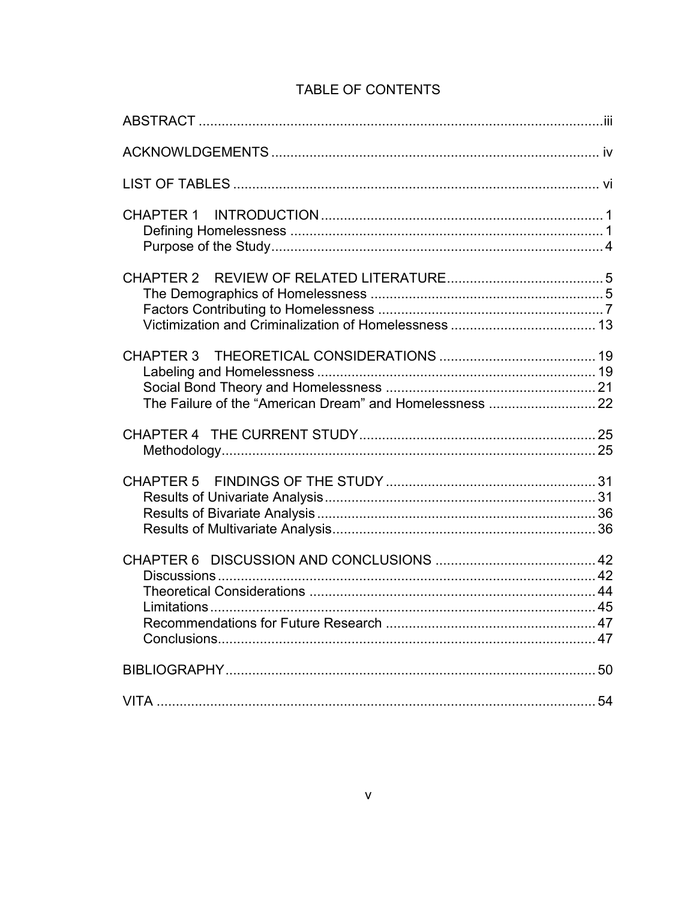# TABLE OF CONTENTS

ABSTRACT .......... iii

ACKNOWLDGEMENTS .......... iv

LIST OF TABLES .......... vi

CHAPTER 1 INTRODUCTION .......... 1
- Defining Homelessness .......... 1
- Purpose of the Study .......... 4

CHAPTER 2 REVIEW OF RELATED LITERATURE .......... 5
- The Demographics of Homelessness .......... 5
- Factors Contributing to Homelessness .......... 7
- Victimization and Criminalization of Homelessness .......... 13

CHAPTER 3 THEORETICAL CONSIDERATIONS .......... 19
- Labeling and Homelessness .......... 19
- Social Bond Theory and Homelessness .......... 21
- The Failure of the "American Dream" and Homelessness .......... 22

CHAPTER 4 THE CURRENT STUDY .......... 25
- Methodology .......... 25

CHAPTER 5 FINDINGS OF THE STUDY .......... 31
- Results of Univariate Analysis .......... 31
- Results of Bivariate Analysis .......... 36
- Results of Multivariate Analysis .......... 36

CHAPTER 6 DISCUSSION AND CONCLUSIONS .......... 42
- Discussions .......... 42
- Theoretical Considerations .......... 44
- Limitations .......... 45
- Recommendations for Future Research .......... 47
- Conclusions .......... 47

BIBLIOGRAPHY .......... 50

VITA .......... 54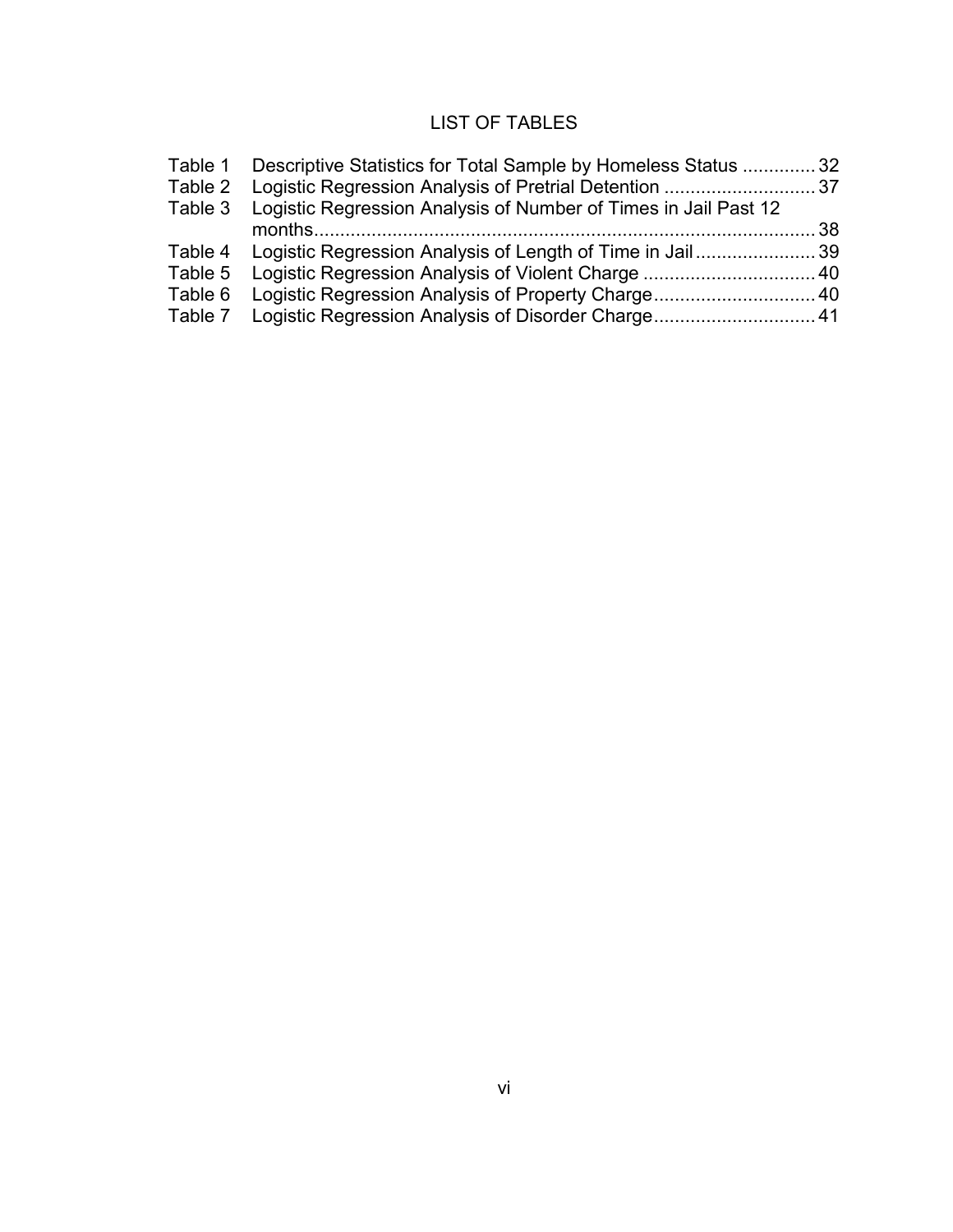# LIST OF TABLES

| | | |
|---|---|---|
| Table 1 | Descriptive Statistics for Total Sample by Homeless Status | 32 |
| Table 2 | Logistic Regression Analysis of Pretrial Detention | 37 |
| Table 3 | Logistic Regression Analysis of Number of Times in Jail Past 12 months | 38 |
| Table 4 | Logistic Regression Analysis of Length of Time in Jail | 39 |
| Table 5 | Logistic Regression Analysis of Violent Charge | 40 |
| Table 6 | Logistic Regression Analysis of Property Charge | 40 |
| Table 7 | Logistic Regression Analysis of Disorder Charge | 41 |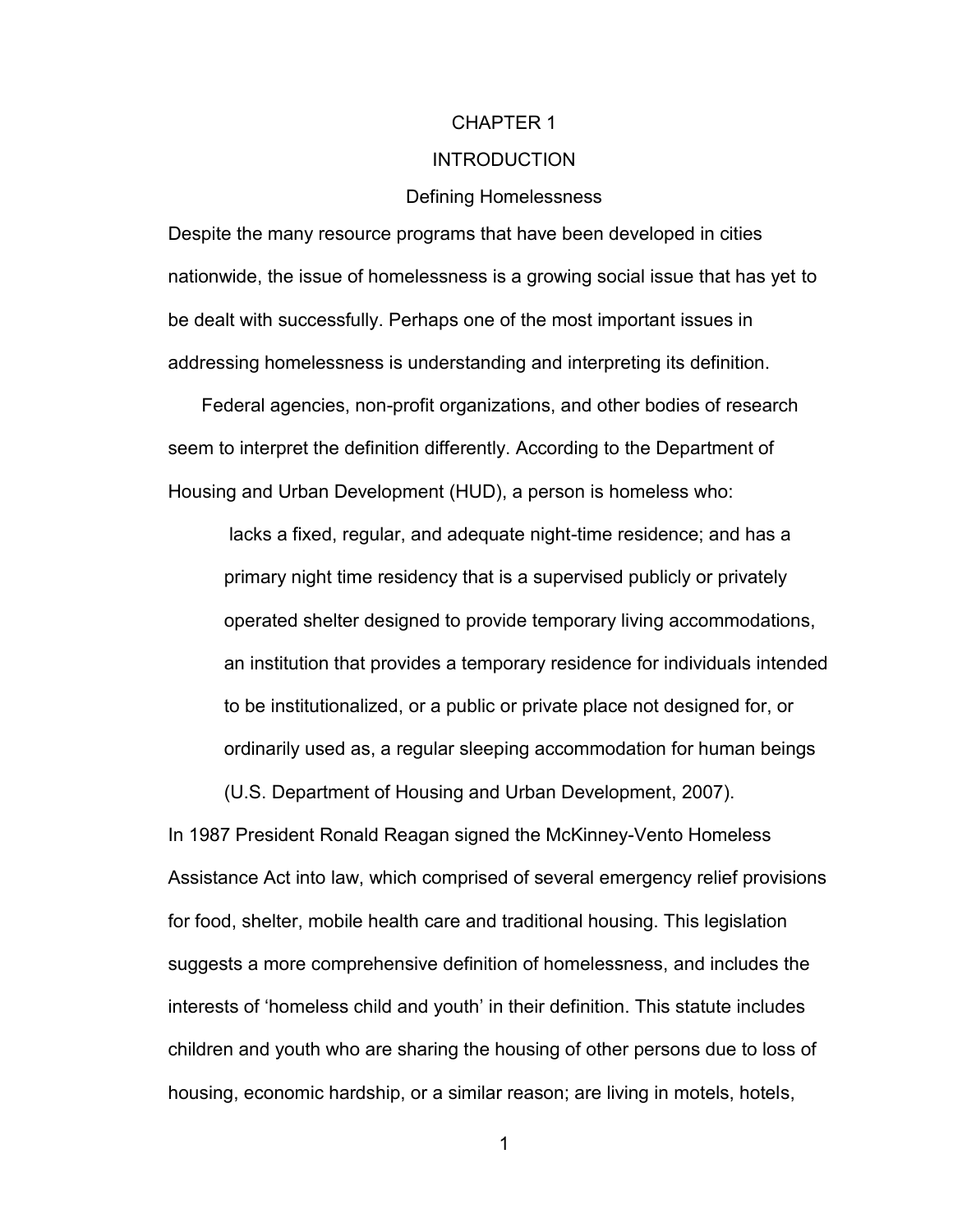# CHAPTER 1

# INTRODUCTION

## Defining Homelessness

Despite the many resource programs that have been developed in cities nationwide, the issue of homelessness is a growing social issue that has yet to be dealt with successfully. Perhaps one of the most important issues in addressing homelessness is understanding and interpreting its definition.

Federal agencies, non-profit organizations, and other bodies of research seem to interpret the definition differently. According to the Department of Housing and Urban Development (HUD), a person is homeless who:

> lacks a fixed, regular, and adequate night-time residence; and has a primary night time residency that is a supervised publicly or privately operated shelter designed to provide temporary living accommodations, an institution that provides a temporary residence for individuals intended to be institutionalized, or a public or private place not designed for, or ordinarily used as, a regular sleeping accommodation for human beings (U.S. Department of Housing and Urban Development, 2007).

In 1987 President Ronald Reagan signed the McKinney-Vento Homeless Assistance Act into law, which comprised of several emergency relief provisions for food, shelter, mobile health care and traditional housing. This legislation suggests a more comprehensive definition of homelessness, and includes the interests of 'homeless child and youth' in their definition. This statute includes children and youth who are sharing the housing of other persons due to loss of housing, economic hardship, or a similar reason; are living in motels, hotels,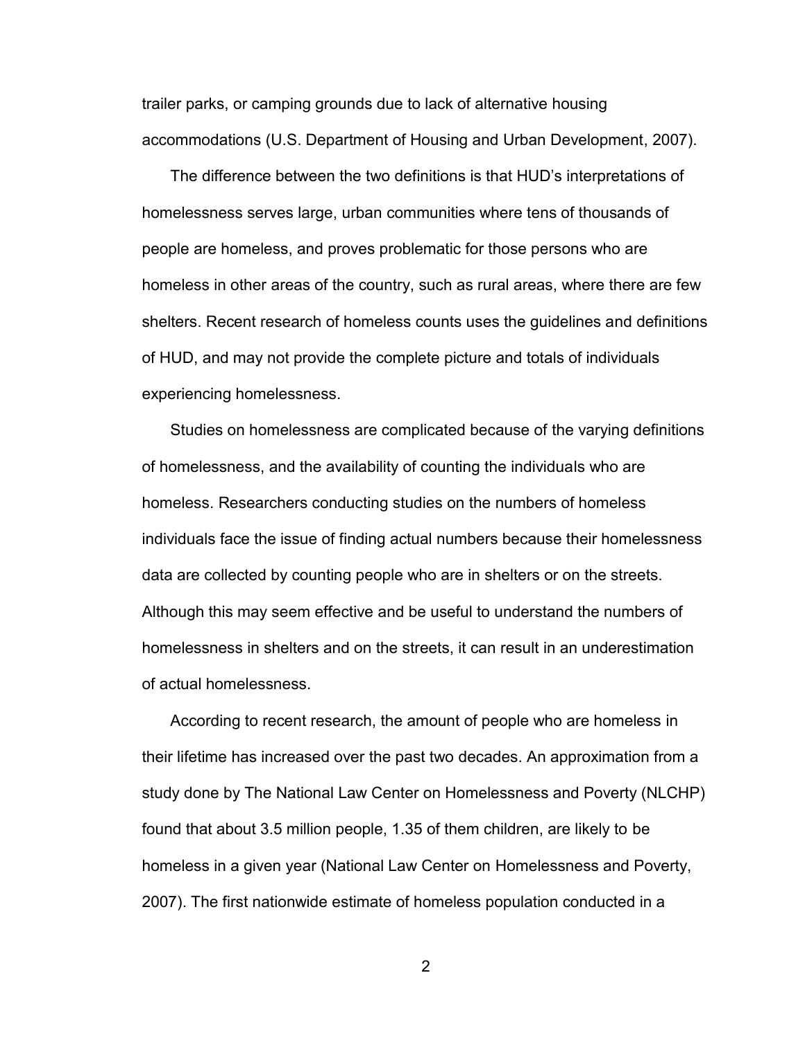trailer parks, or camping grounds due to lack of alternative housing accommodations (U.S. Department of Housing and Urban Development, 2007).

The difference between the two definitions is that HUD's interpretations of homelessness serves large, urban communities where tens of thousands of people are homeless, and proves problematic for those persons who are homeless in other areas of the country, such as rural areas, where there are few shelters. Recent research of homeless counts uses the guidelines and definitions of HUD, and may not provide the complete picture and totals of individuals experiencing homelessness.

Studies on homelessness are complicated because of the varying definitions of homelessness, and the availability of counting the individuals who are homeless. Researchers conducting studies on the numbers of homeless individuals face the issue of finding actual numbers because their homelessness data are collected by counting people who are in shelters or on the streets. Although this may seem effective and be useful to understand the numbers of homelessness in shelters and on the streets, it can result in an underestimation of actual homelessness.

According to recent research, the amount of people who are homeless in their lifetime has increased over the past two decades. An approximation from a study done by The National Law Center on Homelessness and Poverty (NLCHP) found that about 3.5 million people, 1.35 of them children, are likely to be homeless in a given year (National Law Center on Homelessness and Poverty, 2007). The first nationwide estimate of homeless population conducted in a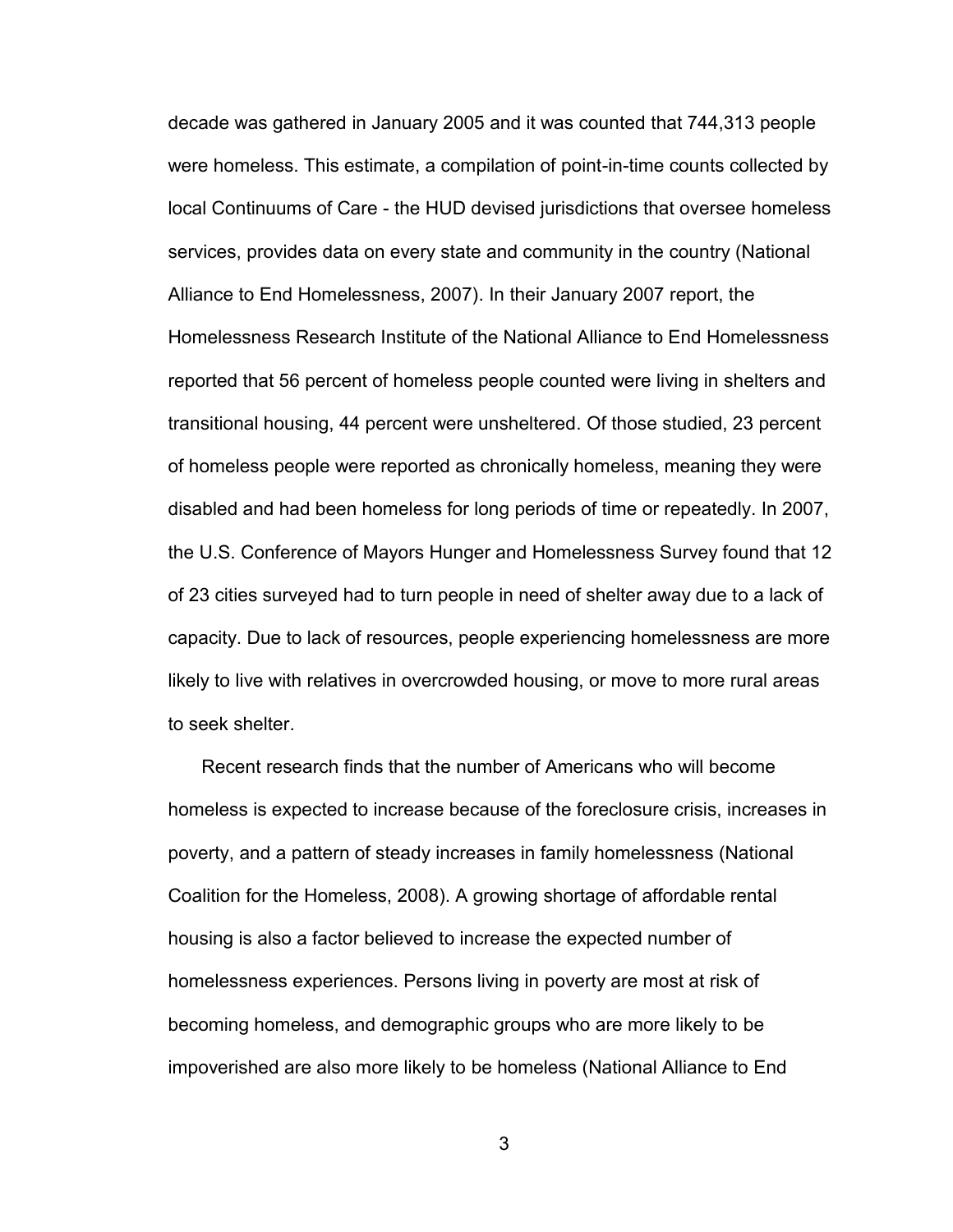decade was gathered in January 2005 and it was counted that 744,313 people were homeless. This estimate, a compilation of point-in-time counts collected by local Continuums of Care - the HUD devised jurisdictions that oversee homeless services, provides data on every state and community in the country (National Alliance to End Homelessness, 2007). In their January 2007 report, the Homelessness Research Institute of the National Alliance to End Homelessness reported that 56 percent of homeless people counted were living in shelters and transitional housing, 44 percent were unsheltered. Of those studied, 23 percent of homeless people were reported as chronically homeless, meaning they were disabled and had been homeless for long periods of time or repeatedly. In 2007, the U.S. Conference of Mayors Hunger and Homelessness Survey found that 12 of 23 cities surveyed had to turn people in need of shelter away due to a lack of capacity. Due to lack of resources, people experiencing homelessness are more likely to live with relatives in overcrowded housing, or move to more rural areas to seek shelter.

Recent research finds that the number of Americans who will become homeless is expected to increase because of the foreclosure crisis, increases in poverty, and a pattern of steady increases in family homelessness (National Coalition for the Homeless, 2008). A growing shortage of affordable rental housing is also a factor believed to increase the expected number of homelessness experiences. Persons living in poverty are most at risk of becoming homeless, and demographic groups who are more likely to be impoverished are also more likely to be homeless (National Alliance to End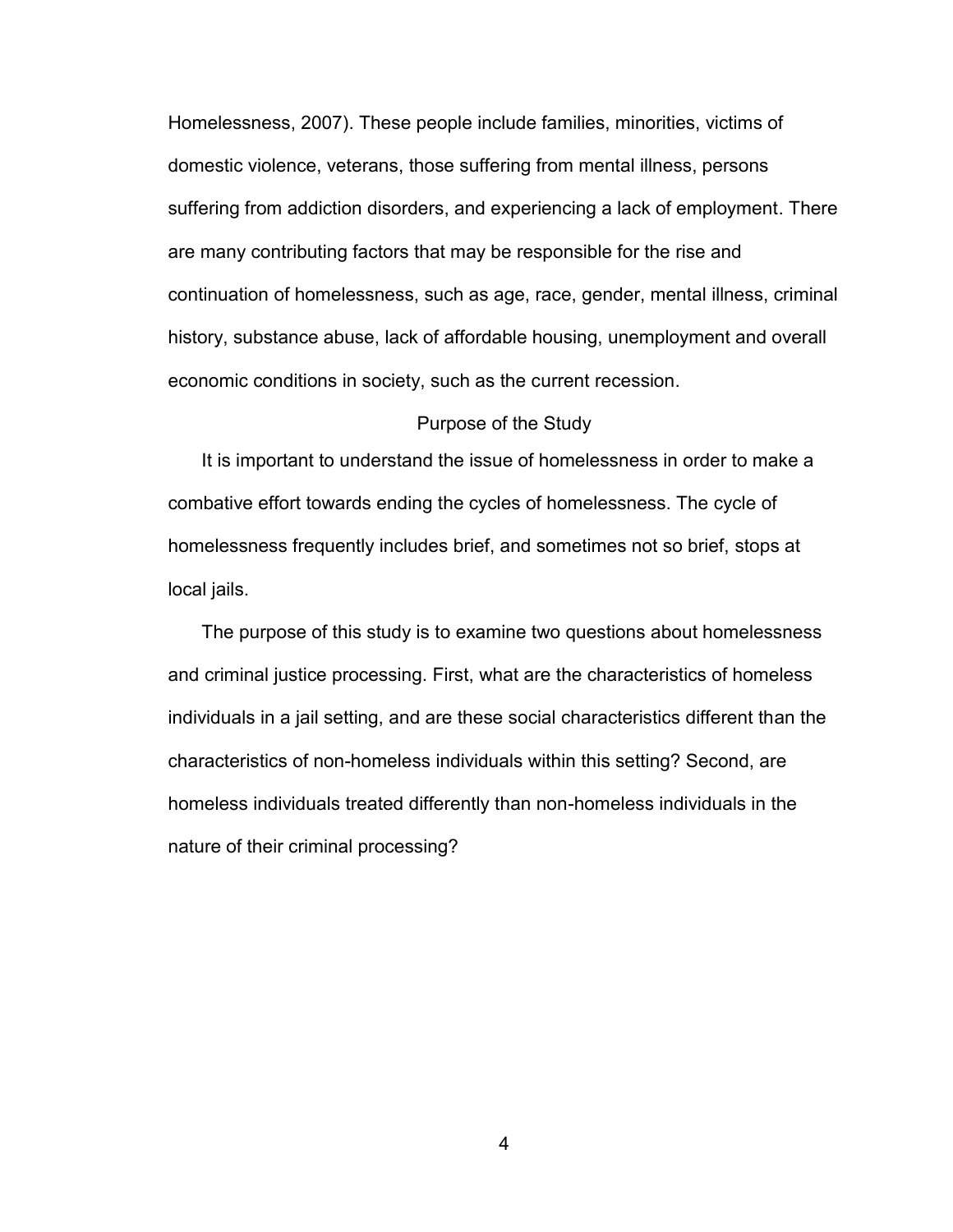Homelessness, 2007). These people include families, minorities, victims of domestic violence, veterans, those suffering from mental illness, persons suffering from addiction disorders, and experiencing a lack of employment. There are many contributing factors that may be responsible for the rise and continuation of homelessness, such as age, race, gender, mental illness, criminal history, substance abuse, lack of affordable housing, unemployment and overall economic conditions in society, such as the current recession.

## Purpose of the Study

It is important to understand the issue of homelessness in order to make a combative effort towards ending the cycles of homelessness. The cycle of homelessness frequently includes brief, and sometimes not so brief, stops at local jails.

The purpose of this study is to examine two questions about homelessness and criminal justice processing. First, what are the characteristics of homeless individuals in a jail setting, and are these social characteristics different than the characteristics of non-homeless individuals within this setting? Second, are homeless individuals treated differently than non-homeless individuals in the nature of their criminal processing?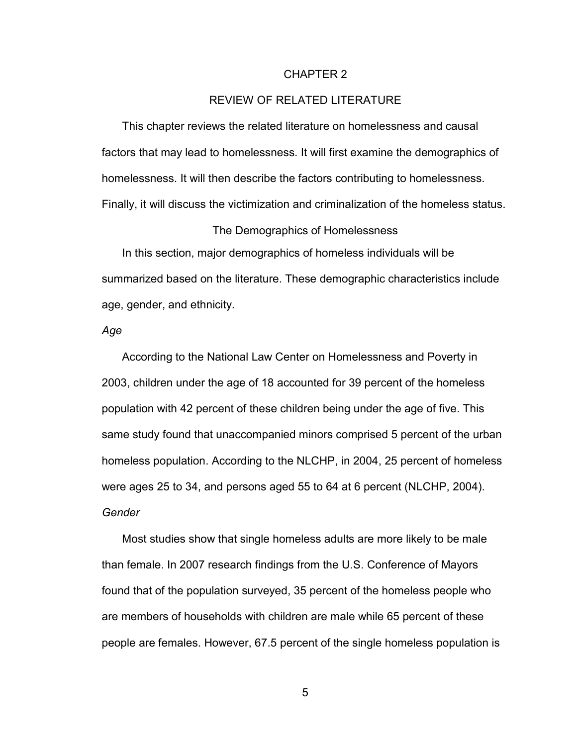# CHAPTER 2

# REVIEW OF RELATED LITERATURE

This chapter reviews the related literature on homelessness and causal factors that may lead to homelessness. It will first examine the demographics of homelessness. It will then describe the factors contributing to homelessness. Finally, it will discuss the victimization and criminalization of the homeless status.

## The Demographics of Homelessness

In this section, major demographics of homeless individuals will be summarized based on the literature. These demographic characteristics include age, gender, and ethnicity.

### *Age*

According to the National Law Center on Homelessness and Poverty in 2003, children under the age of 18 accounted for 39 percent of the homeless population with 42 percent of these children being under the age of five. This same study found that unaccompanied minors comprised 5 percent of the urban homeless population. According to the NLCHP, in 2004, 25 percent of homeless were ages 25 to 34, and persons aged 55 to 64 at 6 percent (NLCHP, 2004).

### *Gender*

Most studies show that single homeless adults are more likely to be male than female. In 2007 research findings from the U.S. Conference of Mayors found that of the population surveyed, 35 percent of the homeless people who are members of households with children are male while 65 percent of these people are females. However, 67.5 percent of the single homeless population is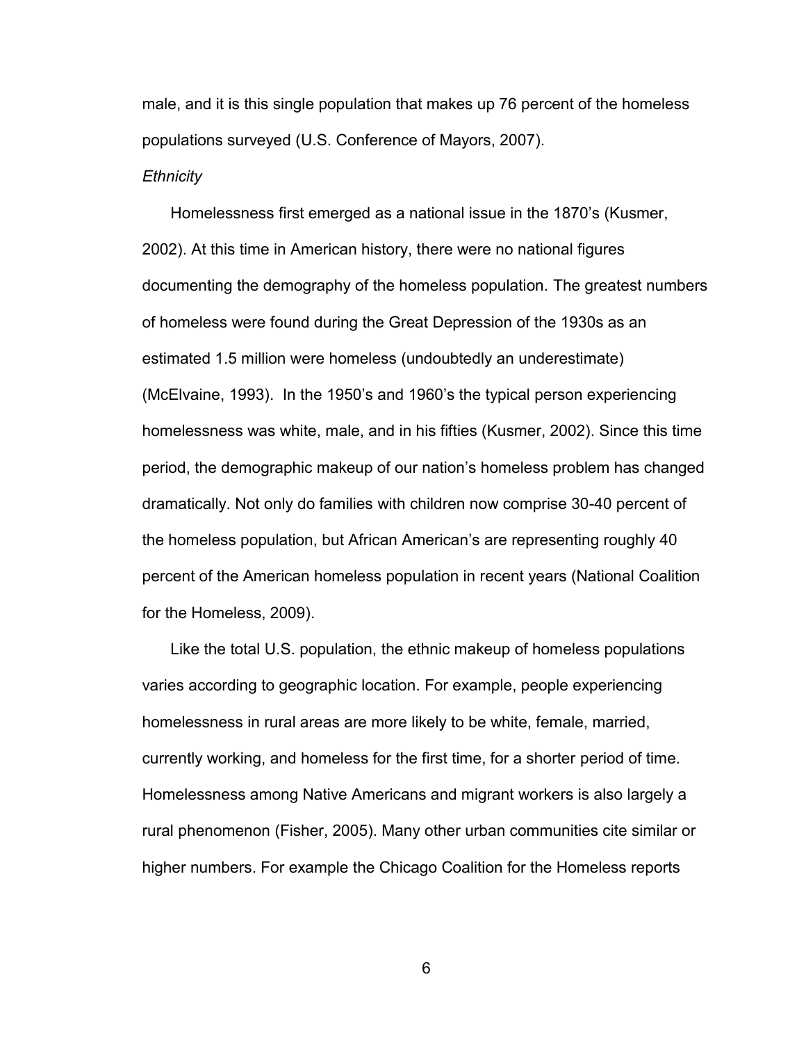male, and it is this single population that makes up 76 percent of the homeless populations surveyed (U.S. Conference of Mayors, 2007).

*Ethnicity*

Homelessness first emerged as a national issue in the 1870's (Kusmer, 2002). At this time in American history, there were no national figures documenting the demography of the homeless population. The greatest numbers of homeless were found during the Great Depression of the 1930s as an estimated 1.5 million were homeless (undoubtedly an underestimate) (McElvaine, 1993). In the 1950's and 1960's the typical person experiencing homelessness was white, male, and in his fifties (Kusmer, 2002). Since this time period, the demographic makeup of our nation's homeless problem has changed dramatically. Not only do families with children now comprise 30-40 percent of the homeless population, but African American's are representing roughly 40 percent of the American homeless population in recent years (National Coalition for the Homeless, 2009).

Like the total U.S. population, the ethnic makeup of homeless populations varies according to geographic location. For example, people experiencing homelessness in rural areas are more likely to be white, female, married, currently working, and homeless for the first time, for a shorter period of time. Homelessness among Native Americans and migrant workers is also largely a rural phenomenon (Fisher, 2005). Many other urban communities cite similar or higher numbers. For example the Chicago Coalition for the Homeless reports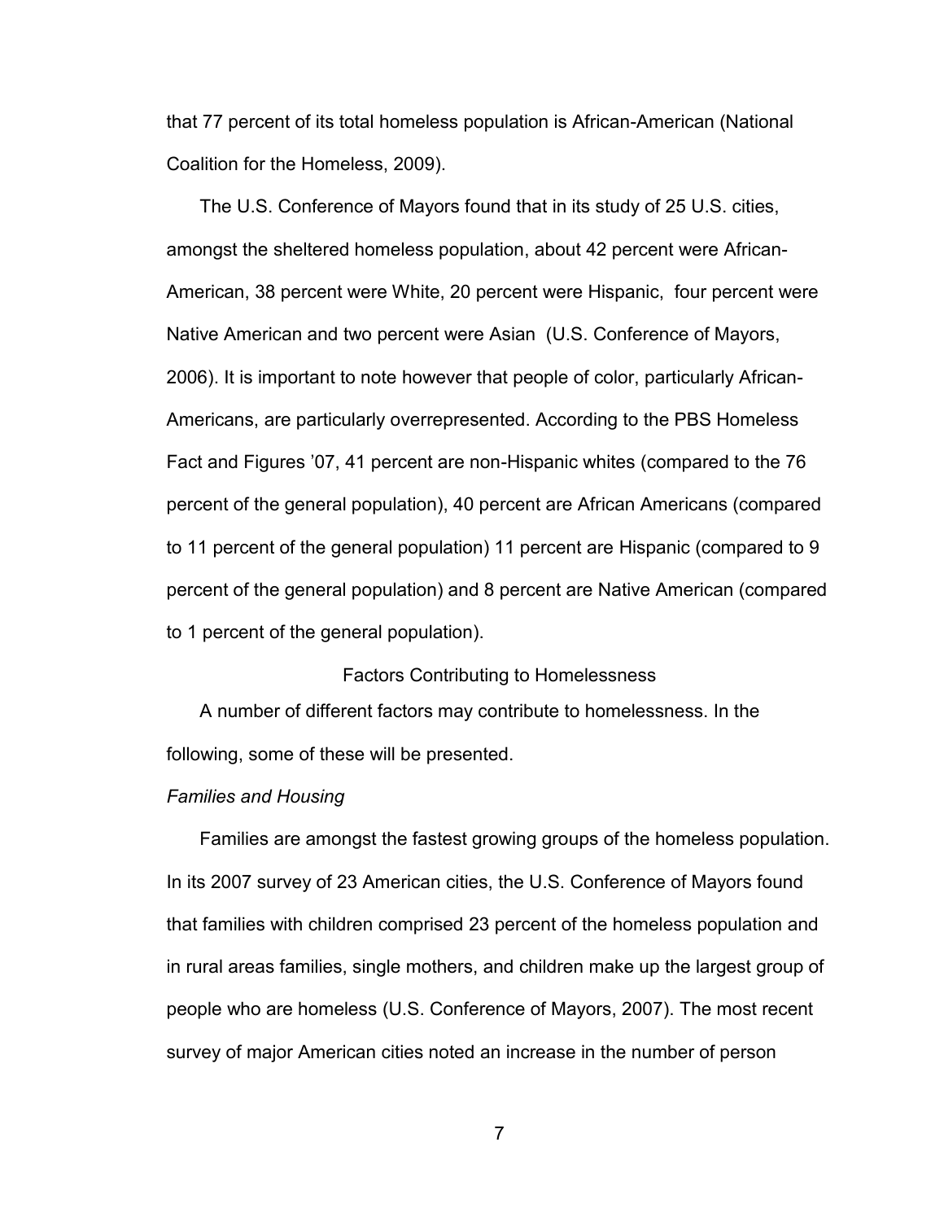that 77 percent of its total homeless population is African-American (National Coalition for the Homeless, 2009).

The U.S. Conference of Mayors found that in its study of 25 U.S. cities, amongst the sheltered homeless population, about 42 percent were African-American, 38 percent were White, 20 percent were Hispanic, four percent were Native American and two percent were Asian (U.S. Conference of Mayors, 2006). It is important to note however that people of color, particularly African-Americans, are particularly overrepresented. According to the PBS Homeless Fact and Figures '07, 41 percent are non-Hispanic whites (compared to the 76 percent of the general population), 40 percent are African Americans (compared to 11 percent of the general population) 11 percent are Hispanic (compared to 9 percent of the general population) and 8 percent are Native American (compared to 1 percent of the general population).

## Factors Contributing to Homelessness

A number of different factors may contribute to homelessness. In the following, some of these will be presented.

### *Families and Housing*

Families are amongst the fastest growing groups of the homeless population. In its 2007 survey of 23 American cities, the U.S. Conference of Mayors found that families with children comprised 23 percent of the homeless population and in rural areas families, single mothers, and children make up the largest group of people who are homeless (U.S. Conference of Mayors, 2007). The most recent survey of major American cities noted an increase in the number of person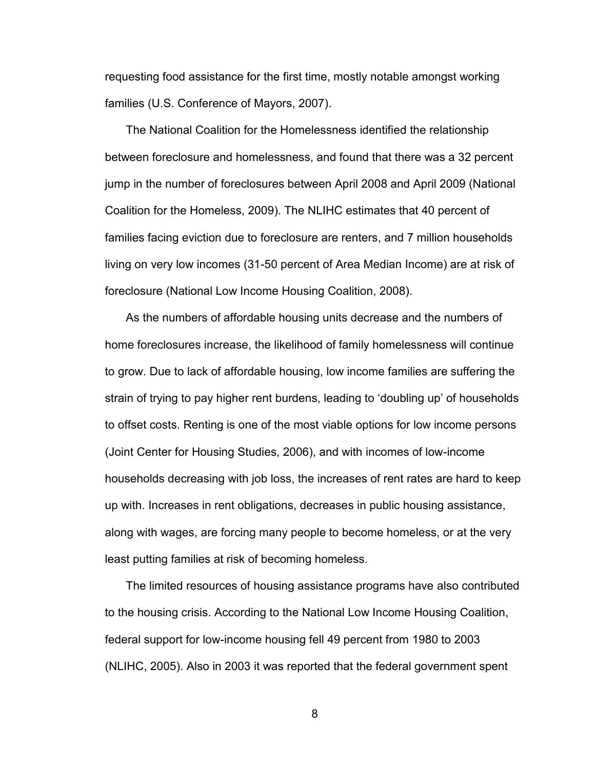requesting food assistance for the first time, mostly notable amongst working families (U.S. Conference of Mayors, 2007).

The National Coalition for the Homelessness identified the relationship between foreclosure and homelessness, and found that there was a 32 percent jump in the number of foreclosures between April 2008 and April 2009 (National Coalition for the Homeless, 2009). The NLIHC estimates that 40 percent of families facing eviction due to foreclosure are renters, and 7 million households living on very low incomes (31-50 percent of Area Median Income) are at risk of foreclosure (National Low Income Housing Coalition, 2008).

As the numbers of affordable housing units decrease and the numbers of home foreclosures increase, the likelihood of family homelessness will continue to grow. Due to lack of affordable housing, low income families are suffering the strain of trying to pay higher rent burdens, leading to 'doubling up' of households to offset costs. Renting is one of the most viable options for low income persons (Joint Center for Housing Studies, 2006), and with incomes of low-income households decreasing with job loss, the increases of rent rates are hard to keep up with. Increases in rent obligations, decreases in public housing assistance, along with wages, are forcing many people to become homeless, or at the very least putting families at risk of becoming homeless.

The limited resources of housing assistance programs have also contributed to the housing crisis. According to the National Low Income Housing Coalition, federal support for low-income housing fell 49 percent from 1980 to 2003 (NLIHC, 2005). Also in 2003 it was reported that the federal government spent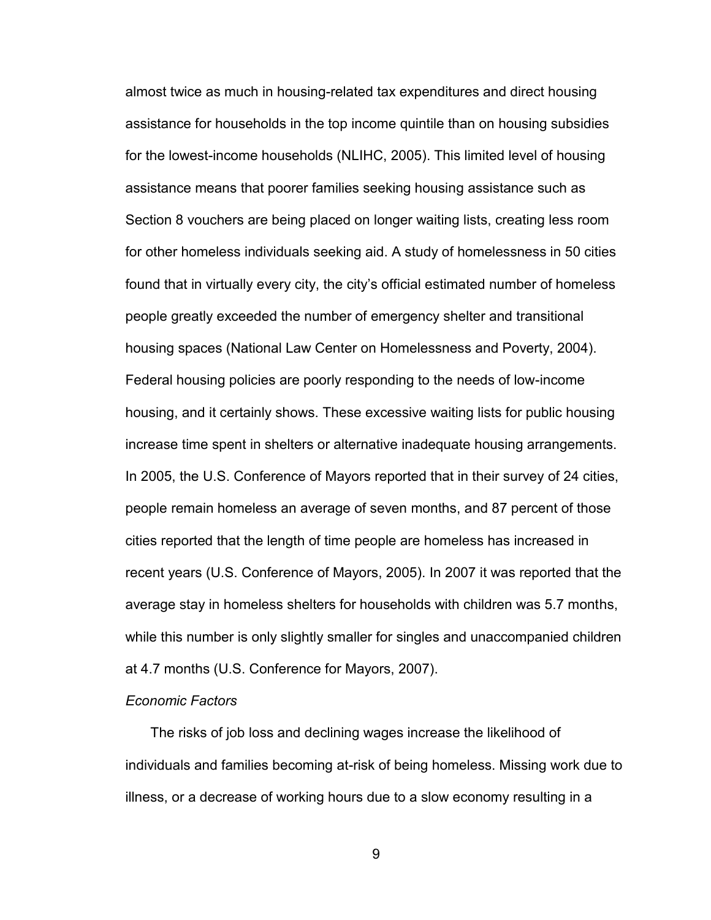almost twice as much in housing-related tax expenditures and direct housing assistance for households in the top income quintile than on housing subsidies for the lowest-income households (NLIHC, 2005). This limited level of housing assistance means that poorer families seeking housing assistance such as Section 8 vouchers are being placed on longer waiting lists, creating less room for other homeless individuals seeking aid. A study of homelessness in 50 cities found that in virtually every city, the city's official estimated number of homeless people greatly exceeded the number of emergency shelter and transitional housing spaces (National Law Center on Homelessness and Poverty, 2004). Federal housing policies are poorly responding to the needs of low-income housing, and it certainly shows. These excessive waiting lists for public housing increase time spent in shelters or alternative inadequate housing arrangements. In 2005, the U.S. Conference of Mayors reported that in their survey of 24 cities, people remain homeless an average of seven months, and 87 percent of those cities reported that the length of time people are homeless has increased in recent years (U.S. Conference of Mayors, 2005). In 2007 it was reported that the average stay in homeless shelters for households with children was 5.7 months, while this number is only slightly smaller for singles and unaccompanied children at 4.7 months (U.S. Conference for Mayors, 2007).

### *Economic Factors*

The risks of job loss and declining wages increase the likelihood of individuals and families becoming at-risk of being homeless. Missing work due to illness, or a decrease of working hours due to a slow economy resulting in a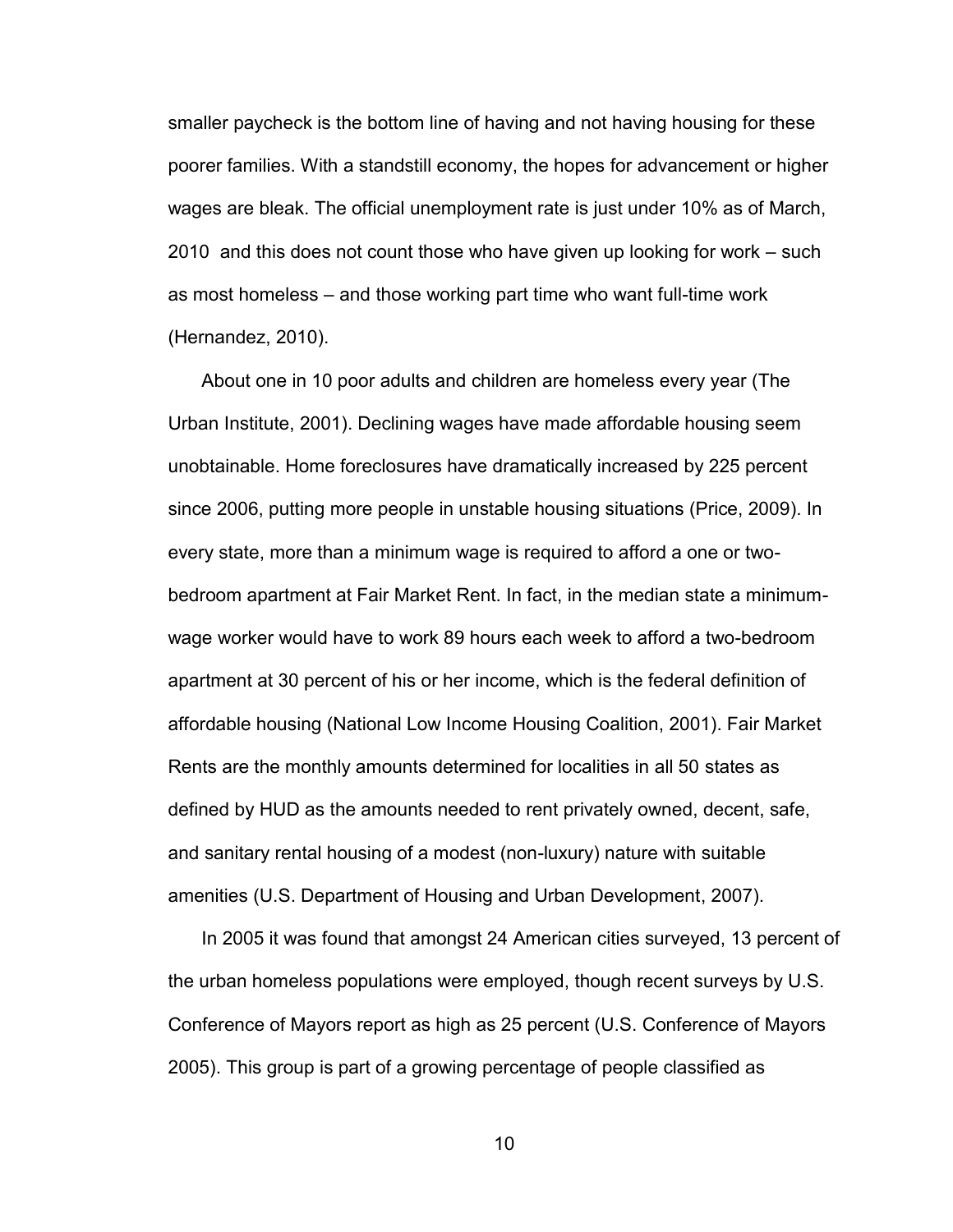smaller paycheck is the bottom line of having and not having housing for these poorer families. With a standstill economy, the hopes for advancement or higher wages are bleak. The official unemployment rate is just under 10% as of March, 2010  and this does not count those who have given up looking for work – such as most homeless – and those working part time who want full-time work (Hernandez, 2010).

About one in 10 poor adults and children are homeless every year (The Urban Institute, 2001). Declining wages have made affordable housing seem unobtainable. Home foreclosures have dramatically increased by 225 percent since 2006, putting more people in unstable housing situations (Price, 2009). In every state, more than a minimum wage is required to afford a one or two-bedroom apartment at Fair Market Rent. In fact, in the median state a minimum-wage worker would have to work 89 hours each week to afford a two-bedroom apartment at 30 percent of his or her income, which is the federal definition of affordable housing (National Low Income Housing Coalition, 2001). Fair Market Rents are the monthly amounts determined for localities in all 50 states as defined by HUD as the amounts needed to rent privately owned, decent, safe, and sanitary rental housing of a modest (non-luxury) nature with suitable amenities (U.S. Department of Housing and Urban Development, 2007).

In 2005 it was found that amongst 24 American cities surveyed, 13 percent of the urban homeless populations were employed, though recent surveys by U.S. Conference of Mayors report as high as 25 percent (U.S. Conference of Mayors 2005). This group is part of a growing percentage of people classified as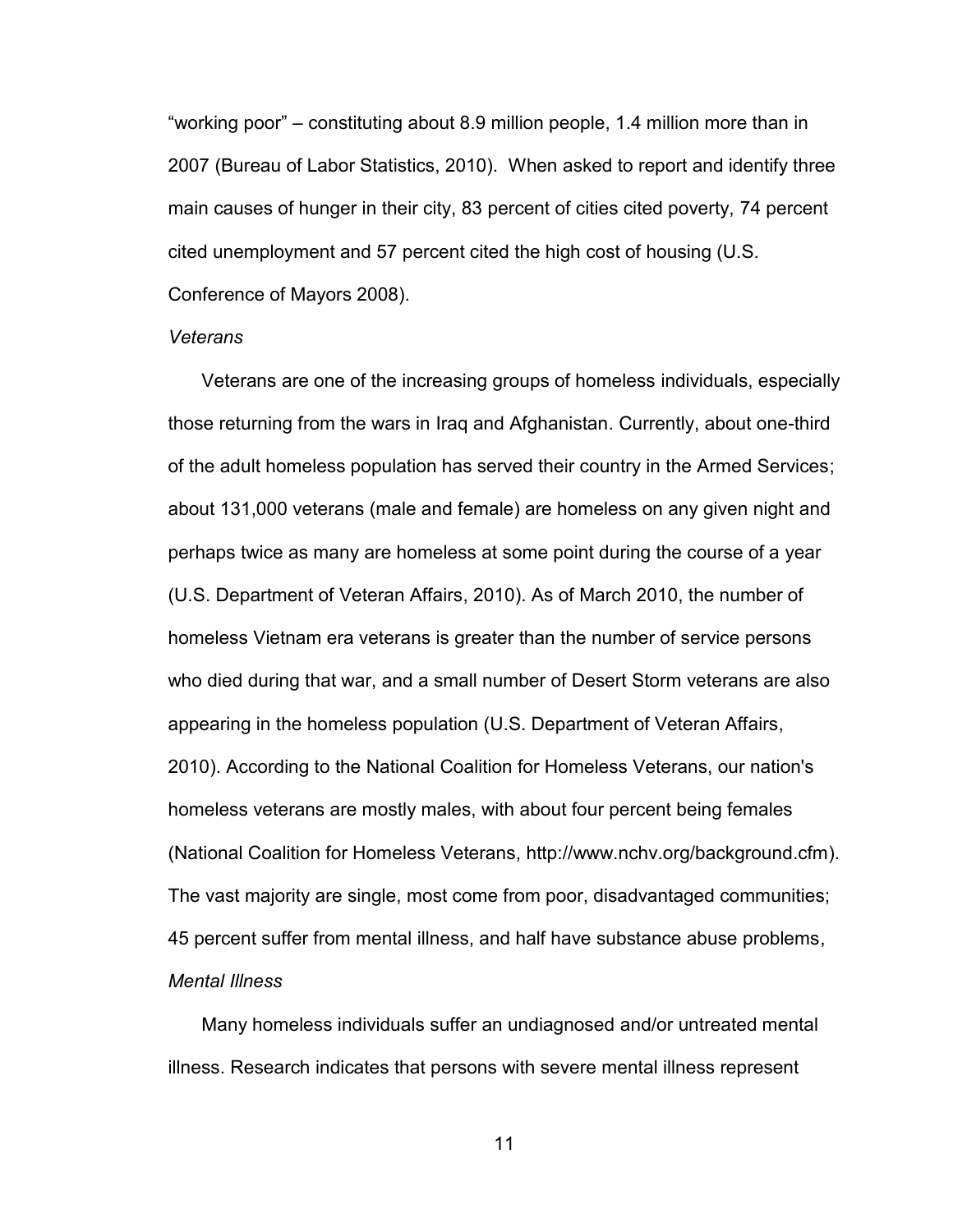"working poor" – constituting about 8.9 million people, 1.4 million more than in 2007 (Bureau of Labor Statistics, 2010). When asked to report and identify three main causes of hunger in their city, 83 percent of cities cited poverty, 74 percent cited unemployment and 57 percent cited the high cost of housing (U.S. Conference of Mayors 2008).

*Veterans*

Veterans are one of the increasing groups of homeless individuals, especially those returning from the wars in Iraq and Afghanistan. Currently, about one-third of the adult homeless population has served their country in the Armed Services; about 131,000 veterans (male and female) are homeless on any given night and perhaps twice as many are homeless at some point during the course of a year (U.S. Department of Veteran Affairs, 2010). As of March 2010, the number of homeless Vietnam era veterans is greater than the number of service persons who died during that war, and a small number of Desert Storm veterans are also appearing in the homeless population (U.S. Department of Veteran Affairs, 2010). According to the National Coalition for Homeless Veterans, our nation's homeless veterans are mostly males, with about four percent being females (National Coalition for Homeless Veterans, http://www.nchv.org/background.cfm). The vast majority are single, most come from poor, disadvantaged communities; 45 percent suffer from mental illness, and half have substance abuse problems,

*Mental Illness*

Many homeless individuals suffer an undiagnosed and/or untreated mental illness. Research indicates that persons with severe mental illness represent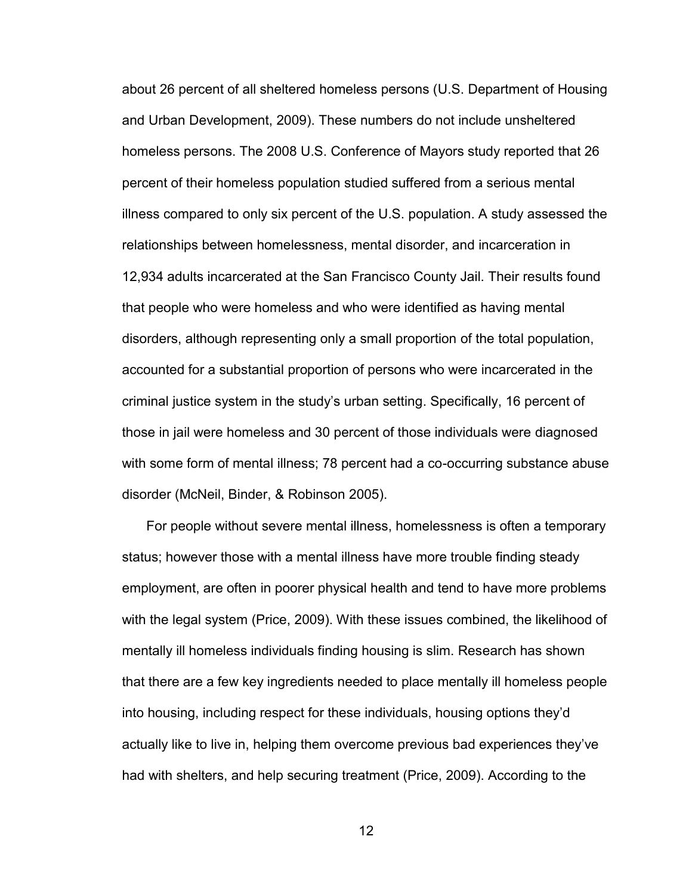about 26 percent of all sheltered homeless persons (U.S. Department of Housing and Urban Development, 2009). These numbers do not include unsheltered homeless persons. The 2008 U.S. Conference of Mayors study reported that 26 percent of their homeless population studied suffered from a serious mental illness compared to only six percent of the U.S. population. A study assessed the relationships between homelessness, mental disorder, and incarceration in 12,934 adults incarcerated at the San Francisco County Jail. Their results found that people who were homeless and who were identified as having mental disorders, although representing only a small proportion of the total population, accounted for a substantial proportion of persons who were incarcerated in the criminal justice system in the study's urban setting. Specifically, 16 percent of those in jail were homeless and 30 percent of those individuals were diagnosed with some form of mental illness; 78 percent had a co-occurring substance abuse disorder (McNeil, Binder, & Robinson 2005).

For people without severe mental illness, homelessness is often a temporary status; however those with a mental illness have more trouble finding steady employment, are often in poorer physical health and tend to have more problems with the legal system (Price, 2009). With these issues combined, the likelihood of mentally ill homeless individuals finding housing is slim. Research has shown that there are a few key ingredients needed to place mentally ill homeless people into housing, including respect for these individuals, housing options they'd actually like to live in, helping them overcome previous bad experiences they've had with shelters, and help securing treatment (Price, 2009). According to the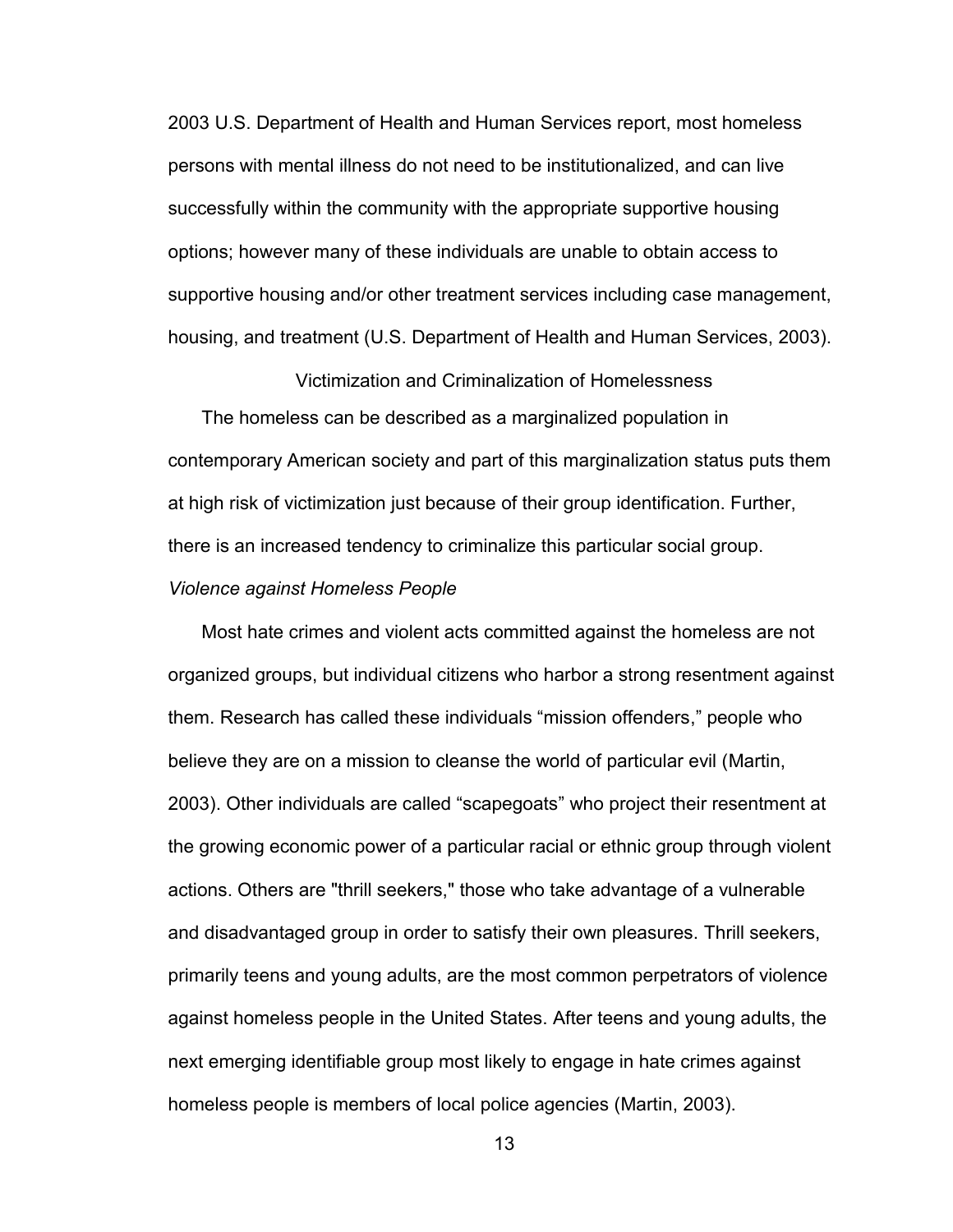2003 U.S. Department of Health and Human Services report, most homeless persons with mental illness do not need to be institutionalized, and can live successfully within the community with the appropriate supportive housing options; however many of these individuals are unable to obtain access to supportive housing and/or other treatment services including case management, housing, and treatment (U.S. Department of Health and Human Services, 2003).

## Victimization and Criminalization of Homelessness

The homeless can be described as a marginalized population in contemporary American society and part of this marginalization status puts them at high risk of victimization just because of their group identification. Further, there is an increased tendency to criminalize this particular social group.

### *Violence against Homeless People*

Most hate crimes and violent acts committed against the homeless are not organized groups, but individual citizens who harbor a strong resentment against them. Research has called these individuals "mission offenders," people who believe they are on a mission to cleanse the world of particular evil (Martin, 2003). Other individuals are called "scapegoats" who project their resentment at the growing economic power of a particular racial or ethnic group through violent actions. Others are "thrill seekers," those who take advantage of a vulnerable and disadvantaged group in order to satisfy their own pleasures. Thrill seekers, primarily teens and young adults, are the most common perpetrators of violence against homeless people in the United States. After teens and young adults, the next emerging identifiable group most likely to engage in hate crimes against homeless people is members of local police agencies (Martin, 2003).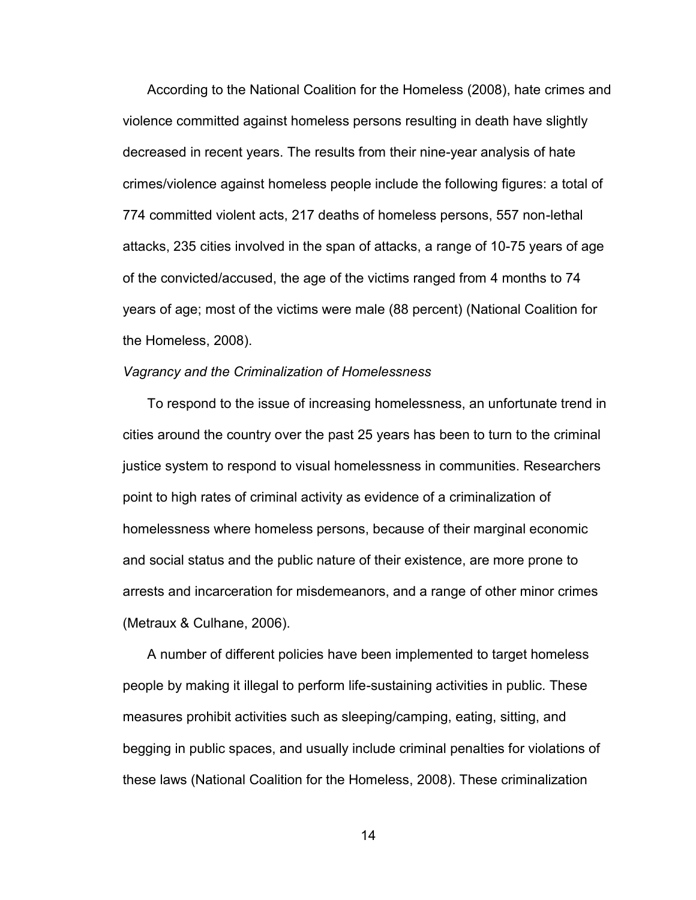According to the National Coalition for the Homeless (2008), hate crimes and violence committed against homeless persons resulting in death have slightly decreased in recent years. The results from their nine-year analysis of hate crimes/violence against homeless people include the following figures: a total of 774 committed violent acts, 217 deaths of homeless persons, 557 non-lethal attacks, 235 cities involved in the span of attacks, a range of 10-75 years of age of the convicted/accused, the age of the victims ranged from 4 months to 74 years of age; most of the victims were male (88 percent) (National Coalition for the Homeless, 2008).

*Vagrancy and the Criminalization of Homelessness*

To respond to the issue of increasing homelessness, an unfortunate trend in cities around the country over the past 25 years has been to turn to the criminal justice system to respond to visual homelessness in communities. Researchers point to high rates of criminal activity as evidence of a criminalization of homelessness where homeless persons, because of their marginal economic and social status and the public nature of their existence, are more prone to arrests and incarceration for misdemeanors, and a range of other minor crimes (Metraux & Culhane, 2006).

A number of different policies have been implemented to target homeless people by making it illegal to perform life-sustaining activities in public. These measures prohibit activities such as sleeping/camping, eating, sitting, and begging in public spaces, and usually include criminal penalties for violations of these laws (National Coalition for the Homeless, 2008). These criminalization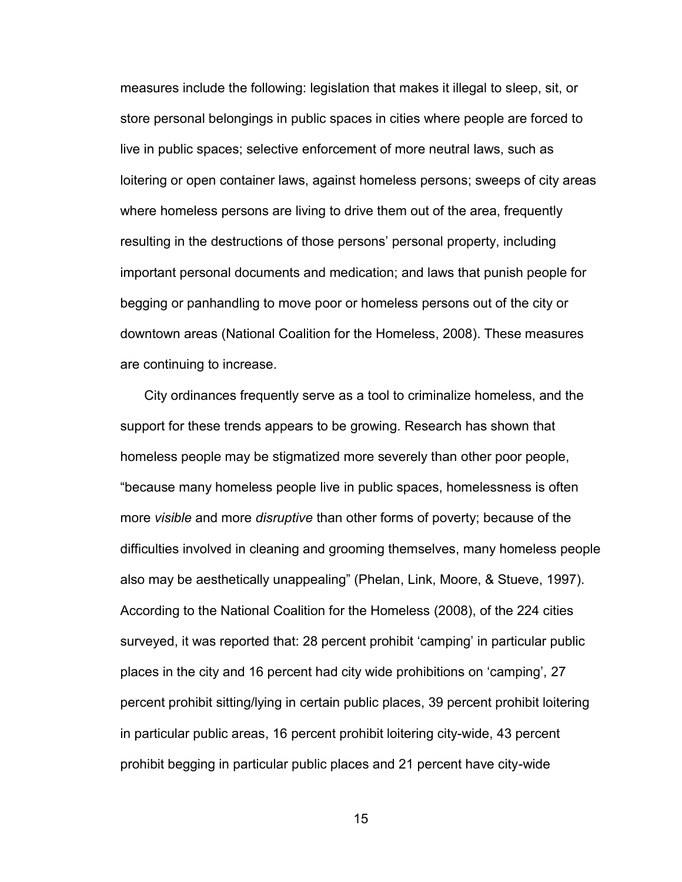measures include the following: legislation that makes it illegal to sleep, sit, or store personal belongings in public spaces in cities where people are forced to live in public spaces; selective enforcement of more neutral laws, such as loitering or open container laws, against homeless persons; sweeps of city areas where homeless persons are living to drive them out of the area, frequently resulting in the destructions of those persons' personal property, including important personal documents and medication; and laws that punish people for begging or panhandling to move poor or homeless persons out of the city or downtown areas (National Coalition for the Homeless, 2008). These measures are continuing to increase.

City ordinances frequently serve as a tool to criminalize homeless, and the support for these trends appears to be growing. Research has shown that homeless people may be stigmatized more severely than other poor people, "because many homeless people live in public spaces, homelessness is often more *visible* and more *disruptive* than other forms of poverty; because of the difficulties involved in cleaning and grooming themselves, many homeless people also may be aesthetically unappealing" (Phelan, Link, Moore, & Stueve, 1997). According to the National Coalition for the Homeless (2008), of the 224 cities surveyed, it was reported that: 28 percent prohibit 'camping' in particular public places in the city and 16 percent had city wide prohibitions on 'camping', 27 percent prohibit sitting/lying in certain public places, 39 percent prohibit loitering in particular public areas, 16 percent prohibit loitering city-wide, 43 percent prohibit begging in particular public places and 21 percent have city-wide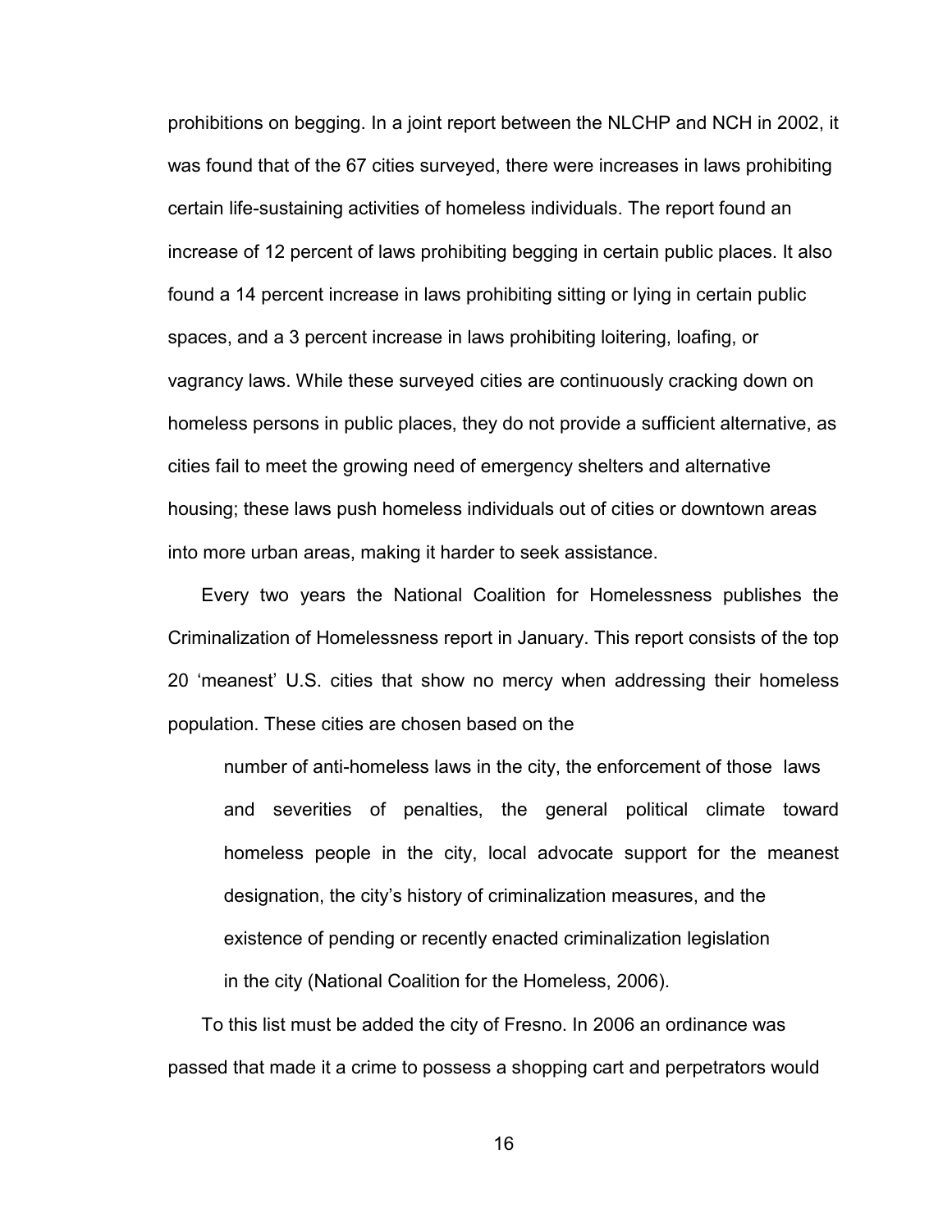prohibitions on begging. In a joint report between the NLCHP and NCH in 2002, it was found that of the 67 cities surveyed, there were increases in laws prohibiting certain life-sustaining activities of homeless individuals. The report found an increase of 12 percent of laws prohibiting begging in certain public places. It also found a 14 percent increase in laws prohibiting sitting or lying in certain public spaces, and a 3 percent increase in laws prohibiting loitering, loafing, or vagrancy laws. While these surveyed cities are continuously cracking down on homeless persons in public places, they do not provide a sufficient alternative, as cities fail to meet the growing need of emergency shelters and alternative housing; these laws push homeless individuals out of cities or downtown areas into more urban areas, making it harder to seek assistance.

Every two years the National Coalition for Homelessness publishes the Criminalization of Homelessness report in January. This report consists of the top 20 'meanest' U.S. cities that show no mercy when addressing their homeless population. These cities are chosen based on the

> number of anti-homeless laws in the city, the enforcement of those laws and severities of penalties, the general political climate toward homeless people in the city, local advocate support for the meanest designation, the city's history of criminalization measures, and the existence of pending or recently enacted criminalization legislation in the city (National Coalition for the Homeless, 2006).

To this list must be added the city of Fresno. In 2006 an ordinance was passed that made it a crime to possess a shopping cart and perpetrators would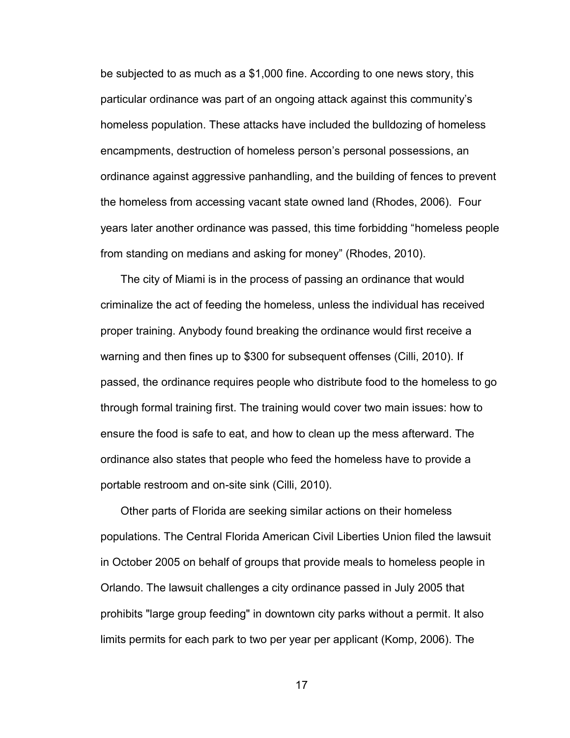be subjected to as much as a $1,000 fine. According to one news story, this particular ordinance was part of an ongoing attack against this community's homeless population. These attacks have included the bulldozing of homeless encampments, destruction of homeless person's personal possessions, an ordinance against aggressive panhandling, and the building of fences to prevent the homeless from accessing vacant state owned land (Rhodes, 2006). Four years later another ordinance was passed, this time forbidding "homeless people from standing on medians and asking for money" (Rhodes, 2010).

The city of Miami is in the process of passing an ordinance that would criminalize the act of feeding the homeless, unless the individual has received proper training. Anybody found breaking the ordinance would first receive a warning and then fines up to $300 for subsequent offenses (Cilli, 2010). If passed, the ordinance requires people who distribute food to the homeless to go through formal training first. The training would cover two main issues: how to ensure the food is safe to eat, and how to clean up the mess afterward. The ordinance also states that people who feed the homeless have to provide a portable restroom and on-site sink (Cilli, 2010).

Other parts of Florida are seeking similar actions on their homeless populations. The Central Florida American Civil Liberties Union filed the lawsuit in October 2005 on behalf of groups that provide meals to homeless people in Orlando. The lawsuit challenges a city ordinance passed in July 2005 that prohibits "large group feeding" in downtown city parks without a permit. It also limits permits for each park to two per year per applicant (Komp, 2006). The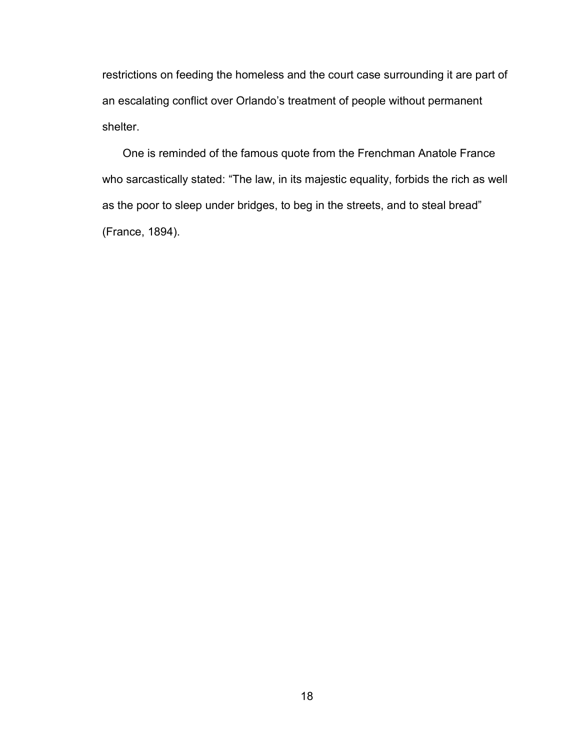restrictions on feeding the homeless and the court case surrounding it are part of an escalating conflict over Orlando's treatment of people without permanent shelter.

One is reminded of the famous quote from the Frenchman Anatole France who sarcastically stated: "The law, in its majestic equality, forbids the rich as well as the poor to sleep under bridges, to beg in the streets, and to steal bread" (France, 1894).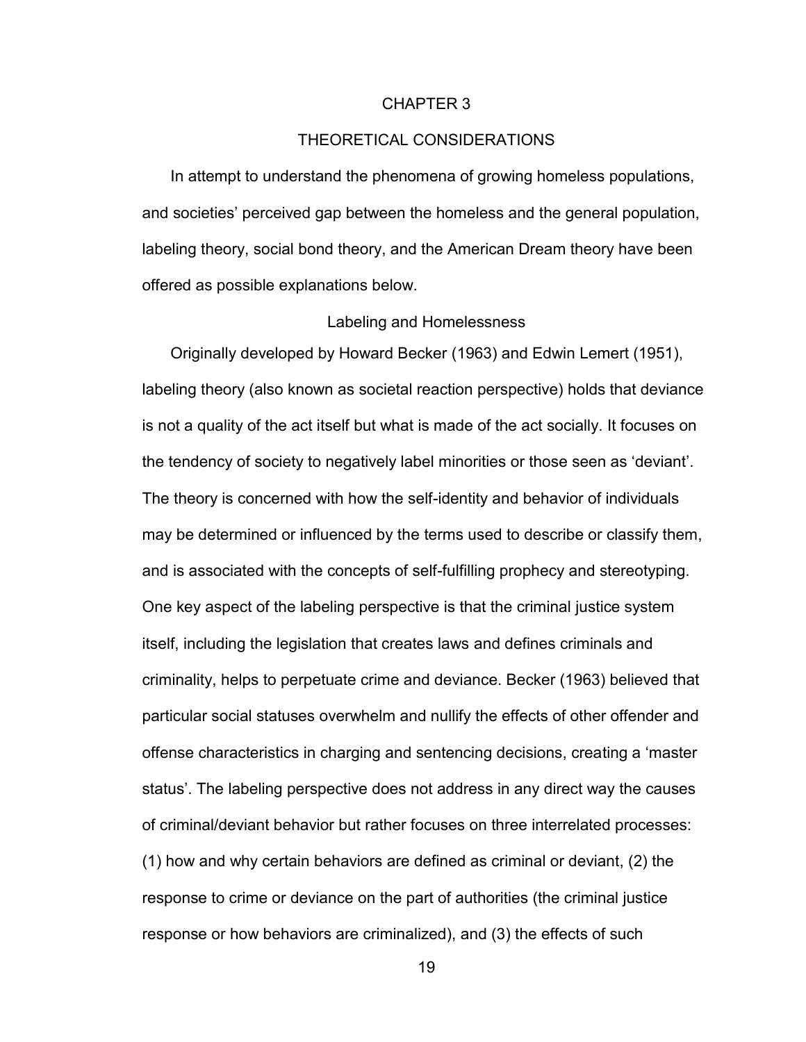# CHAPTER 3

# THEORETICAL CONSIDERATIONS

In attempt to understand the phenomena of growing homeless populations, and societies' perceived gap between the homeless and the general population, labeling theory, social bond theory, and the American Dream theory have been offered as possible explanations below.

## Labeling and Homelessness

Originally developed by Howard Becker (1963) and Edwin Lemert (1951), labeling theory (also known as societal reaction perspective) holds that deviance is not a quality of the act itself but what is made of the act socially. It focuses on the tendency of society to negatively label minorities or those seen as 'deviant'. The theory is concerned with how the self-identity and behavior of individuals may be determined or influenced by the terms used to describe or classify them, and is associated with the concepts of self-fulfilling prophecy and stereotyping. One key aspect of the labeling perspective is that the criminal justice system itself, including the legislation that creates laws and defines criminals and criminality, helps to perpetuate crime and deviance. Becker (1963) believed that particular social statuses overwhelm and nullify the effects of other offender and offense characteristics in charging and sentencing decisions, creating a 'master status'. The labeling perspective does not address in any direct way the causes of criminal/deviant behavior but rather focuses on three interrelated processes: (1) how and why certain behaviors are defined as criminal or deviant, (2) the response to crime or deviance on the part of authorities (the criminal justice response or how behaviors are criminalized), and (3) the effects of such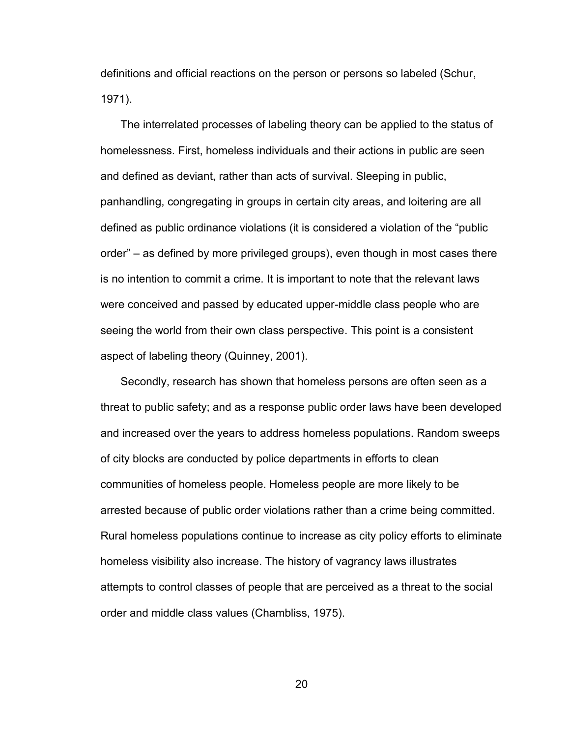definitions and official reactions on the person or persons so labeled (Schur, 1971).

The interrelated processes of labeling theory can be applied to the status of homelessness. First, homeless individuals and their actions in public are seen and defined as deviant, rather than acts of survival. Sleeping in public, panhandling, congregating in groups in certain city areas, and loitering are all defined as public ordinance violations (it is considered a violation of the "public order" – as defined by more privileged groups), even though in most cases there is no intention to commit a crime. It is important to note that the relevant laws were conceived and passed by educated upper-middle class people who are seeing the world from their own class perspective. This point is a consistent aspect of labeling theory (Quinney, 2001).

Secondly, research has shown that homeless persons are often seen as a threat to public safety; and as a response public order laws have been developed and increased over the years to address homeless populations. Random sweeps of city blocks are conducted by police departments in efforts to clean communities of homeless people. Homeless people are more likely to be arrested because of public order violations rather than a crime being committed. Rural homeless populations continue to increase as city policy efforts to eliminate homeless visibility also increase. The history of vagrancy laws illustrates attempts to control classes of people that are perceived as a threat to the social order and middle class values (Chambliss, 1975).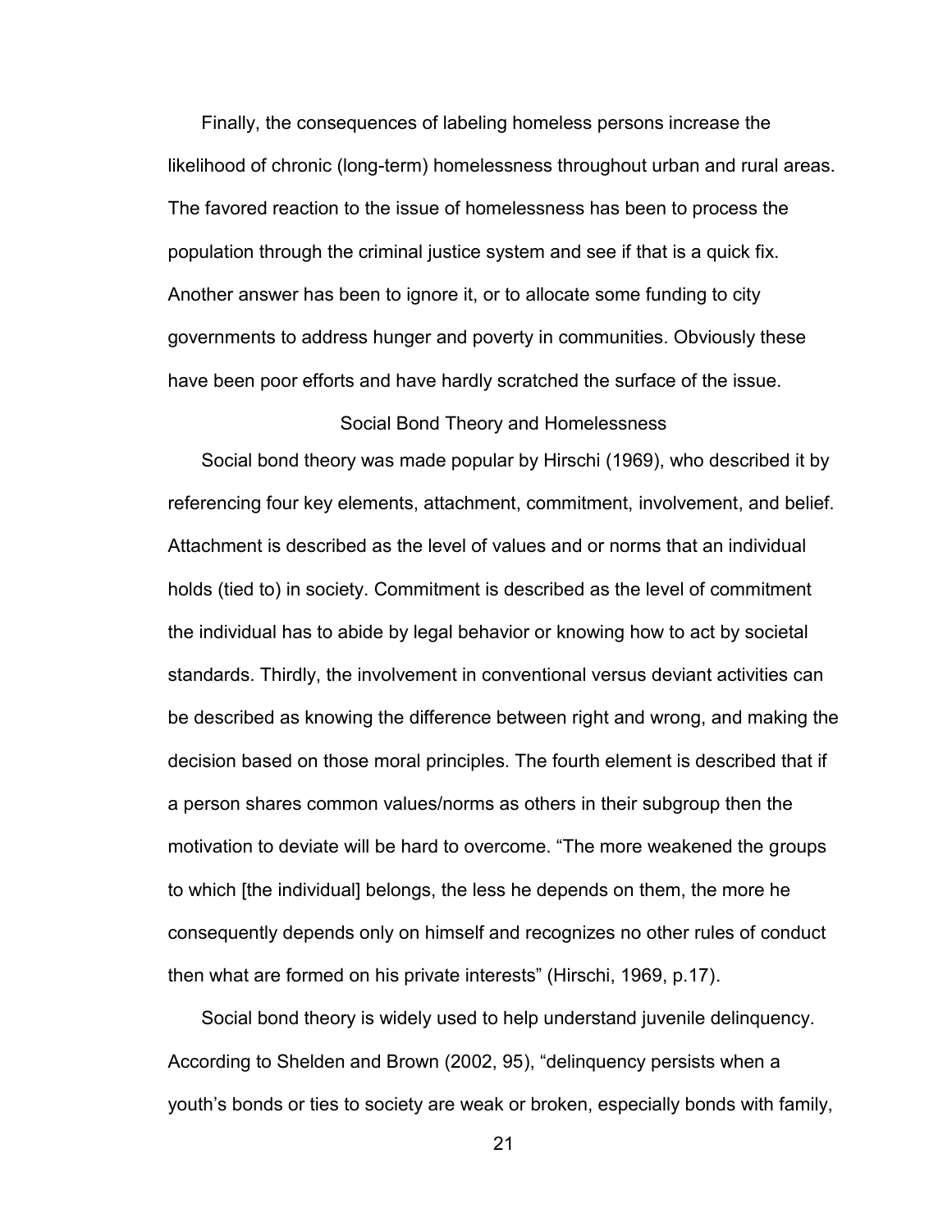Finally, the consequences of labeling homeless persons increase the likelihood of chronic (long-term) homelessness throughout urban and rural areas. The favored reaction to the issue of homelessness has been to process the population through the criminal justice system and see if that is a quick fix. Another answer has been to ignore it, or to allocate some funding to city governments to address hunger and poverty in communities. Obviously these have been poor efforts and have hardly scratched the surface of the issue.

## Social Bond Theory and Homelessness

Social bond theory was made popular by Hirschi (1969), who described it by referencing four key elements, attachment, commitment, involvement, and belief. Attachment is described as the level of values and or norms that an individual holds (tied to) in society. Commitment is described as the level of commitment the individual has to abide by legal behavior or knowing how to act by societal standards. Thirdly, the involvement in conventional versus deviant activities can be described as knowing the difference between right and wrong, and making the decision based on those moral principles. The fourth element is described that if a person shares common values/norms as others in their subgroup then the motivation to deviate will be hard to overcome. “The more weakened the groups to which [the individual] belongs, the less he depends on them, the more he consequently depends only on himself and recognizes no other rules of conduct then what are formed on his private interests” (Hirschi, 1969, p.17).

Social bond theory is widely used to help understand juvenile delinquency. According to Shelden and Brown (2002, 95), “delinquency persists when a youth’s bonds or ties to society are weak or broken, especially bonds with family,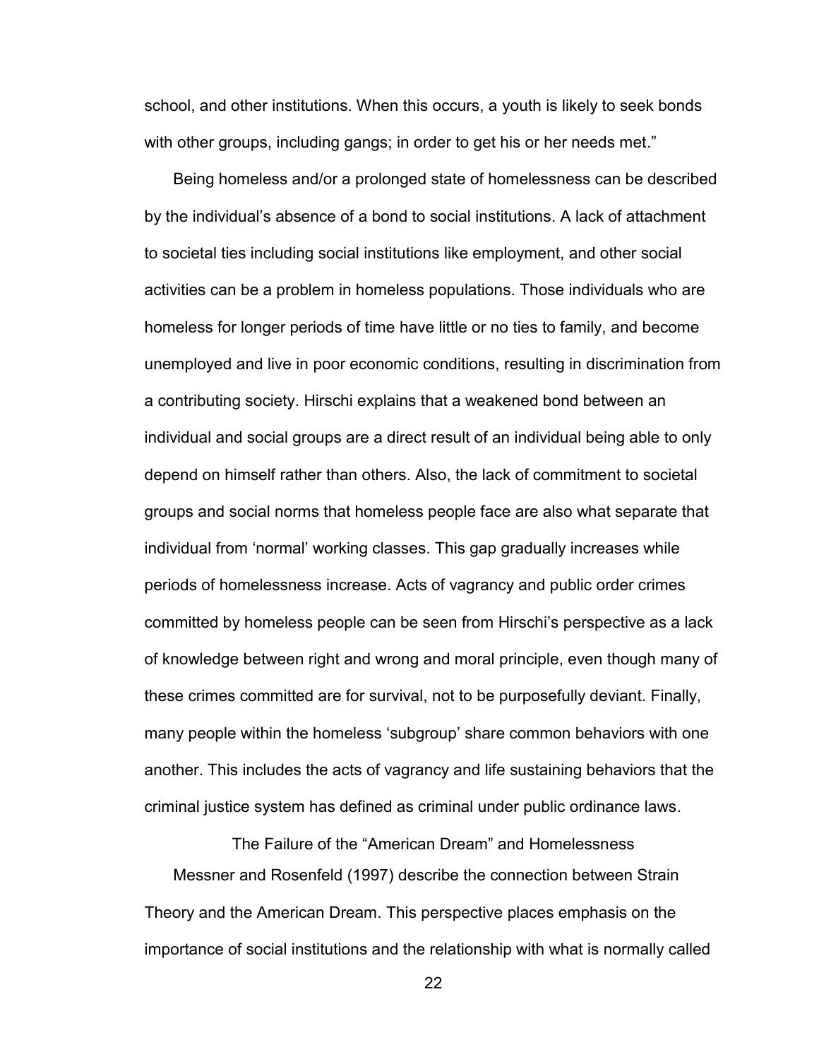school, and other institutions. When this occurs, a youth is likely to seek bonds with other groups, including gangs; in order to get his or her needs met."

Being homeless and/or a prolonged state of homelessness can be described by the individual's absence of a bond to social institutions. A lack of attachment to societal ties including social institutions like employment, and other social activities can be a problem in homeless populations. Those individuals who are homeless for longer periods of time have little or no ties to family, and become unemployed and live in poor economic conditions, resulting in discrimination from a contributing society. Hirschi explains that a weakened bond between an individual and social groups are a direct result of an individual being able to only depend on himself rather than others. Also, the lack of commitment to societal groups and social norms that homeless people face are also what separate that individual from 'normal' working classes. This gap gradually increases while periods of homelessness increase. Acts of vagrancy and public order crimes committed by homeless people can be seen from Hirschi's perspective as a lack of knowledge between right and wrong and moral principle, even though many of these crimes committed are for survival, not to be purposefully deviant. Finally, many people within the homeless 'subgroup' share common behaviors with one another. This includes the acts of vagrancy and life sustaining behaviors that the criminal justice system has defined as criminal under public ordinance laws.

## The Failure of the "American Dream" and Homelessness

Messner and Rosenfeld (1997) describe the connection between Strain Theory and the American Dream. This perspective places emphasis on the importance of social institutions and the relationship with what is normally called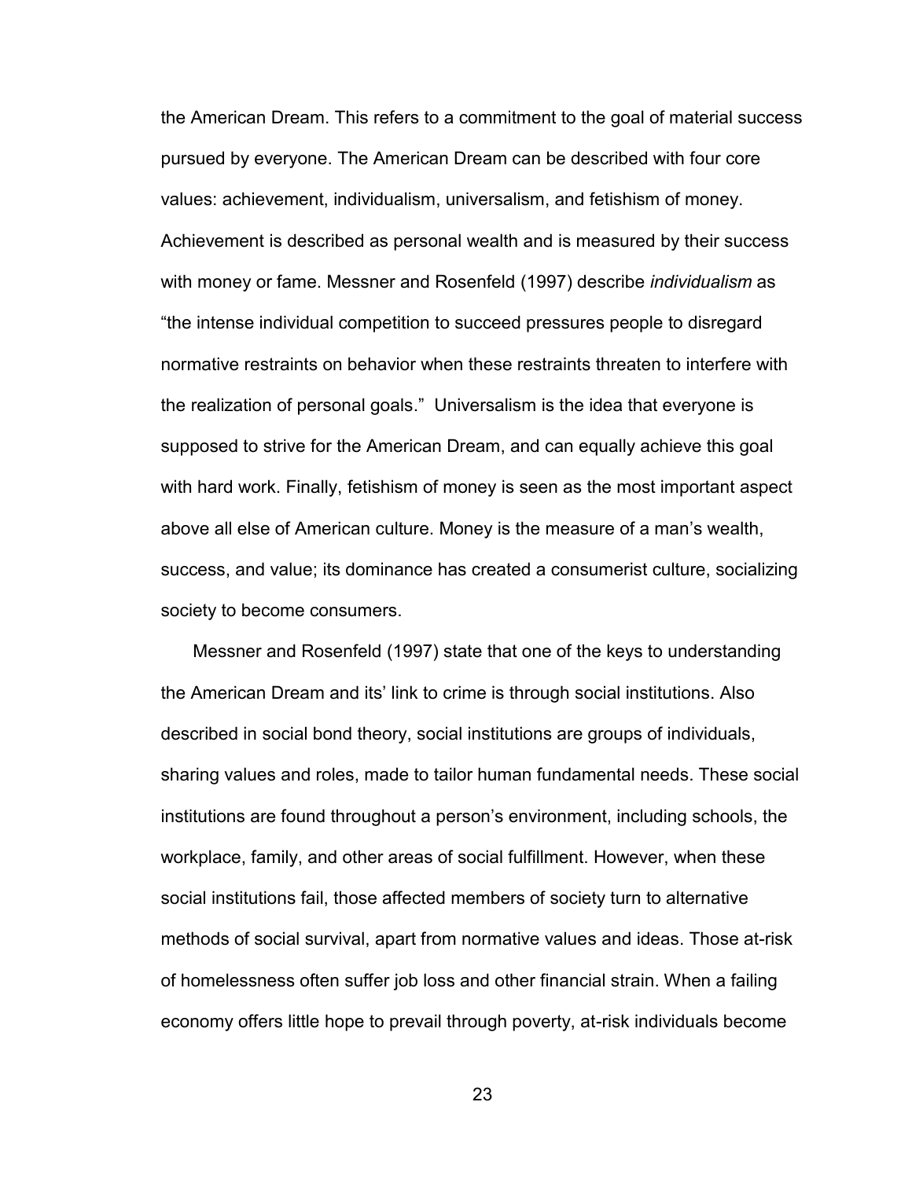the American Dream. This refers to a commitment to the goal of material success pursued by everyone. The American Dream can be described with four core values: achievement, individualism, universalism, and fetishism of money. Achievement is described as personal wealth and is measured by their success with money or fame. Messner and Rosenfeld (1997) describe *individualism* as "the intense individual competition to succeed pressures people to disregard normative restraints on behavior when these restraints threaten to interfere with the realization of personal goals." Universalism is the idea that everyone is supposed to strive for the American Dream, and can equally achieve this goal with hard work. Finally, fetishism of money is seen as the most important aspect above all else of American culture. Money is the measure of a man's wealth, success, and value; its dominance has created a consumerist culture, socializing society to become consumers.

Messner and Rosenfeld (1997) state that one of the keys to understanding the American Dream and its' link to crime is through social institutions. Also described in social bond theory, social institutions are groups of individuals, sharing values and roles, made to tailor human fundamental needs. These social institutions are found throughout a person's environment, including schools, the workplace, family, and other areas of social fulfillment. However, when these social institutions fail, those affected members of society turn to alternative methods of social survival, apart from normative values and ideas. Those at-risk of homelessness often suffer job loss and other financial strain. When a failing economy offers little hope to prevail through poverty, at-risk individuals become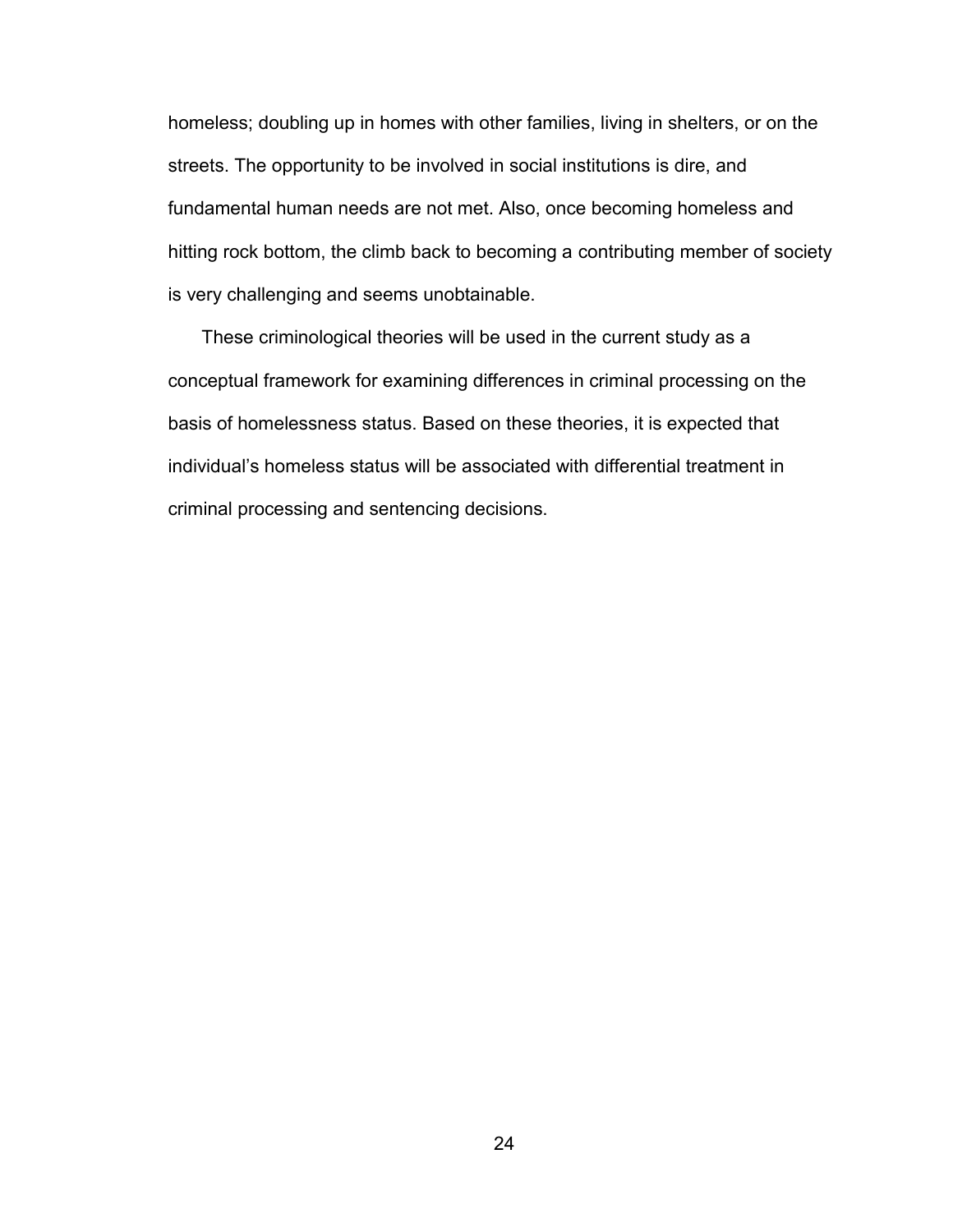homeless; doubling up in homes with other families, living in shelters, or on the streets. The opportunity to be involved in social institutions is dire, and fundamental human needs are not met. Also, once becoming homeless and hitting rock bottom, the climb back to becoming a contributing member of society is very challenging and seems unobtainable.

These criminological theories will be used in the current study as a conceptual framework for examining differences in criminal processing on the basis of homelessness status. Based on these theories, it is expected that individual’s homeless status will be associated with differential treatment in criminal processing and sentencing decisions.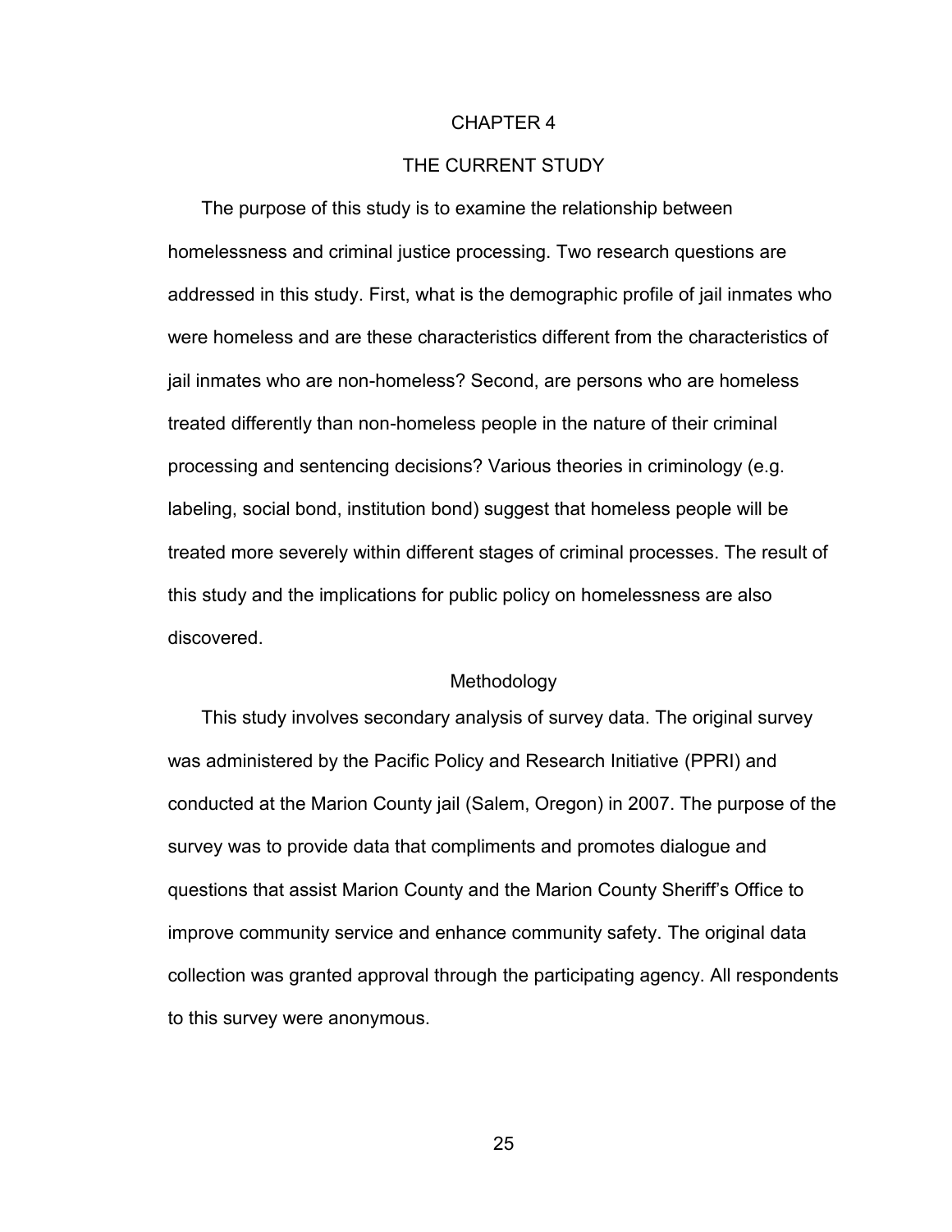# CHAPTER 4

# THE CURRENT STUDY

The purpose of this study is to examine the relationship between homelessness and criminal justice processing. Two research questions are addressed in this study. First, what is the demographic profile of jail inmates who were homeless and are these characteristics different from the characteristics of jail inmates who are non-homeless? Second, are persons who are homeless treated differently than non-homeless people in the nature of their criminal processing and sentencing decisions? Various theories in criminology (e.g. labeling, social bond, institution bond) suggest that homeless people will be treated more severely within different stages of criminal processes. The result of this study and the implications for public policy on homelessness are also discovered.

## Methodology

This study involves secondary analysis of survey data. The original survey was administered by the Pacific Policy and Research Initiative (PPRI) and conducted at the Marion County jail (Salem, Oregon) in 2007. The purpose of the survey was to provide data that compliments and promotes dialogue and questions that assist Marion County and the Marion County Sheriff's Office to improve community service and enhance community safety. The original data collection was granted approval through the participating agency. All respondents to this survey were anonymous.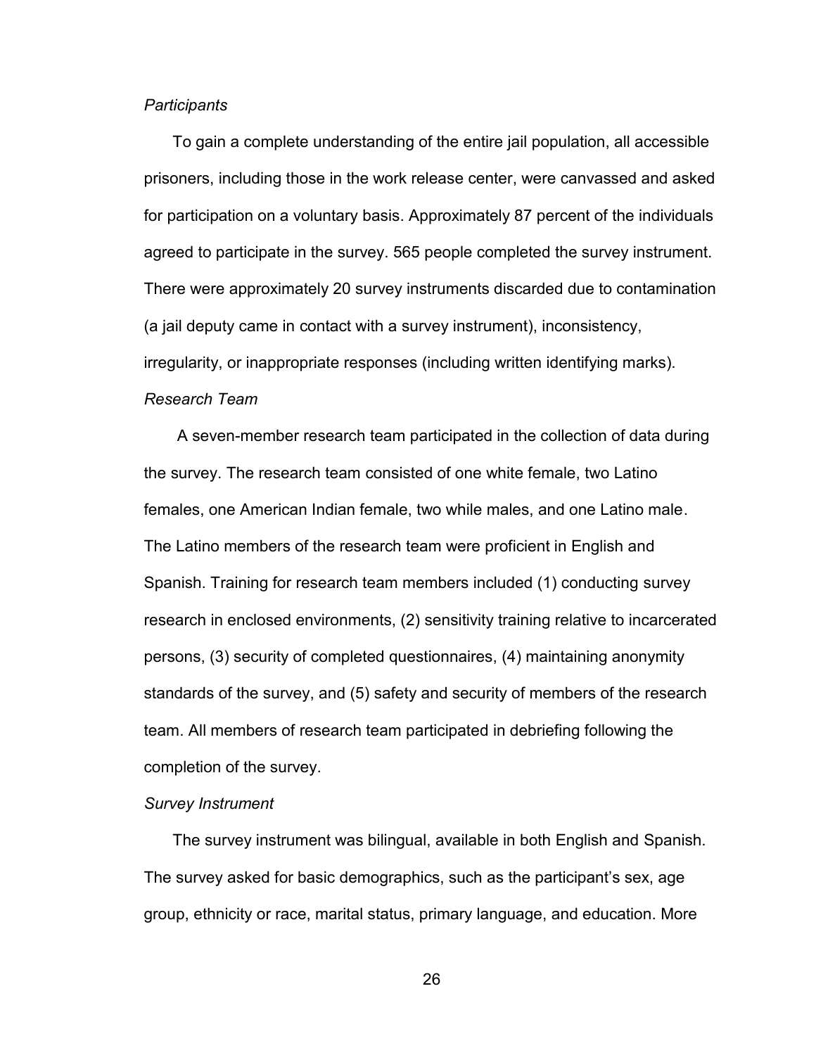*Participants*

To gain a complete understanding of the entire jail population, all accessible prisoners, including those in the work release center, were canvassed and asked for participation on a voluntary basis. Approximately 87 percent of the individuals agreed to participate in the survey. 565 people completed the survey instrument. There were approximately 20 survey instruments discarded due to contamination (a jail deputy came in contact with a survey instrument), inconsistency, irregularity, or inappropriate responses (including written identifying marks).

*Research Team*

A seven-member research team participated in the collection of data during the survey. The research team consisted of one white female, two Latino females, one American Indian female, two while males, and one Latino male. The Latino members of the research team were proficient in English and Spanish. Training for research team members included (1) conducting survey research in enclosed environments, (2) sensitivity training relative to incarcerated persons, (3) security of completed questionnaires, (4) maintaining anonymity standards of the survey, and (5) safety and security of members of the research team. All members of research team participated in debriefing following the completion of the survey.

*Survey Instrument*

The survey instrument was bilingual, available in both English and Spanish. The survey asked for basic demographics, such as the participant's sex, age group, ethnicity or race, marital status, primary language, and education. More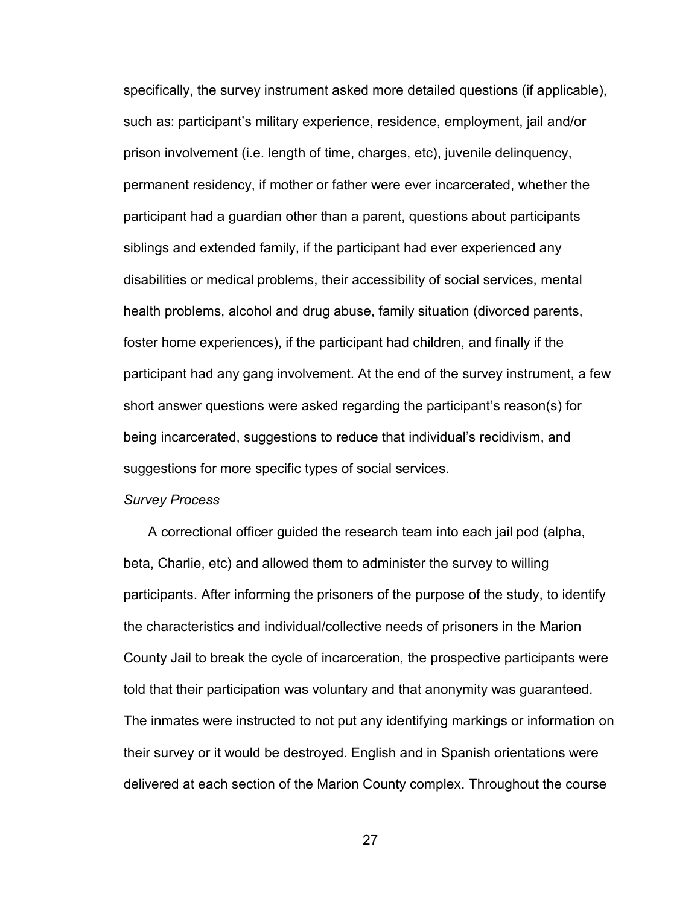specifically, the survey instrument asked more detailed questions (if applicable), such as: participant's military experience, residence, employment, jail and/or prison involvement (i.e. length of time, charges, etc), juvenile delinquency, permanent residency, if mother or father were ever incarcerated, whether the participant had a guardian other than a parent, questions about participants siblings and extended family, if the participant had ever experienced any disabilities or medical problems, their accessibility of social services, mental health problems, alcohol and drug abuse, family situation (divorced parents, foster home experiences), if the participant had children, and finally if the participant had any gang involvement. At the end of the survey instrument, a few short answer questions were asked regarding the participant's reason(s) for being incarcerated, suggestions to reduce that individual's recidivism, and suggestions for more specific types of social services.

*Survey Process*

A correctional officer guided the research team into each jail pod (alpha, beta, Charlie, etc) and allowed them to administer the survey to willing participants. After informing the prisoners of the purpose of the study, to identify the characteristics and individual/collective needs of prisoners in the Marion County Jail to break the cycle of incarceration, the prospective participants were told that their participation was voluntary and that anonymity was guaranteed. The inmates were instructed to not put any identifying markings or information on their survey or it would be destroyed. English and in Spanish orientations were delivered at each section of the Marion County complex. Throughout the course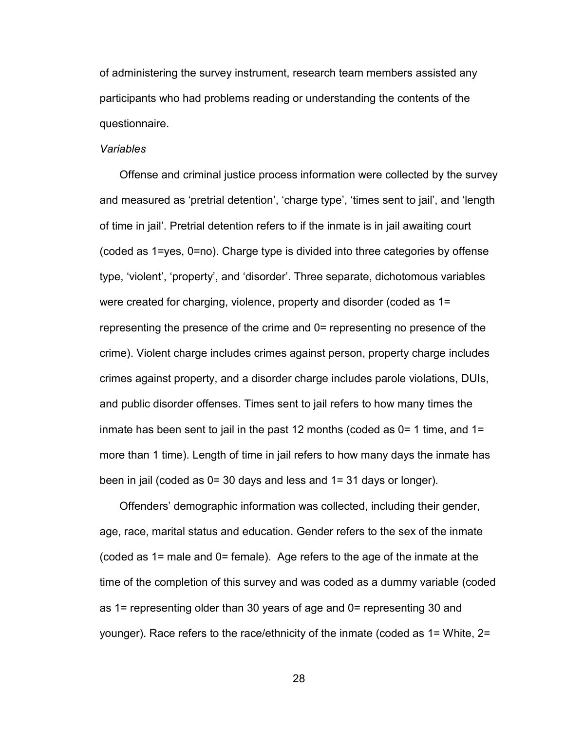of administering the survey instrument, research team members assisted any participants who had problems reading or understanding the contents of the questionnaire.

*Variables*

Offense and criminal justice process information were collected by the survey and measured as 'pretrial detention', 'charge type', 'times sent to jail', and 'length of time in jail'. Pretrial detention refers to if the inmate is in jail awaiting court (coded as 1=yes, 0=no). Charge type is divided into three categories by offense type, 'violent', 'property', and 'disorder'. Three separate, dichotomous variables were created for charging, violence, property and disorder (coded as 1= representing the presence of the crime and 0= representing no presence of the crime). Violent charge includes crimes against person, property charge includes crimes against property, and a disorder charge includes parole violations, DUIs, and public disorder offenses. Times sent to jail refers to how many times the inmate has been sent to jail in the past 12 months (coded as 0= 1 time, and 1= more than 1 time). Length of time in jail refers to how many days the inmate has been in jail (coded as 0= 30 days and less and 1= 31 days or longer).

Offenders' demographic information was collected, including their gender, age, race, marital status and education. Gender refers to the sex of the inmate (coded as 1= male and 0= female). Age refers to the age of the inmate at the time of the completion of this survey and was coded as a dummy variable (coded as 1= representing older than 30 years of age and 0= representing 30 and younger). Race refers to the race/ethnicity of the inmate (coded as 1= White, 2=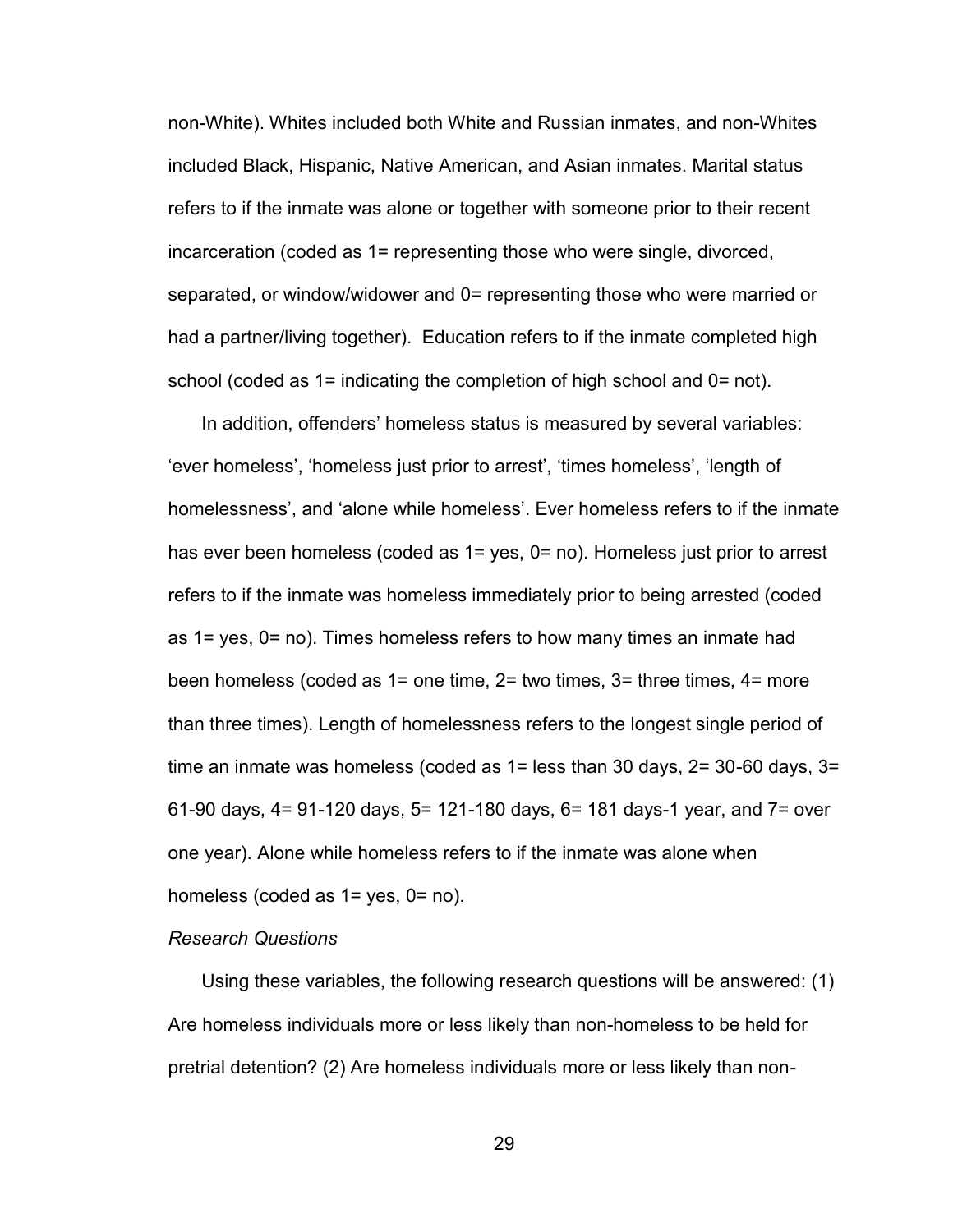non-White). Whites included both White and Russian inmates, and non-Whites included Black, Hispanic, Native American, and Asian inmates. Marital status refers to if the inmate was alone or together with someone prior to their recent incarceration (coded as 1= representing those who were single, divorced, separated, or window/widower and 0= representing those who were married or had a partner/living together). Education refers to if the inmate completed high school (coded as 1= indicating the completion of high school and 0= not).

In addition, offenders' homeless status is measured by several variables: 'ever homeless', 'homeless just prior to arrest', 'times homeless', 'length of homelessness', and 'alone while homeless'. Ever homeless refers to if the inmate has ever been homeless (coded as 1= yes, 0= no). Homeless just prior to arrest refers to if the inmate was homeless immediately prior to being arrested (coded as 1= yes, 0= no). Times homeless refers to how many times an inmate had been homeless (coded as 1= one time, 2= two times, 3= three times, 4= more than three times). Length of homelessness refers to the longest single period of time an inmate was homeless (coded as 1= less than 30 days, 2= 30-60 days, 3= 61-90 days, 4= 91-120 days, 5= 121-180 days, 6= 181 days-1 year, and 7= over one year). Alone while homeless refers to if the inmate was alone when homeless (coded as 1= yes, 0= no).

*Research Questions*

Using these variables, the following research questions will be answered: (1) Are homeless individuals more or less likely than non-homeless to be held for pretrial detention? (2) Are homeless individuals more or less likely than non-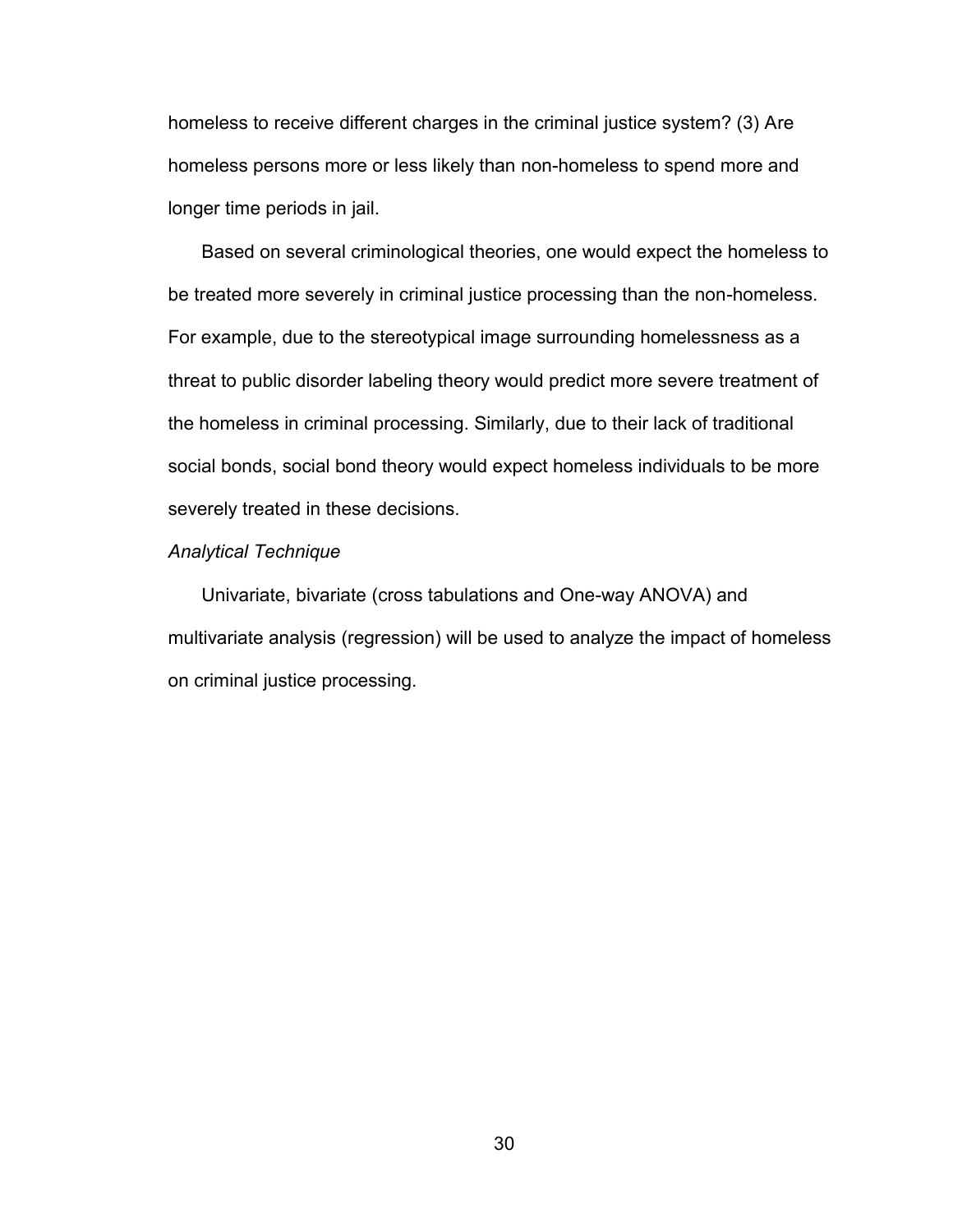homeless to receive different charges in the criminal justice system? (3) Are homeless persons more or less likely than non-homeless to spend more and longer time periods in jail.

Based on several criminological theories, one would expect the homeless to be treated more severely in criminal justice processing than the non-homeless. For example, due to the stereotypical image surrounding homelessness as a threat to public disorder labeling theory would predict more severe treatment of the homeless in criminal processing. Similarly, due to their lack of traditional social bonds, social bond theory would expect homeless individuals to be more severely treated in these decisions.

*Analytical Technique*

Univariate, bivariate (cross tabulations and One-way ANOVA) and multivariate analysis (regression) will be used to analyze the impact of homeless on criminal justice processing.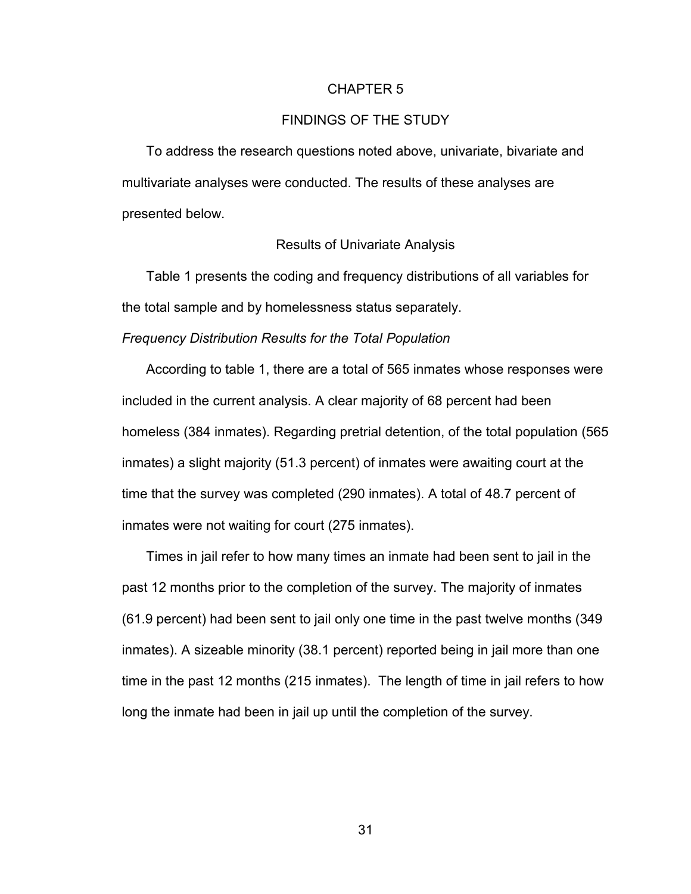# CHAPTER 5

## FINDINGS OF THE STUDY

To address the research questions noted above, univariate, bivariate and multivariate analyses were conducted. The results of these analyses are presented below.

### Results of Univariate Analysis

Table 1 presents the coding and frequency distributions of all variables for the total sample and by homelessness status separately.

*Frequency Distribution Results for the Total Population*

According to table 1, there are a total of 565 inmates whose responses were included in the current analysis. A clear majority of 68 percent had been homeless (384 inmates). Regarding pretrial detention, of the total population (565 inmates) a slight majority (51.3 percent) of inmates were awaiting court at the time that the survey was completed (290 inmates). A total of 48.7 percent of inmates were not waiting for court (275 inmates).

Times in jail refer to how many times an inmate had been sent to jail in the past 12 months prior to the completion of the survey. The majority of inmates (61.9 percent) had been sent to jail only one time in the past twelve months (349 inmates). A sizeable minority (38.1 percent) reported being in jail more than one time in the past 12 months (215 inmates). The length of time in jail refers to how long the inmate had been in jail up until the completion of the survey.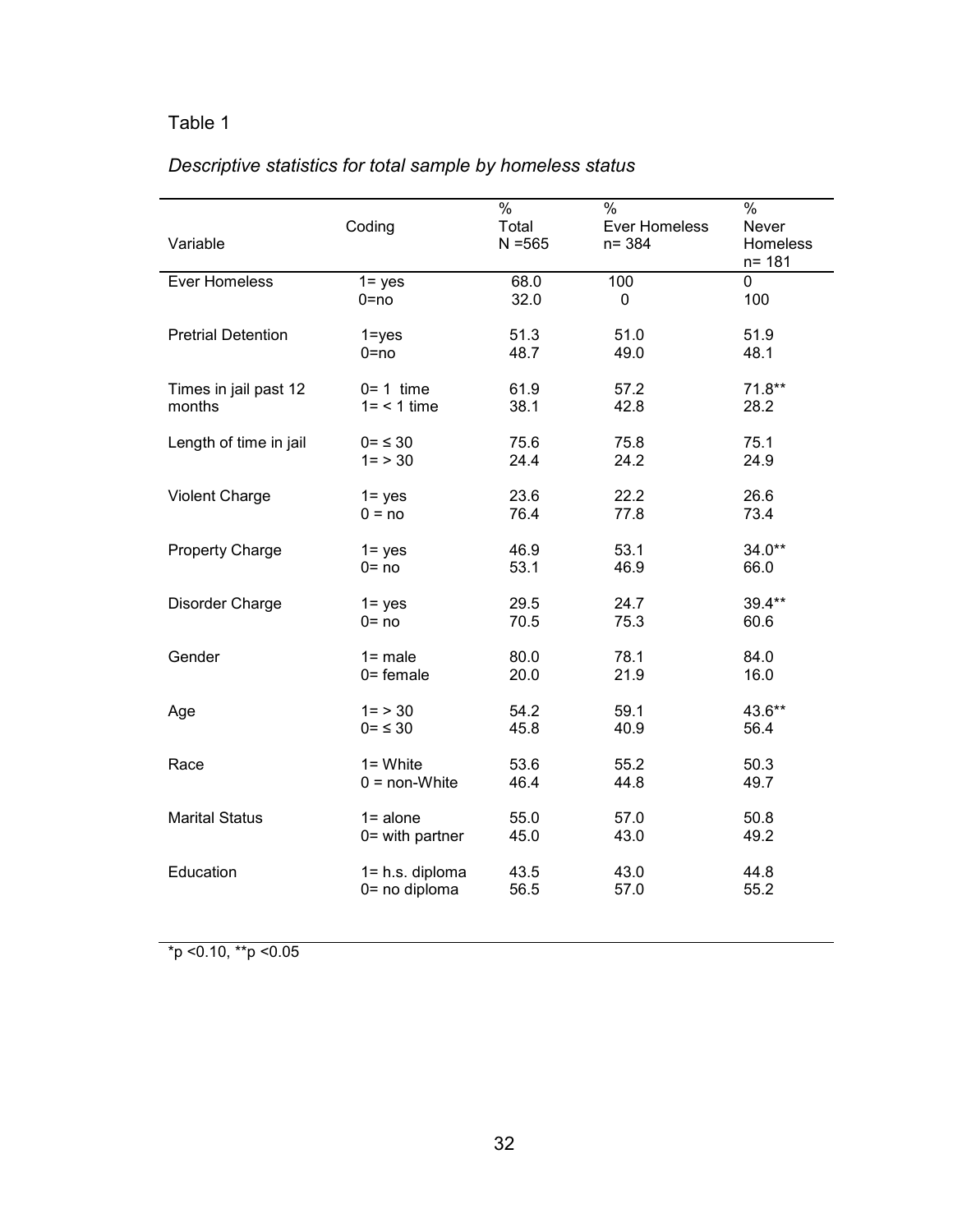Table 1

*Descriptive statistics for total sample by homeless status*

| Variable | Coding | % Total N =565 | % Ever Homeless n= 384 | % Never Homeless n= 181 |
|---|---|---|---|---|
| Ever Homeless | 1= yes | 68.0 | 100 | 0 |
| | 0=no | 32.0 | 0 | 100 |
| Pretrial Detention | 1=yes | 51.3 | 51.0 | 51.9 |
| | 0=no | 48.7 | 49.0 | 48.1 |
| Times in jail past 12 months | 0= 1 time | 61.9 | 57.2 | 71.8** |
| | 1= < 1 time | 38.1 | 42.8 | 28.2 |
| Length of time in jail | 0= ≤ 30 | 75.6 | 75.8 | 75.1 |
| | 1= > 30 | 24.4 | 24.2 | 24.9 |
| Violent Charge | 1= yes | 23.6 | 22.2 | 26.6 |
| | 0 = no | 76.4 | 77.8 | 73.4 |
| Property Charge | 1= yes | 46.9 | 53.1 | 34.0** |
| | 0= no | 53.1 | 46.9 | 66.0 |
| Disorder Charge | 1= yes | 29.5 | 24.7 | 39.4** |
| | 0= no | 70.5 | 75.3 | 60.6 |
| Gender | 1= male | 80.0 | 78.1 | 84.0 |
| | 0= female | 20.0 | 21.9 | 16.0 |
| Age | 1= > 30 | 54.2 | 59.1 | 43.6** |
| | 0= ≤ 30 | 45.8 | 40.9 | 56.4 |
| Race | 1= White | 53.6 | 55.2 | 50.3 |
| | 0 = non-White | 46.4 | 44.8 | 49.7 |
| Marital Status | 1= alone | 55.0 | 57.0 | 50.8 |
| | 0= with partner | 45.0 | 43.0 | 49.2 |
| Education | 1= h.s. diploma | 43.5 | 43.0 | 44.8 |
| | 0= no diploma | 56.5 | 57.0 | 55.2 |

*p <0.10, **p <0.05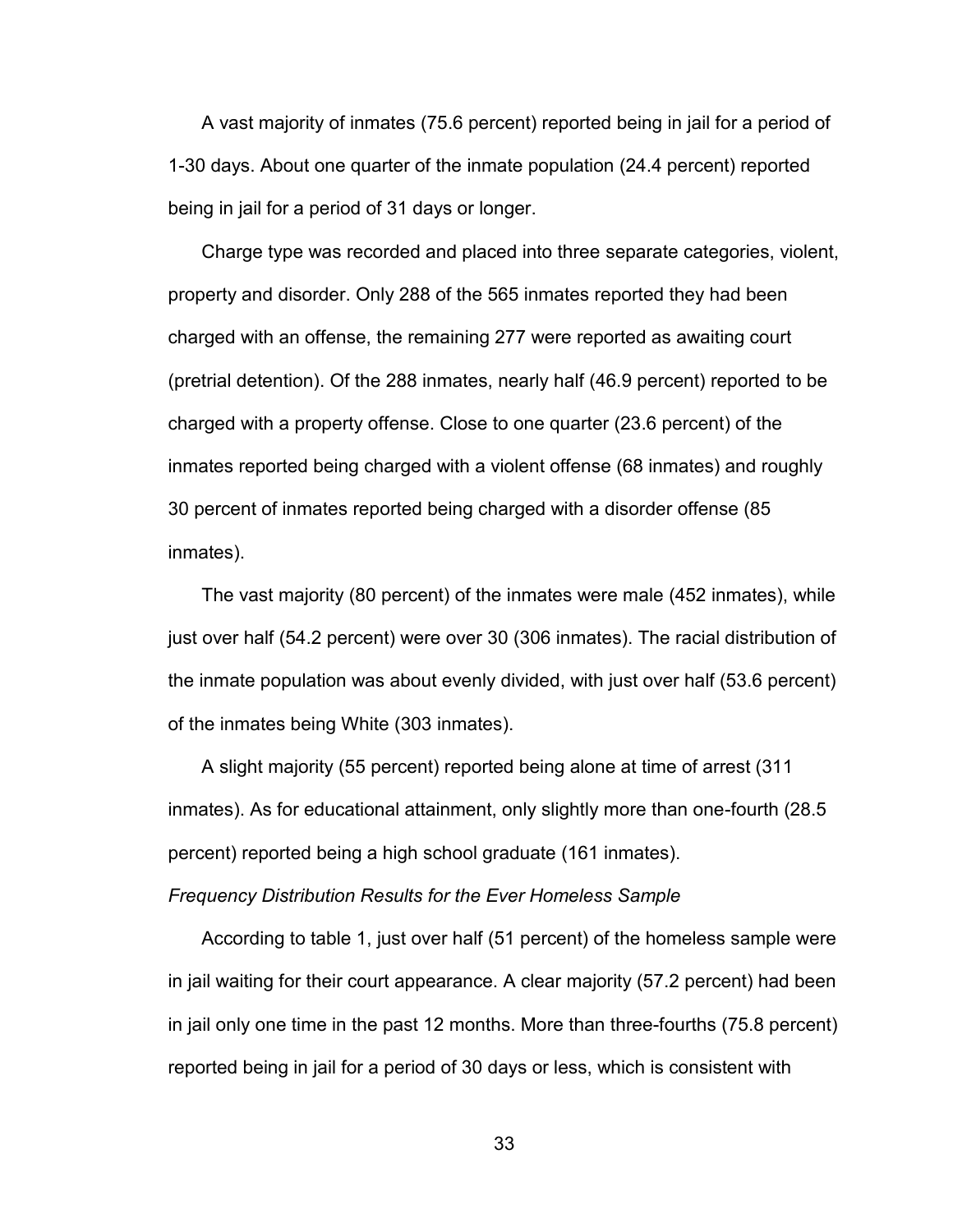A vast majority of inmates (75.6 percent) reported being in jail for a period of 1-30 days. About one quarter of the inmate population (24.4 percent) reported being in jail for a period of 31 days or longer.

Charge type was recorded and placed into three separate categories, violent, property and disorder. Only 288 of the 565 inmates reported they had been charged with an offense, the remaining 277 were reported as awaiting court (pretrial detention). Of the 288 inmates, nearly half (46.9 percent) reported to be charged with a property offense. Close to one quarter (23.6 percent) of the inmates reported being charged with a violent offense (68 inmates) and roughly 30 percent of inmates reported being charged with a disorder offense (85 inmates).

The vast majority (80 percent) of the inmates were male (452 inmates), while just over half (54.2 percent) were over 30 (306 inmates). The racial distribution of the inmate population was about evenly divided, with just over half (53.6 percent) of the inmates being White (303 inmates).

A slight majority (55 percent) reported being alone at time of arrest (311 inmates). As for educational attainment, only slightly more than one-fourth (28.5 percent) reported being a high school graduate (161 inmates).

*Frequency Distribution Results for the Ever Homeless Sample*

According to table 1, just over half (51 percent) of the homeless sample were in jail waiting for their court appearance. A clear majority (57.2 percent) had been in jail only one time in the past 12 months. More than three-fourths (75.8 percent) reported being in jail for a period of 30 days or less, which is consistent with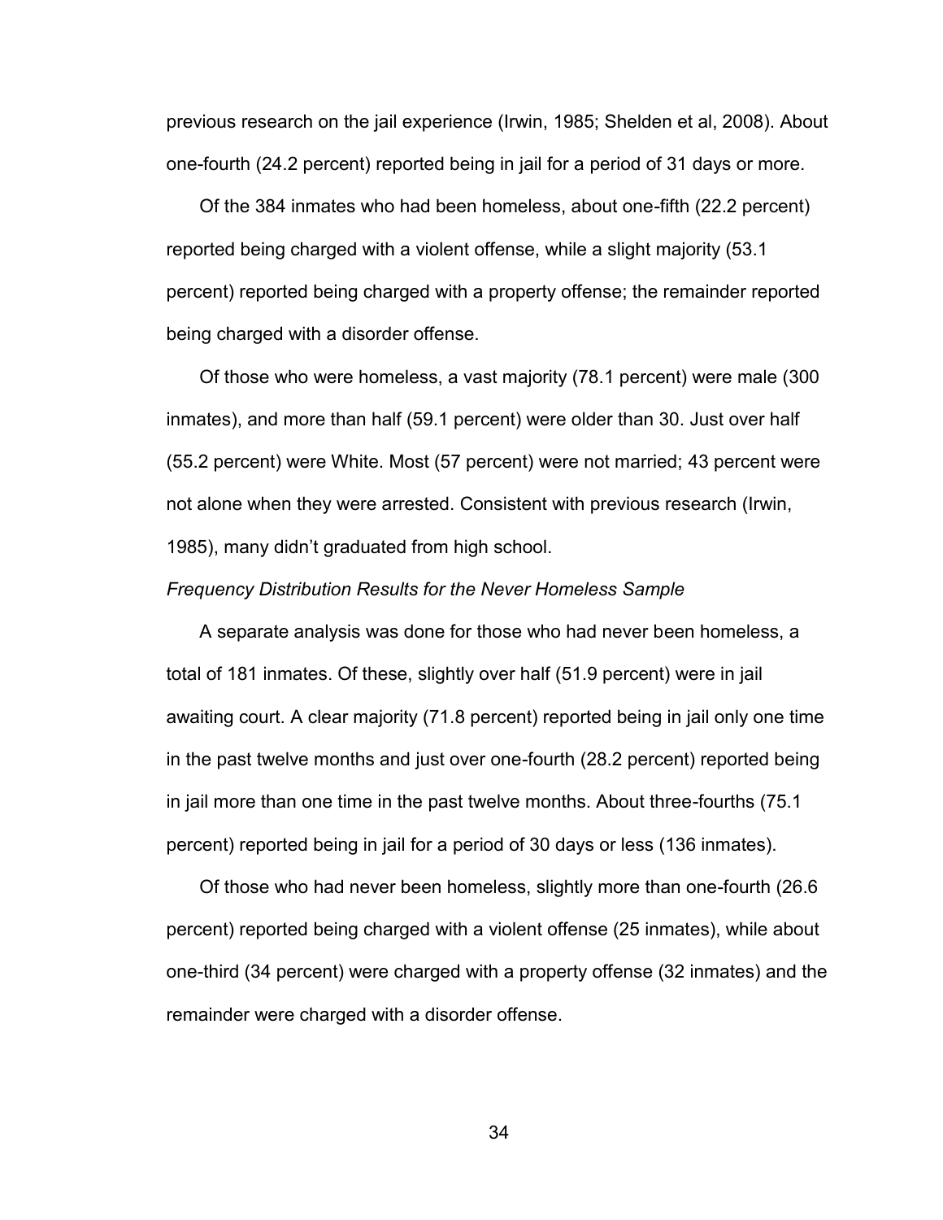previous research on the jail experience (Irwin, 1985; Shelden et al, 2008). About one-fourth (24.2 percent) reported being in jail for a period of 31 days or more.

Of the 384 inmates who had been homeless, about one-fifth (22.2 percent) reported being charged with a violent offense, while a slight majority (53.1 percent) reported being charged with a property offense; the remainder reported being charged with a disorder offense.

Of those who were homeless, a vast majority (78.1 percent) were male (300 inmates), and more than half (59.1 percent) were older than 30. Just over half (55.2 percent) were White. Most (57 percent) were not married; 43 percent were not alone when they were arrested. Consistent with previous research (Irwin, 1985), many didn't graduated from high school.

*Frequency Distribution Results for the Never Homeless Sample*

A separate analysis was done for those who had never been homeless, a total of 181 inmates. Of these, slightly over half (51.9 percent) were in jail awaiting court. A clear majority (71.8 percent) reported being in jail only one time in the past twelve months and just over one-fourth (28.2 percent) reported being in jail more than one time in the past twelve months. About three-fourths (75.1 percent) reported being in jail for a period of 30 days or less (136 inmates).

Of those who had never been homeless, slightly more than one-fourth (26.6 percent) reported being charged with a violent offense (25 inmates), while about one-third (34 percent) were charged with a property offense (32 inmates) and the remainder were charged with a disorder offense.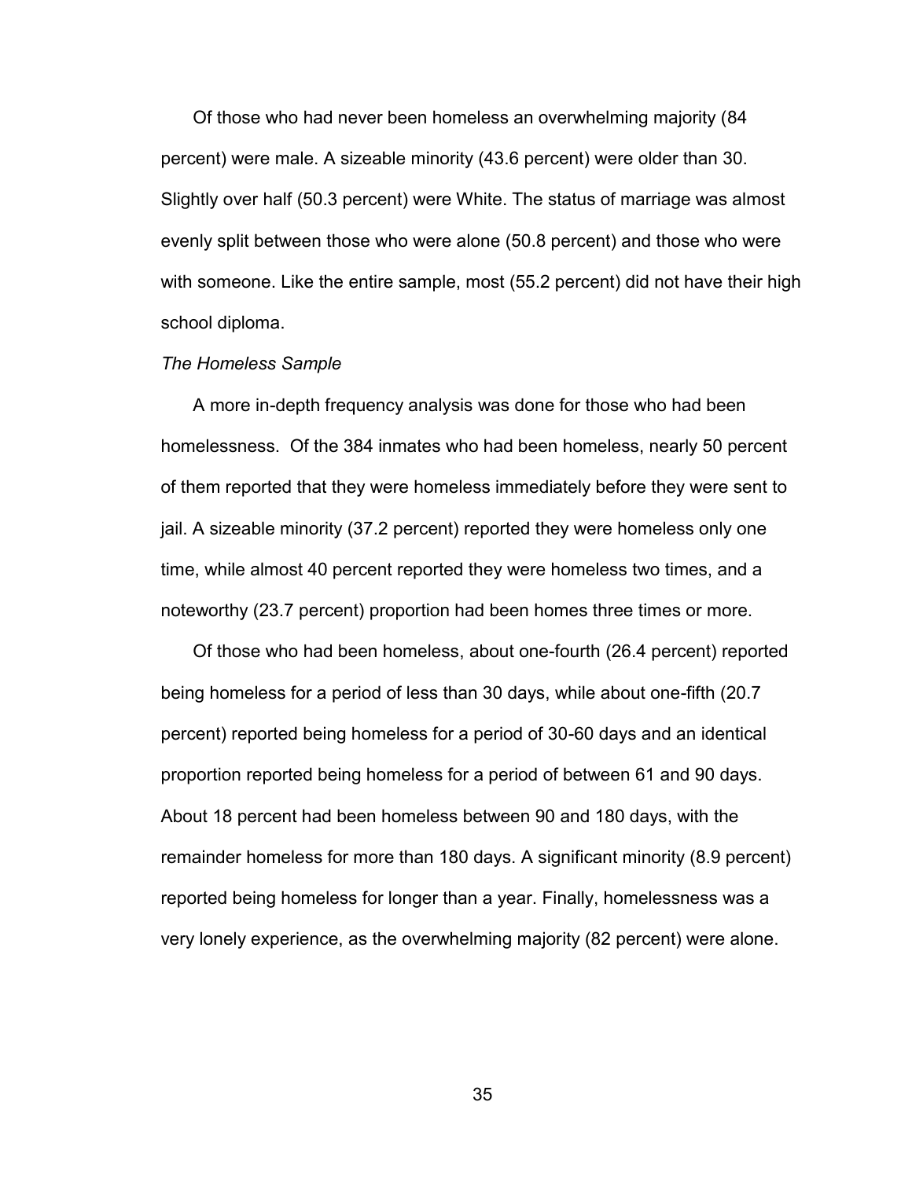Of those who had never been homeless an overwhelming majority (84 percent) were male. A sizeable minority (43.6 percent) were older than 30. Slightly over half (50.3 percent) were White. The status of marriage was almost evenly split between those who were alone (50.8 percent) and those who were with someone. Like the entire sample, most (55.2 percent) did not have their high school diploma.

*The Homeless Sample*

A more in-depth frequency analysis was done for those who had been homelessness. Of the 384 inmates who had been homeless, nearly 50 percent of them reported that they were homeless immediately before they were sent to jail. A sizeable minority (37.2 percent) reported they were homeless only one time, while almost 40 percent reported they were homeless two times, and a noteworthy (23.7 percent) proportion had been homes three times or more.

Of those who had been homeless, about one-fourth (26.4 percent) reported being homeless for a period of less than 30 days, while about one-fifth (20.7 percent) reported being homeless for a period of 30-60 days and an identical proportion reported being homeless for a period of between 61 and 90 days. About 18 percent had been homeless between 90 and 180 days, with the remainder homeless for more than 180 days. A significant minority (8.9 percent) reported being homeless for longer than a year. Finally, homelessness was a very lonely experience, as the overwhelming majority (82 percent) were alone.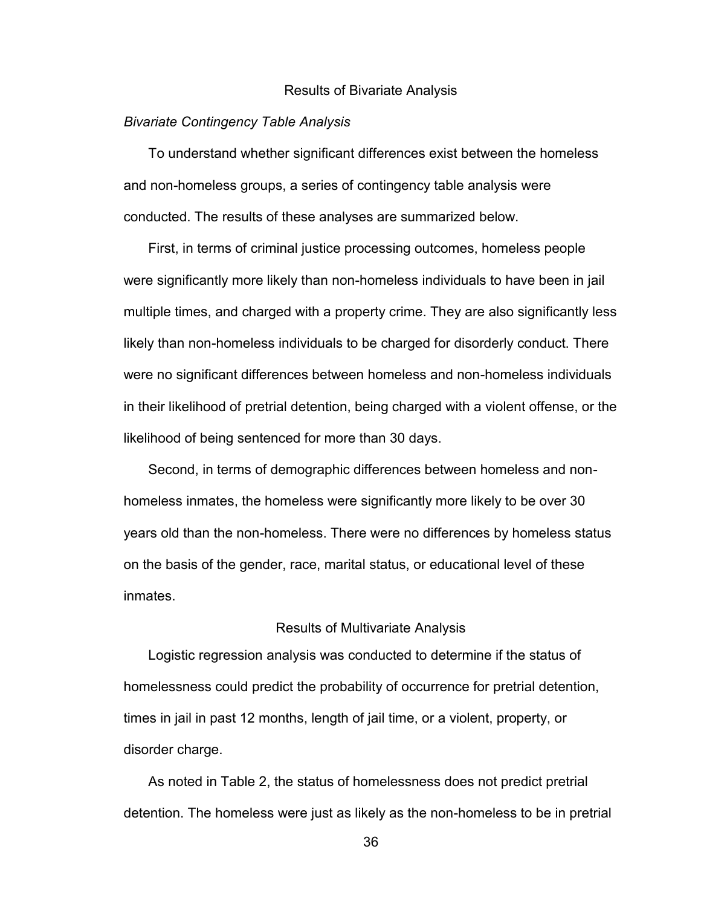## Results of Bivariate Analysis

### *Bivariate Contingency Table Analysis*

To understand whether significant differences exist between the homeless and non-homeless groups, a series of contingency table analysis were conducted. The results of these analyses are summarized below.

First, in terms of criminal justice processing outcomes, homeless people were significantly more likely than non-homeless individuals to have been in jail multiple times, and charged with a property crime. They are also significantly less likely than non-homeless individuals to be charged for disorderly conduct. There were no significant differences between homeless and non-homeless individuals in their likelihood of pretrial detention, being charged with a violent offense, or the likelihood of being sentenced for more than 30 days.

Second, in terms of demographic differences between homeless and non-homeless inmates, the homeless were significantly more likely to be over 30 years old than the non-homeless. There were no differences by homeless status on the basis of the gender, race, marital status, or educational level of these inmates.

## Results of Multivariate Analysis

Logistic regression analysis was conducted to determine if the status of homelessness could predict the probability of occurrence for pretrial detention, times in jail in past 12 months, length of jail time, or a violent, property, or disorder charge.

As noted in Table 2, the status of homelessness does not predict pretrial detention. The homeless were just as likely as the non-homeless to be in pretrial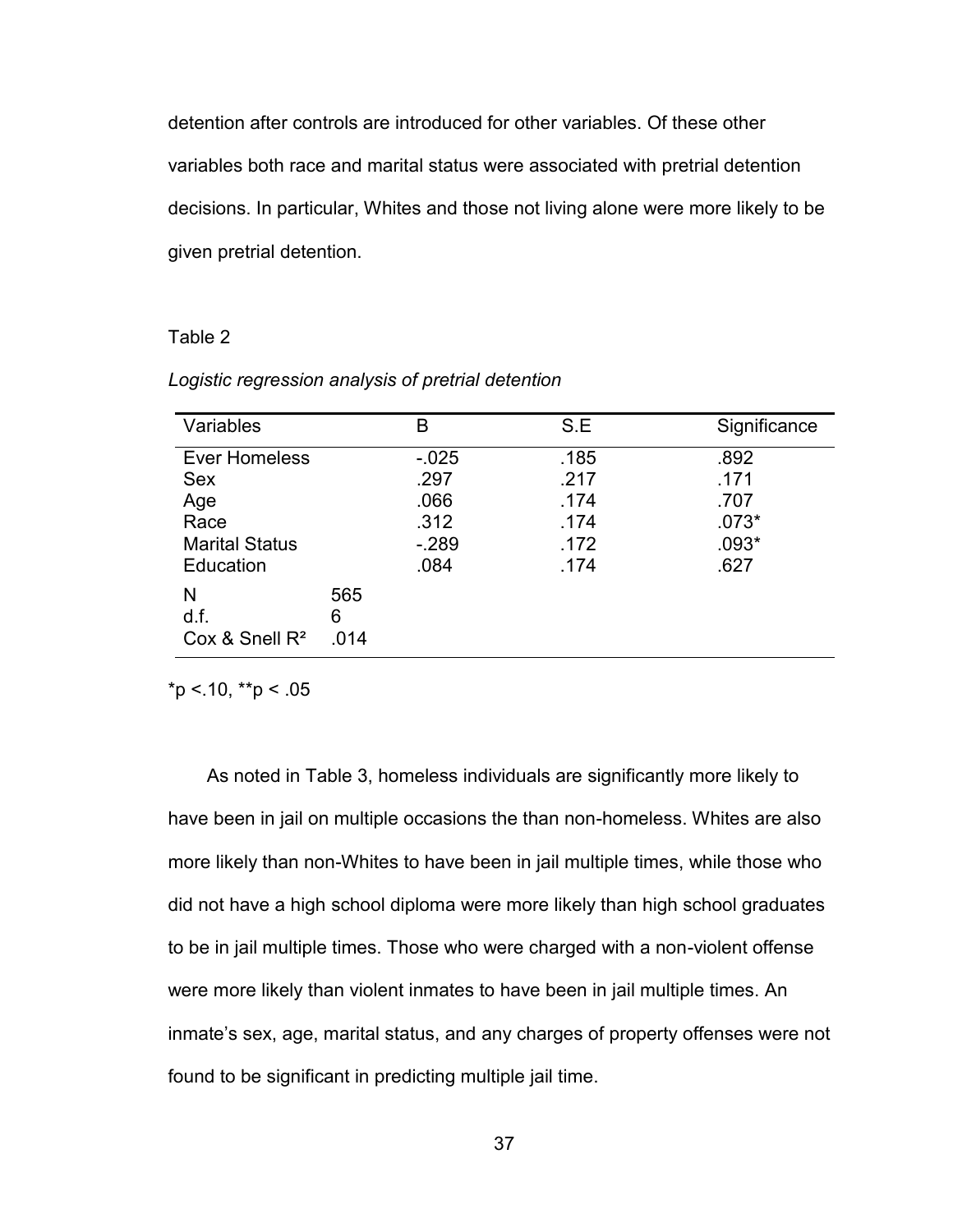detention after controls are introduced for other variables. Of these other variables both race and marital status were associated with pretrial detention decisions. In particular, Whites and those not living alone were more likely to be given pretrial detention.

Table 2

*Logistic regression analysis of pretrial detention*

| Variables | | B | S.E | Significance |
|---|---|---|---|---|
| Ever Homeless | | -.025 | .185 | .892 |
| Sex | | .297 | .217 | .171 |
| Age | | .066 | .174 | .707 |
| Race | | .312 | .174 | .073* |
| Marital Status | | -.289 | .172 | .093* |
| Education | | .084 | .174 | .627 |
| N | 565 | | | |
| d.f. | 6 | | | |
| Cox & Snell $R^2$ | .014 | | | |

*$p < .10$, **$p < .05$

As noted in Table 3, homeless individuals are significantly more likely to have been in jail on multiple occasions the than non-homeless. Whites are also more likely than non-Whites to have been in jail multiple times, while those who did not have a high school diploma were more likely than high school graduates to be in jail multiple times. Those who were charged with a non-violent offense were more likely than violent inmates to have been in jail multiple times. An inmate's sex, age, marital status, and any charges of property offenses were not found to be significant in predicting multiple jail time.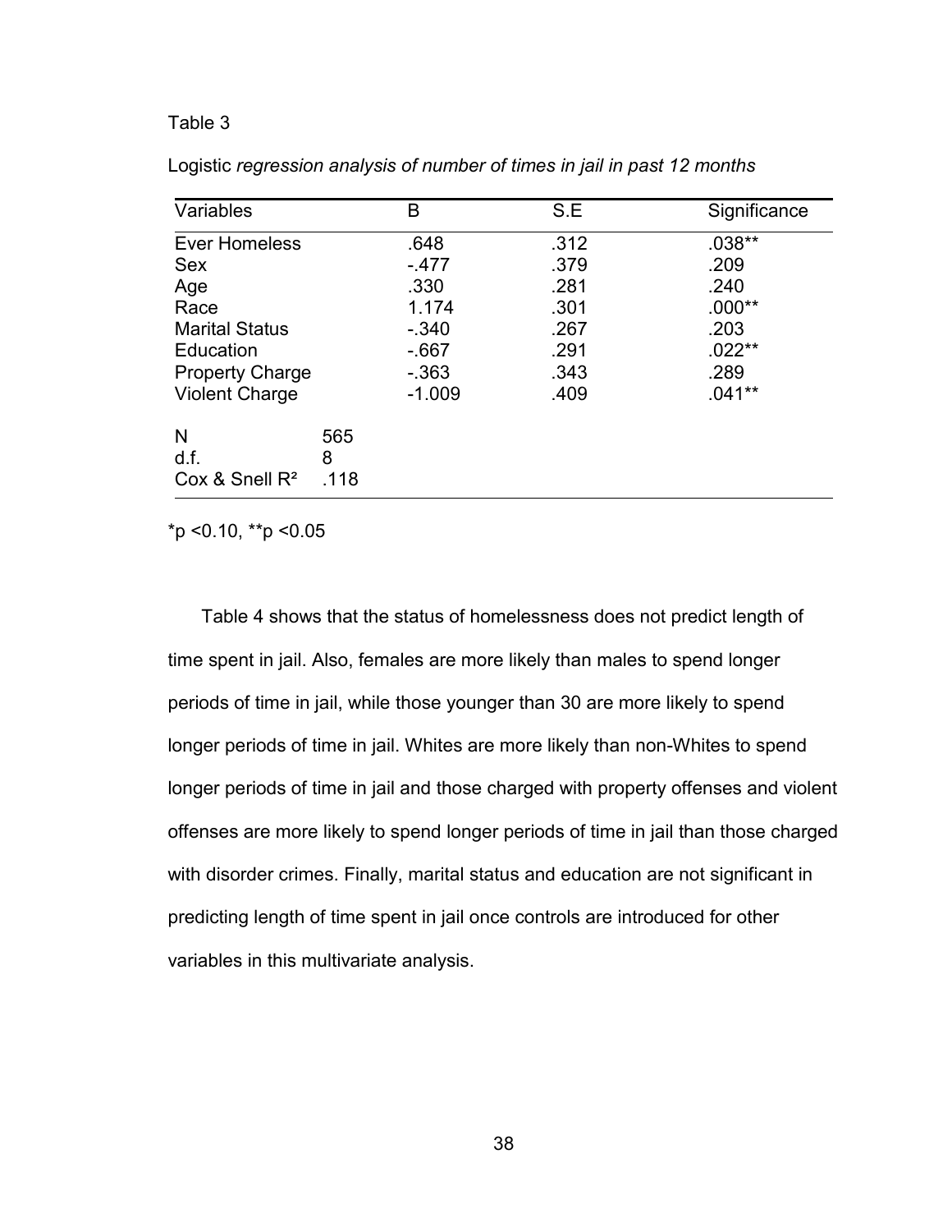Table 3

Logistic *regression analysis of number of times in jail in past 12 months*

| Variables | | B | S.E | Significance |
|---|---|---|---|---|
| Ever Homeless | | .648 | .312 | .038** |
| Sex | | -.477 | .379 | .209 |
| Age | | .330 | .281 | .240 |
| Race | | 1.174 | .301 | .000** |
| Marital Status | | -.340 | .267 | .203 |
| Education | | -.667 | .291 | .022** |
| Property Charge | | -.363 | .343 | .289 |
| Violent Charge | | -1.009 | .409 | .041** |
| N | 565 | | | |
| d.f. | 8 | | | |
| Cox & Snell $R^2$ | .118 | | | |

*p <0.10, **p <0.05

Table 4 shows that the status of homelessness does not predict length of time spent in jail. Also, females are more likely than males to spend longer periods of time in jail, while those younger than 30 are more likely to spend longer periods of time in jail. Whites are more likely than non-Whites to spend longer periods of time in jail and those charged with property offenses and violent offenses are more likely to spend longer periods of time in jail than those charged with disorder crimes. Finally, marital status and education are not significant in predicting length of time spent in jail once controls are introduced for other variables in this multivariate analysis.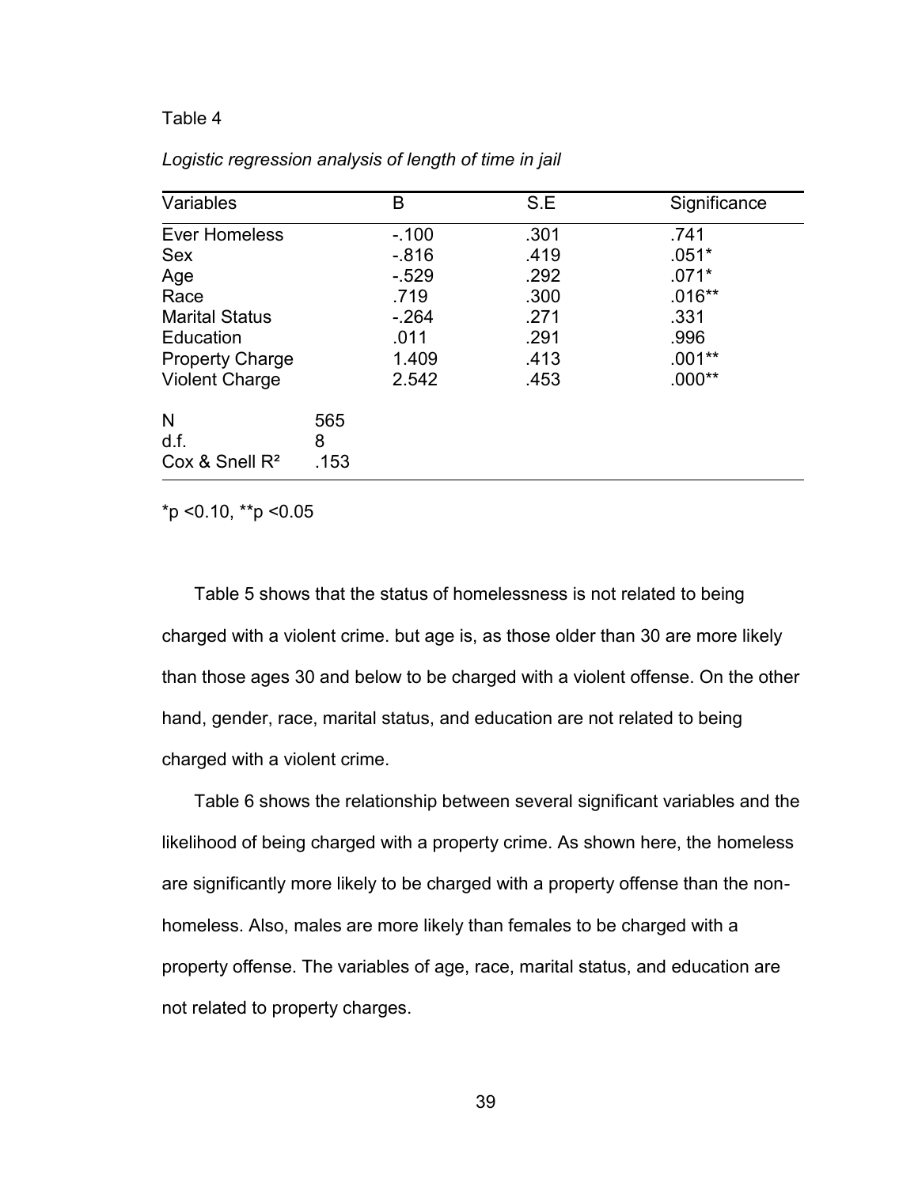Table 4

*Logistic regression analysis of length of time in jail*

| Variables | | B | S.E | Significance |
|---|---|---|---|---|
| Ever Homeless | | -.100 | .301 | .741 |
| Sex | | -.816 | .419 | .051* |
| Age | | -.529 | .292 | .071* |
| Race | | .719 | .300 | .016** |
| Marital Status | | -.264 | .271 | .331 |
| Education | | .011 | .291 | .996 |
| Property Charge | | 1.409 | .413 | .001** |
| Violent Charge | | 2.542 | .453 | .000** |
| N | 565 | | | |
| d.f. | 8 | | | |
| Cox & Snell $R^2$ | .153 | | | |

*p <0.10, **p <0.05

Table 5 shows that the status of homelessness is not related to being charged with a violent crime. but age is, as those older than 30 are more likely than those ages 30 and below to be charged with a violent offense. On the other hand, gender, race, marital status, and education are not related to being charged with a violent crime.

Table 6 shows the relationship between several significant variables and the likelihood of being charged with a property crime. As shown here, the homeless are significantly more likely to be charged with a property offense than the non-homeless. Also, males are more likely than females to be charged with a property offense. The variables of age, race, marital status, and education are not related to property charges.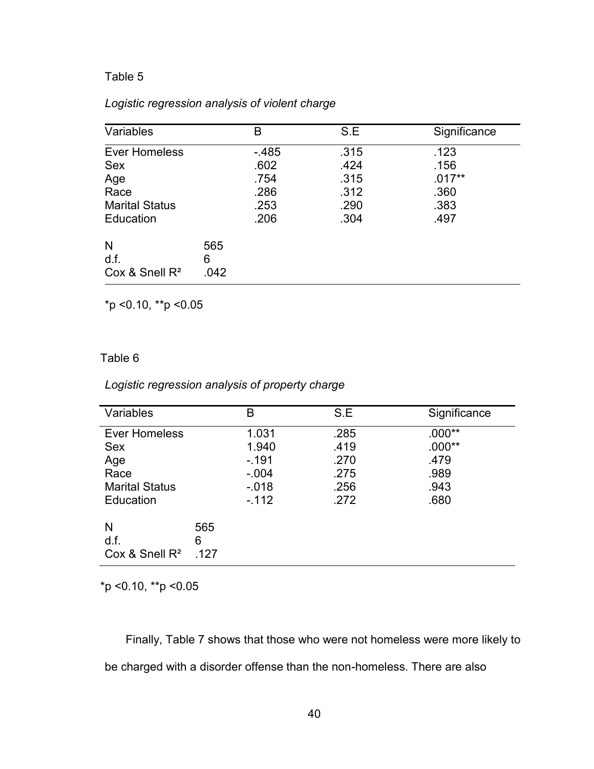Table 5

*Logistic regression analysis of violent charge*

| Variables | | B | S.E | Significance |
|---|---|---|---|---|
| Ever Homeless | | -.485 | .315 | .123 |
| Sex | | .602 | .424 | .156 |
| Age | | .754 | .315 | .017** |
| Race | | .286 | .312 | .360 |
| Marital Status | | .253 | .290 | .383 |
| Education | | .206 | .304 | .497 |
| N | 565 | | | |
| d.f. | 6 | | | |
| Cox & Snell $R^2$ | .042 | | | |

*p <0.10, **p <0.05

Table 6

*Logistic regression analysis of property charge*

| Variables | | B | S.E | Significance |
|---|---|---|---|---|
| Ever Homeless | | 1.031 | .285 | .000** |
| Sex | | 1.940 | .419 | .000** |
| Age | | -.191 | .270 | .479 |
| Race | | -.004 | .275 | .989 |
| Marital Status | | -.018 | .256 | .943 |
| Education | | -.112 | .272 | .680 |
| N | 565 | | | |
| d.f. | 6 | | | |
| Cox & Snell $R^2$ | .127 | | | |

*p <0.10, **p <0.05

Finally, Table 7 shows that those who were not homeless were more likely to be charged with a disorder offense than the non-homeless. There are also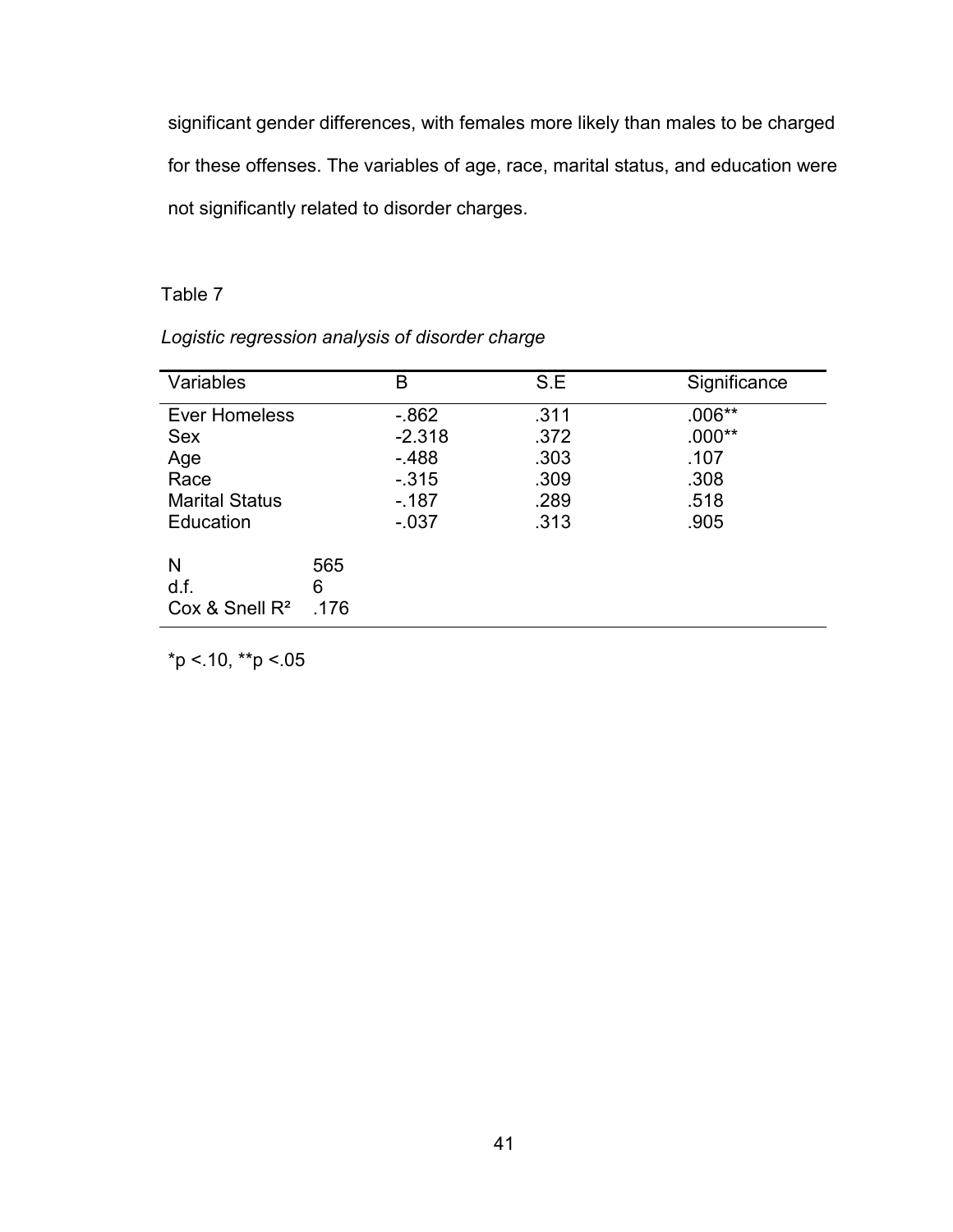significant gender differences, with females more likely than males to be charged for these offenses. The variables of age, race, marital status, and education were not significantly related to disorder charges.

Table 7

*Logistic regression analysis of disorder charge*

| Variables | | B | S.E | Significance |
|---|---|---|---|---|
| Ever Homeless | | -.862 | .311 | .006** |
| Sex | | -2.318 | .372 | .000** |
| Age | | -.488 | .303 | .107 |
| Race | | -.315 | .309 | .308 |
| Marital Status | | -.187 | .289 | .518 |
| Education | | -.037 | .313 | .905 |
| N | 565 | | | |
| d.f. | 6 | | | |
| Cox & Snell $R^2$ | .176 | | | |

*p <.10, **p <.05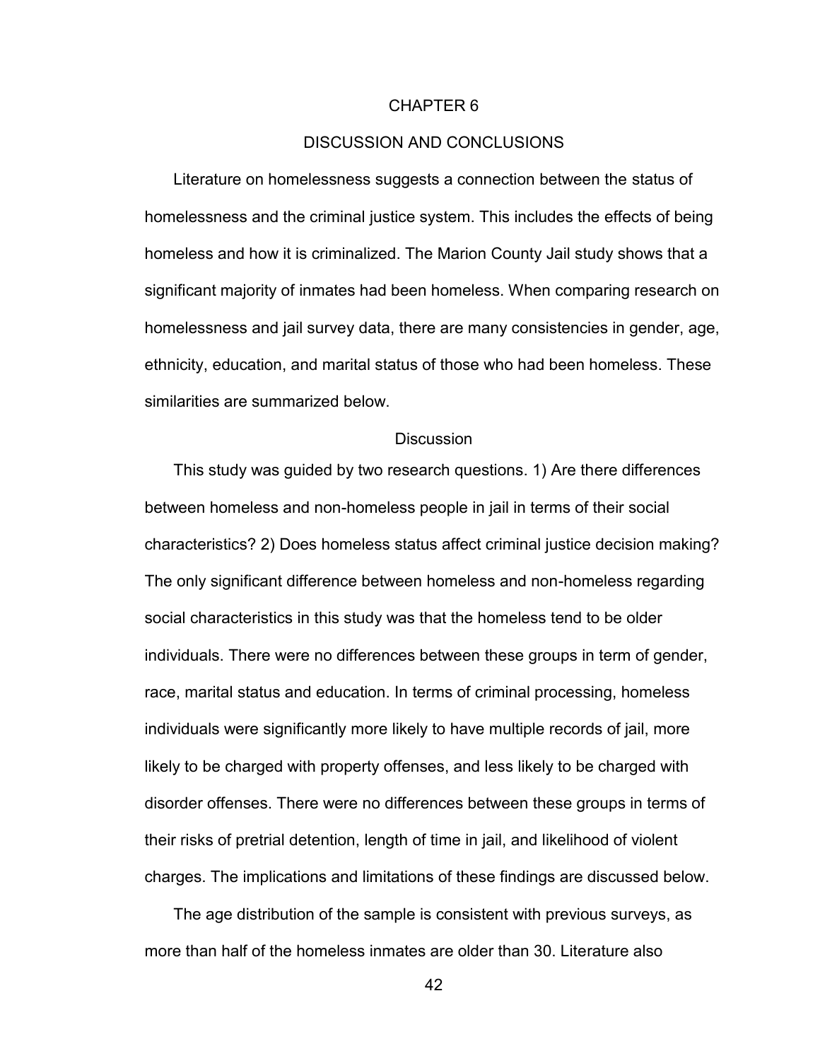# CHAPTER 6

# DISCUSSION AND CONCLUSIONS

Literature on homelessness suggests a connection between the status of homelessness and the criminal justice system. This includes the effects of being homeless and how it is criminalized. The Marion County Jail study shows that a significant majority of inmates had been homeless. When comparing research on homelessness and jail survey data, there are many consistencies in gender, age, ethnicity, education, and marital status of those who had been homeless. These similarities are summarized below.

## Discussion

This study was guided by two research questions. 1) Are there differences between homeless and non-homeless people in jail in terms of their social characteristics? 2) Does homeless status affect criminal justice decision making? The only significant difference between homeless and non-homeless regarding social characteristics in this study was that the homeless tend to be older individuals. There were no differences between these groups in term of gender, race, marital status and education. In terms of criminal processing, homeless individuals were significantly more likely to have multiple records of jail, more likely to be charged with property offenses, and less likely to be charged with disorder offenses. There were no differences between these groups in terms of their risks of pretrial detention, length of time in jail, and likelihood of violent charges. The implications and limitations of these findings are discussed below.

The age distribution of the sample is consistent with previous surveys, as more than half of the homeless inmates are older than 30. Literature also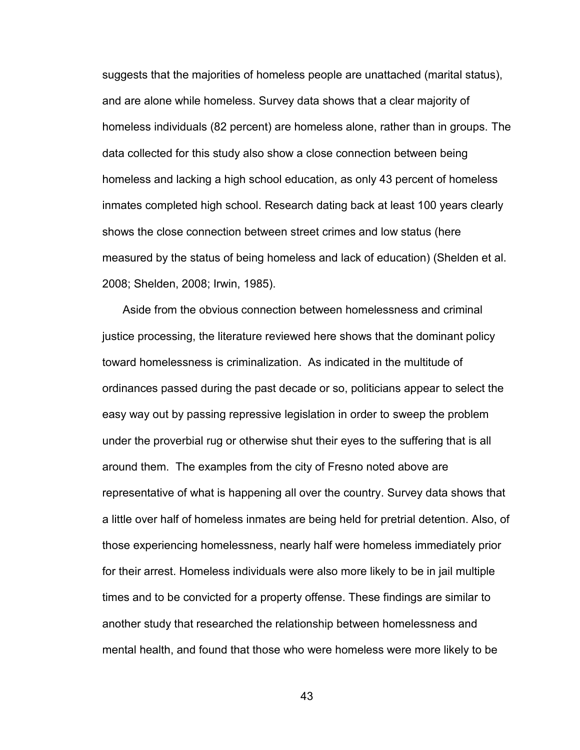suggests that the majorities of homeless people are unattached (marital status), and are alone while homeless. Survey data shows that a clear majority of homeless individuals (82 percent) are homeless alone, rather than in groups. The data collected for this study also show a close connection between being homeless and lacking a high school education, as only 43 percent of homeless inmates completed high school. Research dating back at least 100 years clearly shows the close connection between street crimes and low status (here measured by the status of being homeless and lack of education) (Shelden et al. 2008; Shelden, 2008; Irwin, 1985).

Aside from the obvious connection between homelessness and criminal justice processing, the literature reviewed here shows that the dominant policy toward homelessness is criminalization. As indicated in the multitude of ordinances passed during the past decade or so, politicians appear to select the easy way out by passing repressive legislation in order to sweep the problem under the proverbial rug or otherwise shut their eyes to the suffering that is all around them. The examples from the city of Fresno noted above are representative of what is happening all over the country. Survey data shows that a little over half of homeless inmates are being held for pretrial detention. Also, of those experiencing homelessness, nearly half were homeless immediately prior for their arrest. Homeless individuals were also more likely to be in jail multiple times and to be convicted for a property offense. These findings are similar to another study that researched the relationship between homelessness and mental health, and found that those who were homeless were more likely to be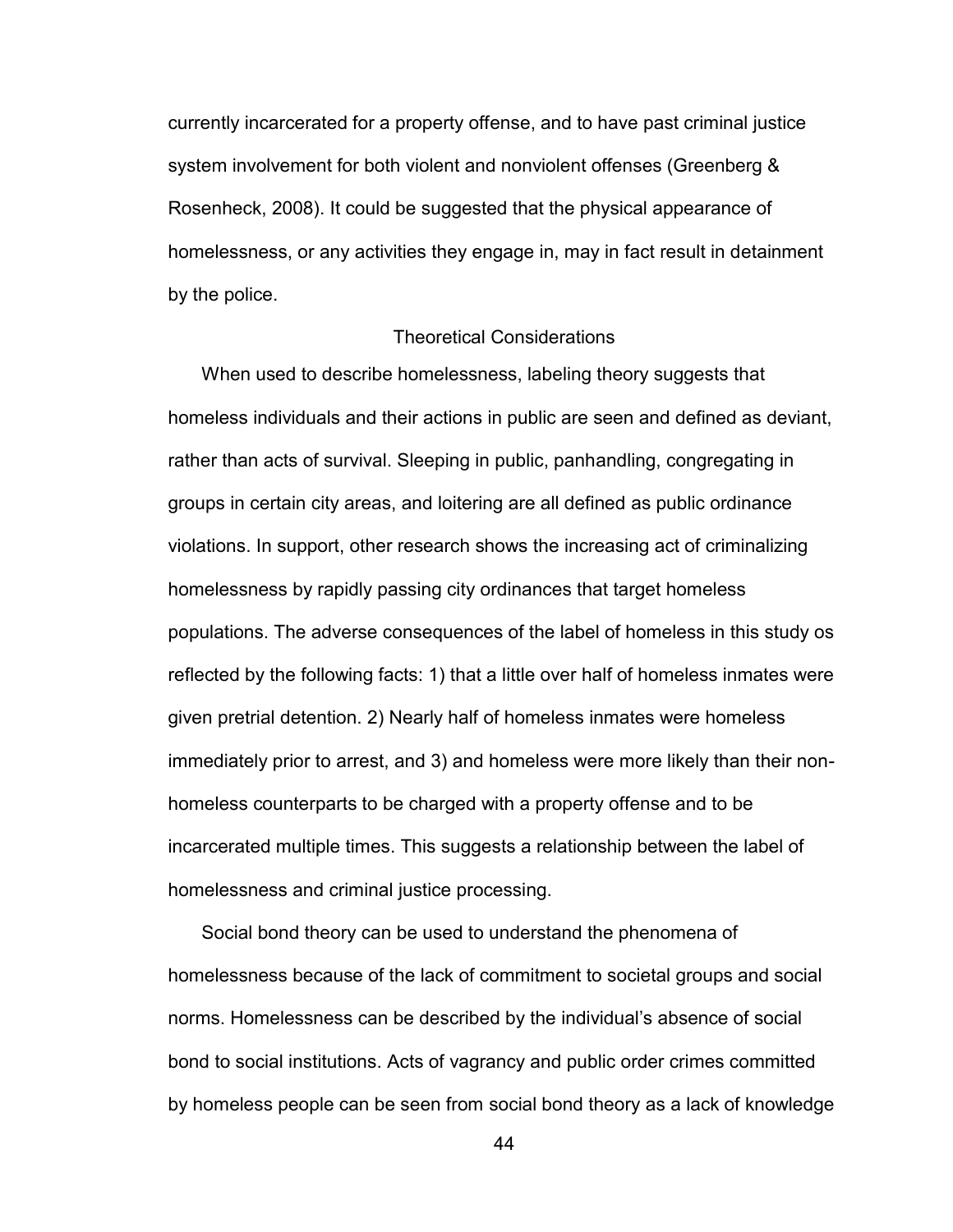currently incarcerated for a property offense, and to have past criminal justice system involvement for both violent and nonviolent offenses (Greenberg & Rosenheck, 2008). It could be suggested that the physical appearance of homelessness, or any activities they engage in, may in fact result in detainment by the police.

## Theoretical Considerations

When used to describe homelessness, labeling theory suggests that homeless individuals and their actions in public are seen and defined as deviant, rather than acts of survival. Sleeping in public, panhandling, congregating in groups in certain city areas, and loitering are all defined as public ordinance violations. In support, other research shows the increasing act of criminalizing homelessness by rapidly passing city ordinances that target homeless populations. The adverse consequences of the label of homeless in this study os reflected by the following facts: 1) that a little over half of homeless inmates were given pretrial detention. 2) Nearly half of homeless inmates were homeless immediately prior to arrest, and 3) and homeless were more likely than their non-homeless counterparts to be charged with a property offense and to be incarcerated multiple times. This suggests a relationship between the label of homelessness and criminal justice processing.

Social bond theory can be used to understand the phenomena of homelessness because of the lack of commitment to societal groups and social norms. Homelessness can be described by the individual's absence of social bond to social institutions. Acts of vagrancy and public order crimes committed by homeless people can be seen from social bond theory as a lack of knowledge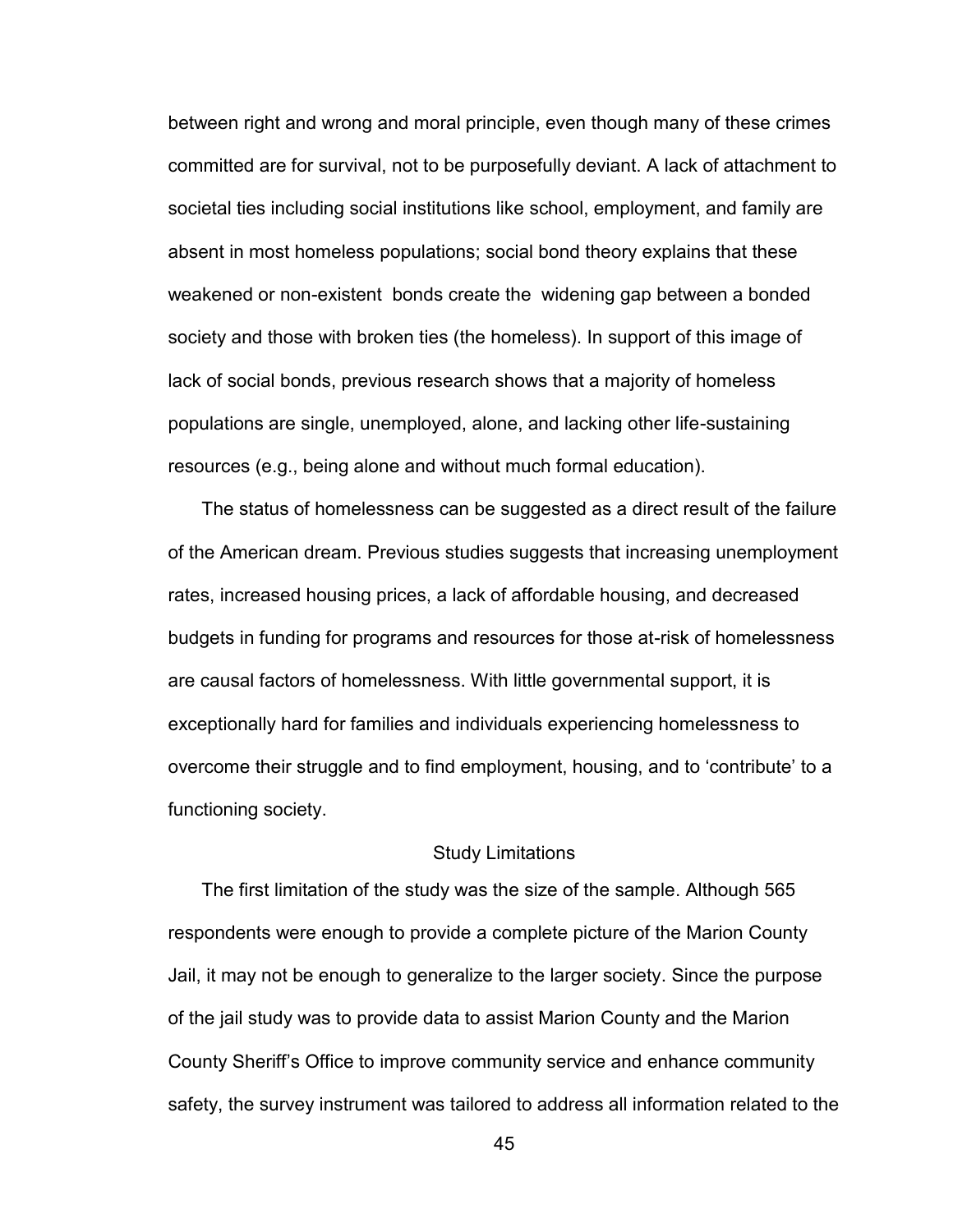between right and wrong and moral principle, even though many of these crimes committed are for survival, not to be purposefully deviant. A lack of attachment to societal ties including social institutions like school, employment, and family are absent in most homeless populations; social bond theory explains that these weakened or non-existent bonds create the widening gap between a bonded society and those with broken ties (the homeless). In support of this image of lack of social bonds, previous research shows that a majority of homeless populations are single, unemployed, alone, and lacking other life-sustaining resources (e.g., being alone and without much formal education).

The status of homelessness can be suggested as a direct result of the failure of the American dream. Previous studies suggests that increasing unemployment rates, increased housing prices, a lack of affordable housing, and decreased budgets in funding for programs and resources for those at-risk of homelessness are causal factors of homelessness. With little governmental support, it is exceptionally hard for families and individuals experiencing homelessness to overcome their struggle and to find employment, housing, and to 'contribute' to a functioning society.

## Study Limitations

The first limitation of the study was the size of the sample. Although 565 respondents were enough to provide a complete picture of the Marion County Jail, it may not be enough to generalize to the larger society. Since the purpose of the jail study was to provide data to assist Marion County and the Marion County Sheriff's Office to improve community service and enhance community safety, the survey instrument was tailored to address all information related to the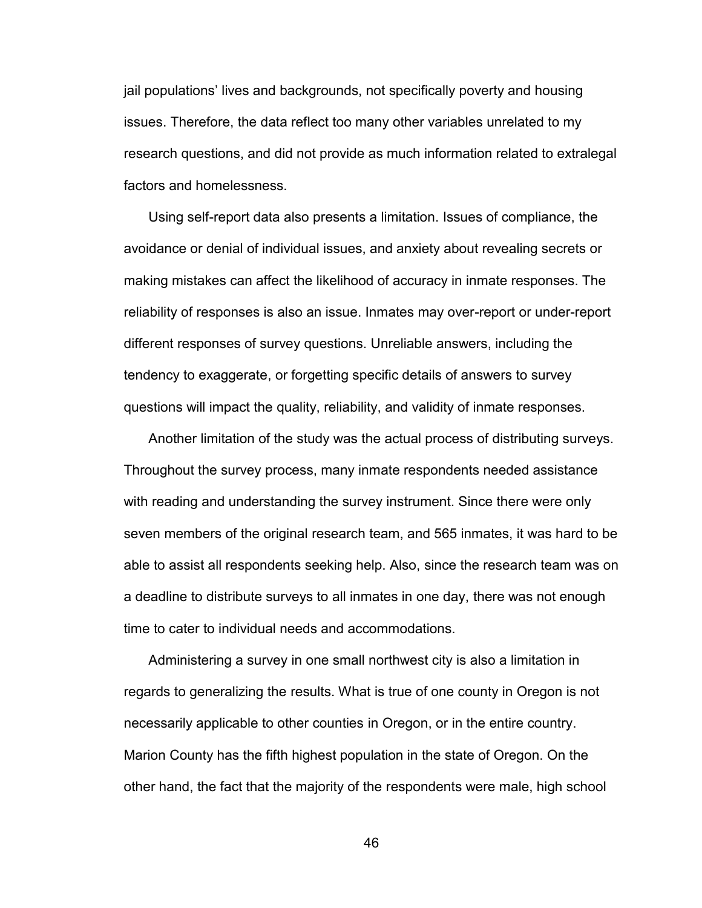jail populations' lives and backgrounds, not specifically poverty and housing issues. Therefore, the data reflect too many other variables unrelated to my research questions, and did not provide as much information related to extralegal factors and homelessness.

Using self-report data also presents a limitation. Issues of compliance, the avoidance or denial of individual issues, and anxiety about revealing secrets or making mistakes can affect the likelihood of accuracy in inmate responses. The reliability of responses is also an issue. Inmates may over-report or under-report different responses of survey questions. Unreliable answers, including the tendency to exaggerate, or forgetting specific details of answers to survey questions will impact the quality, reliability, and validity of inmate responses.

Another limitation of the study was the actual process of distributing surveys. Throughout the survey process, many inmate respondents needed assistance with reading and understanding the survey instrument. Since there were only seven members of the original research team, and 565 inmates, it was hard to be able to assist all respondents seeking help. Also, since the research team was on a deadline to distribute surveys to all inmates in one day, there was not enough time to cater to individual needs and accommodations.

Administering a survey in one small northwest city is also a limitation in regards to generalizing the results. What is true of one county in Oregon is not necessarily applicable to other counties in Oregon, or in the entire country. Marion County has the fifth highest population in the state of Oregon. On the other hand, the fact that the majority of the respondents were male, high school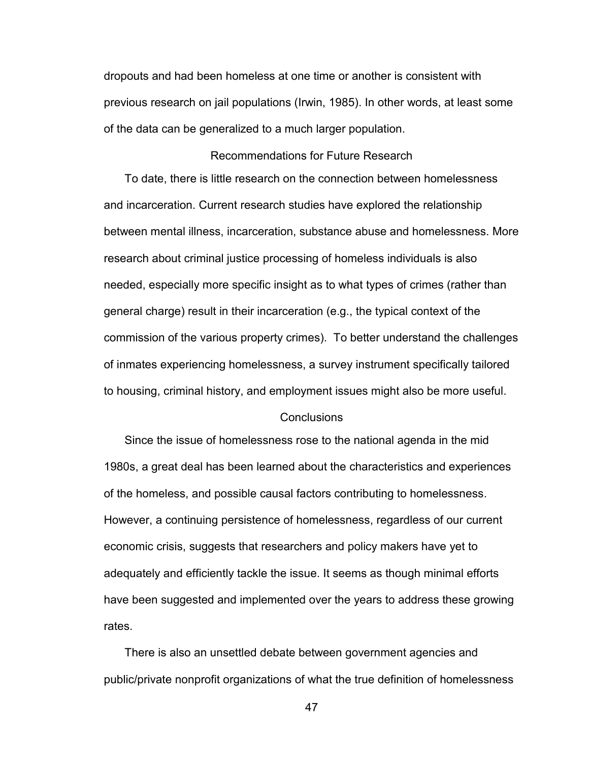dropouts and had been homeless at one time or another is consistent with previous research on jail populations (Irwin, 1985). In other words, at least some of the data can be generalized to a much larger population.

## Recommendations for Future Research

To date, there is little research on the connection between homelessness and incarceration. Current research studies have explored the relationship between mental illness, incarceration, substance abuse and homelessness. More research about criminal justice processing of homeless individuals is also needed, especially more specific insight as to what types of crimes (rather than general charge) result in their incarceration (e.g., the typical context of the commission of the various property crimes). To better understand the challenges of inmates experiencing homelessness, a survey instrument specifically tailored to housing, criminal history, and employment issues might also be more useful.

## Conclusions

Since the issue of homelessness rose to the national agenda in the mid 1980s, a great deal has been learned about the characteristics and experiences of the homeless, and possible causal factors contributing to homelessness. However, a continuing persistence of homelessness, regardless of our current economic crisis, suggests that researchers and policy makers have yet to adequately and efficiently tackle the issue. It seems as though minimal efforts have been suggested and implemented over the years to address these growing rates.

There is also an unsettled debate between government agencies and public/private nonprofit organizations of what the true definition of homelessness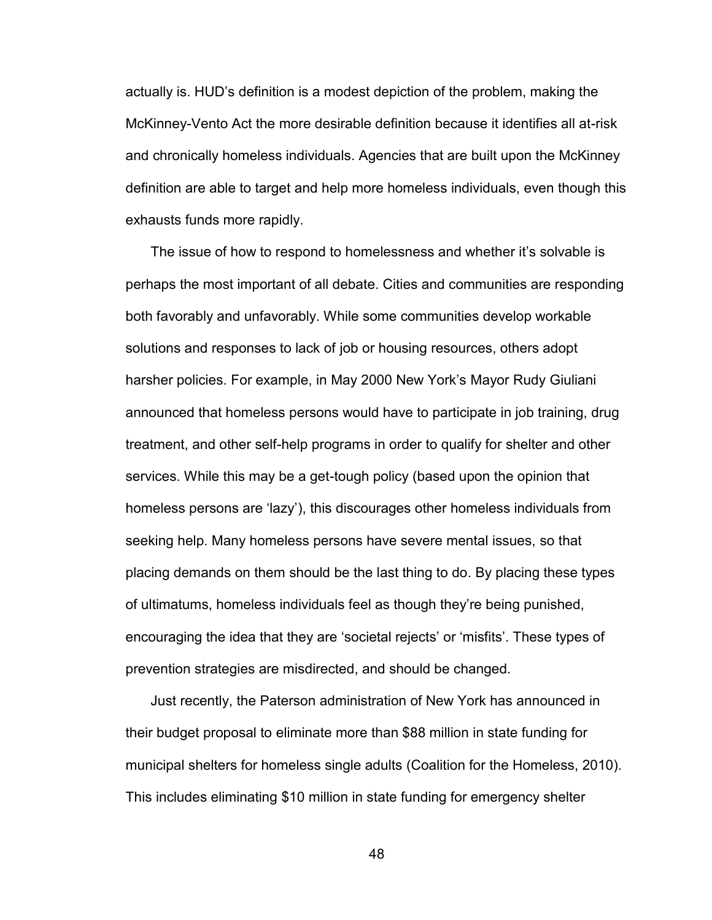actually is. HUD's definition is a modest depiction of the problem, making the McKinney-Vento Act the more desirable definition because it identifies all at-risk and chronically homeless individuals. Agencies that are built upon the McKinney definition are able to target and help more homeless individuals, even though this exhausts funds more rapidly.

The issue of how to respond to homelessness and whether it's solvable is perhaps the most important of all debate. Cities and communities are responding both favorably and unfavorably. While some communities develop workable solutions and responses to lack of job or housing resources, others adopt harsher policies. For example, in May 2000 New York's Mayor Rudy Giuliani announced that homeless persons would have to participate in job training, drug treatment, and other self-help programs in order to qualify for shelter and other services. While this may be a get-tough policy (based upon the opinion that homeless persons are 'lazy'), this discourages other homeless individuals from seeking help. Many homeless persons have severe mental issues, so that placing demands on them should be the last thing to do. By placing these types of ultimatums, homeless individuals feel as though they're being punished, encouraging the idea that they are 'societal rejects' or 'misfits'. These types of prevention strategies are misdirected, and should be changed.

Just recently, the Paterson administration of New York has announced in their budget proposal to eliminate more than $88 million in state funding for municipal shelters for homeless single adults (Coalition for the Homeless, 2010). This includes eliminating $10 million in state funding for emergency shelter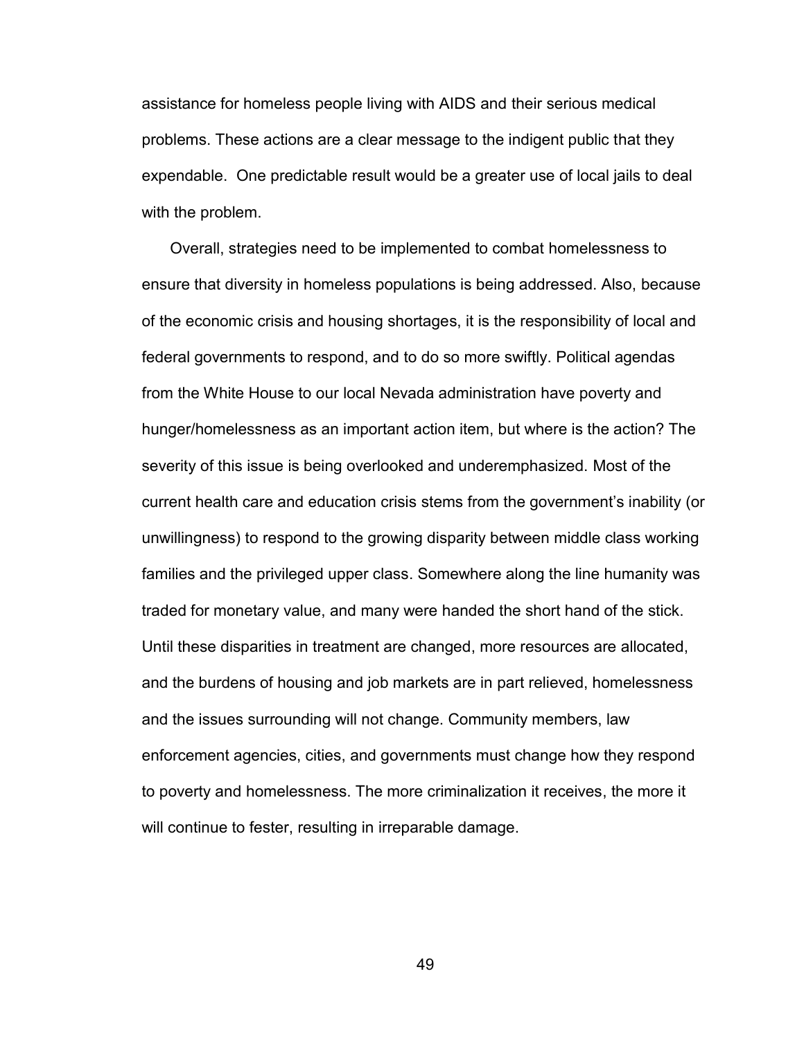assistance for homeless people living with AIDS and their serious medical problems. These actions are a clear message to the indigent public that they expendable. One predictable result would be a greater use of local jails to deal with the problem.

Overall, strategies need to be implemented to combat homelessness to ensure that diversity in homeless populations is being addressed. Also, because of the economic crisis and housing shortages, it is the responsibility of local and federal governments to respond, and to do so more swiftly. Political agendas from the White House to our local Nevada administration have poverty and hunger/homelessness as an important action item, but where is the action? The severity of this issue is being overlooked and underemphasized. Most of the current health care and education crisis stems from the government's inability (or unwillingness) to respond to the growing disparity between middle class working families and the privileged upper class. Somewhere along the line humanity was traded for monetary value, and many were handed the short hand of the stick. Until these disparities in treatment are changed, more resources are allocated, and the burdens of housing and job markets are in part relieved, homelessness and the issues surrounding will not change. Community members, law enforcement agencies, cities, and governments must change how they respond to poverty and homelessness. The more criminalization it receives, the more it will continue to fester, resulting in irreparable damage.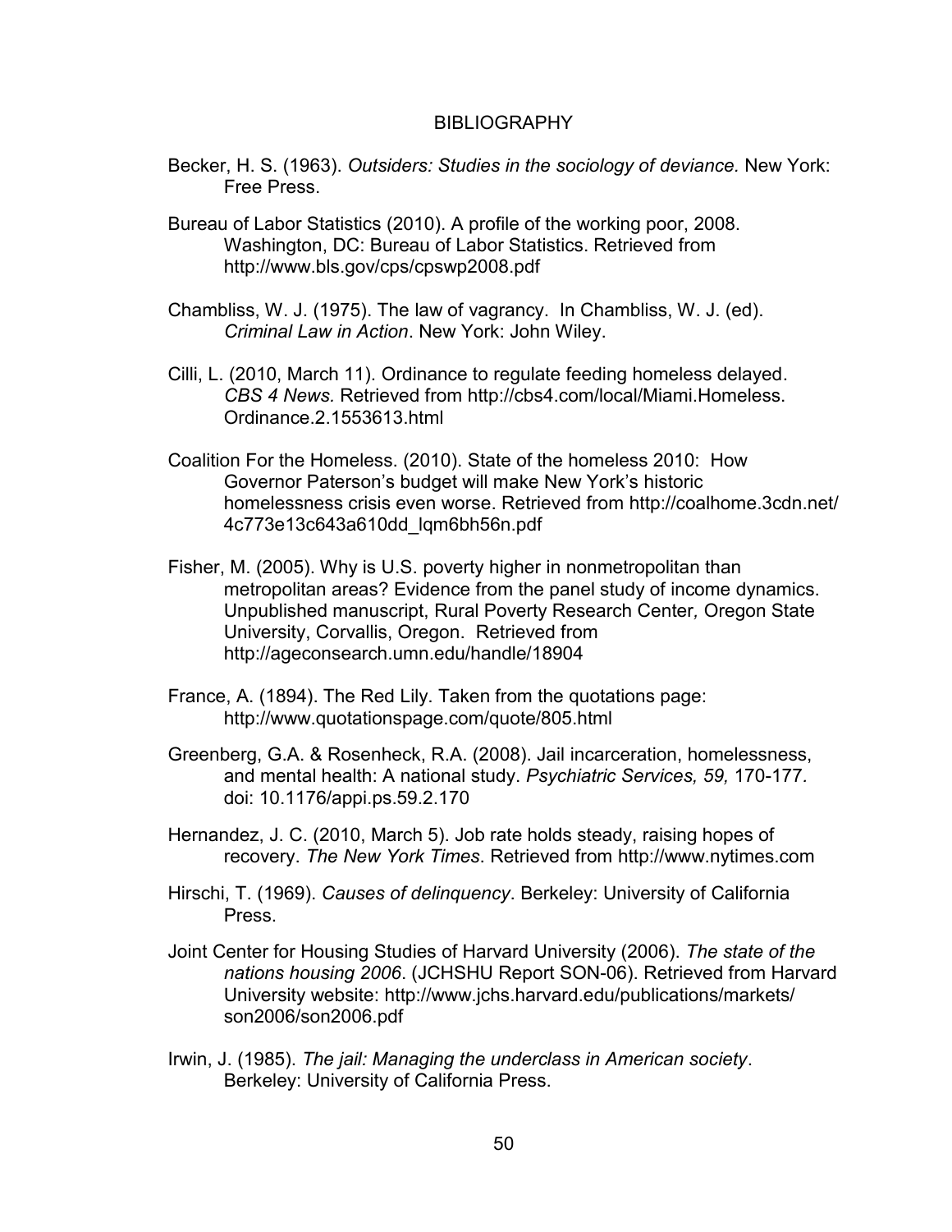# BIBLIOGRAPHY

Becker, H. S. (1963). *Outsiders: Studies in the sociology of deviance.* New York: Free Press.

Bureau of Labor Statistics (2010). A profile of the working poor, 2008. Washington, DC: Bureau of Labor Statistics. Retrieved from http://www.bls.gov/cps/cpswp2008.pdf

Chambliss, W. J. (1975). The law of vagrancy. In Chambliss, W. J. (ed). *Criminal Law in Action*. New York: John Wiley.

Cilli, L. (2010, March 11). Ordinance to regulate feeding homeless delayed. *CBS 4 News.* Retrieved from http://cbs4.com/local/Miami.Homeless.Ordinance.2.1553613.html

Coalition For the Homeless. (2010). State of the homeless 2010: How Governor Paterson's budget will make New York's historic homelessness crisis even worse. Retrieved from http://coalhome.3cdn.net/4c773e13c643a610dd_lqm6bh56n.pdf

Fisher, M. (2005). Why is U.S. poverty higher in nonmetropolitan than metropolitan areas? Evidence from the panel study of income dynamics. Unpublished manuscript, Rural Poverty Research Center*,* Oregon State University, Corvallis, Oregon. Retrieved from http://ageconsearch.umn.edu/handle/18904

France, A. (1894). The Red Lily. Taken from the quotations page: http://www.quotationspage.com/quote/805.html

Greenberg, G.A. & Rosenheck, R.A. (2008). Jail incarceration, homelessness, and mental health: A national study. *Psychiatric Services, 59,* 170-177. doi: 10.1176/appi.ps.59.2.170

Hernandez, J. C. (2010, March 5). Job rate holds steady, raising hopes of recovery. *The New York Times*. Retrieved from http://www.nytimes.com

Hirschi, T. (1969). *Causes of delinquency*. Berkeley: University of California Press.

Joint Center for Housing Studies of Harvard University (2006). *The state of the nations housing 2006*. (JCHSHU Report SON-06). Retrieved from Harvard University website: http://www.jchs.harvard.edu/publications/markets/son2006/son2006.pdf

Irwin, J. (1985). *The jail: Managing the underclass in American society*. Berkeley: University of California Press.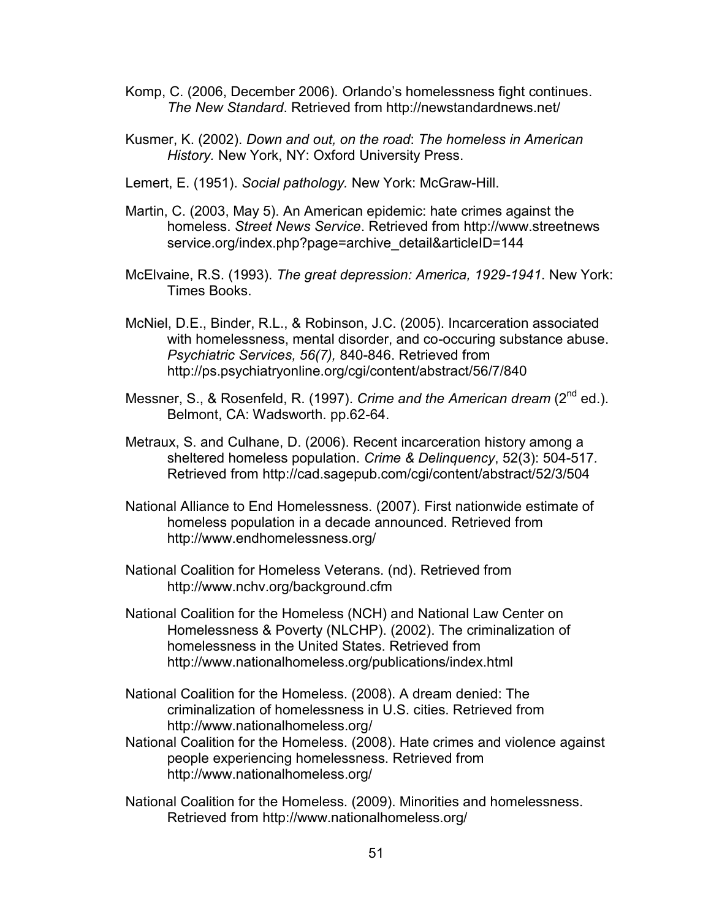Komp, C. (2006, December 2006). Orlando's homelessness fight continues. *The New Standard*. Retrieved from http://newstandardnews.net/

Kusmer, K. (2002). *Down and out, on the road*: *The homeless in American History.* New York, NY: Oxford University Press.

Lemert, E. (1951). *Social pathology.* New York: McGraw-Hill.

Martin, C. (2003, May 5). An American epidemic: hate crimes against the homeless. *Street News Service*. Retrieved from http://www.streetnews service.org/index.php?page=archive_detail&articleID=144

McElvaine, R.S. (1993). *The great depression: America, 1929-1941*. New York: Times Books.

McNiel, D.E., Binder, R.L., & Robinson, J.C. (2005). Incarceration associated with homelessness, mental disorder, and co-occuring substance abuse. *Psychiatric Services, 56(7),* 840-846. Retrieved from http://ps.psychiatryonline.org/cgi/content/abstract/56/7/840

Messner, S., & Rosenfeld, R. (1997). *Crime and the American dream* (2nd ed.). Belmont, CA: Wadsworth. pp.62-64.

Metraux, S. and Culhane, D. (2006). Recent incarceration history among a sheltered homeless population. *Crime & Delinquency*, 52(3): 504-517. Retrieved from http://cad.sagepub.com/cgi/content/abstract/52/3/504

National Alliance to End Homelessness. (2007). First nationwide estimate of homeless population in a decade announced. Retrieved from http://www.endhomelessness.org/

National Coalition for Homeless Veterans. (nd). Retrieved from http://www.nchv.org/background.cfm

National Coalition for the Homeless (NCH) and National Law Center on Homelessness & Poverty (NLCHP). (2002). The criminalization of homelessness in the United States. Retrieved from http://www.nationalhomeless.org/publications/index.html

National Coalition for the Homeless. (2008). A dream denied: The criminalization of homelessness in U.S. cities. Retrieved from http://www.nationalhomeless.org/

National Coalition for the Homeless. (2008). Hate crimes and violence against people experiencing homelessness. Retrieved from http://www.nationalhomeless.org/

National Coalition for the Homeless. (2009). Minorities and homelessness. Retrieved from http://www.nationalhomeless.org/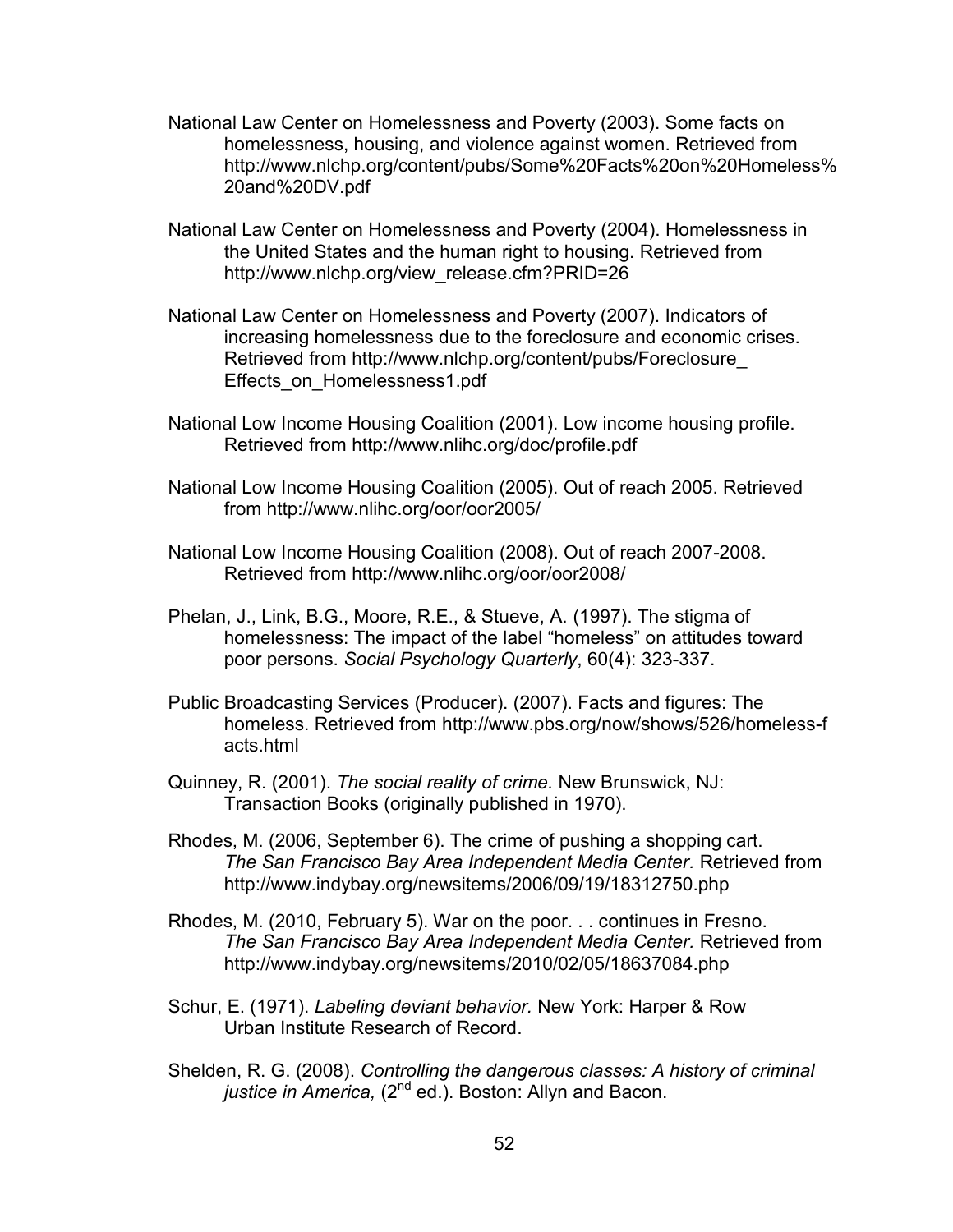National Law Center on Homelessness and Poverty (2003). Some facts on homelessness, housing, and violence against women. Retrieved from http://www.nlchp.org/content/pubs/Some%20Facts%20on%20Homeless%20and%20DV.pdf

National Law Center on Homelessness and Poverty (2004). Homelessness in the United States and the human right to housing. Retrieved from http://www.nlchp.org/view_release.cfm?PRID=26

National Law Center on Homelessness and Poverty (2007). Indicators of increasing homelessness due to the foreclosure and economic crises. Retrieved from http://www.nlchp.org/content/pubs/Foreclosure_Effects_on_Homelessness1.pdf

National Low Income Housing Coalition (2001). Low income housing profile. Retrieved from http://www.nlihc.org/doc/profile.pdf

National Low Income Housing Coalition (2005). Out of reach 2005. Retrieved from http://www.nlihc.org/oor/oor2005/

National Low Income Housing Coalition (2008). Out of reach 2007-2008. Retrieved from http://www.nlihc.org/oor/oor2008/

Phelan, J., Link, B.G., Moore, R.E., & Stueve, A. (1997). The stigma of homelessness: The impact of the label "homeless" on attitudes toward poor persons. *Social Psychology Quarterly*, 60(4): 323-337.

Public Broadcasting Services (Producer). (2007). Facts and figures: The homeless. Retrieved from http://www.pbs.org/now/shows/526/homeless-facts.html

Quinney, R. (2001). *The social reality of crime.* New Brunswick, NJ: Transaction Books (originally published in 1970).

Rhodes, M. (2006, September 6). The crime of pushing a shopping cart. *The San Francisco Bay Area Independent Media Center.* Retrieved from http://www.indybay.org/newsitems/2006/09/19/18312750.php

Rhodes, M. (2010, February 5). War on the poor. . . continues in Fresno. *The San Francisco Bay Area Independent Media Center.* Retrieved from http://www.indybay.org/newsitems/2010/02/05/18637084.php

Schur, E. (1971). *Labeling deviant behavior.* New York: Harper & Row Urban Institute Research of Record.

Shelden, R. G. (2008). *Controlling the dangerous classes: A history of criminal justice in America,* (2nd ed.). Boston: Allyn and Bacon.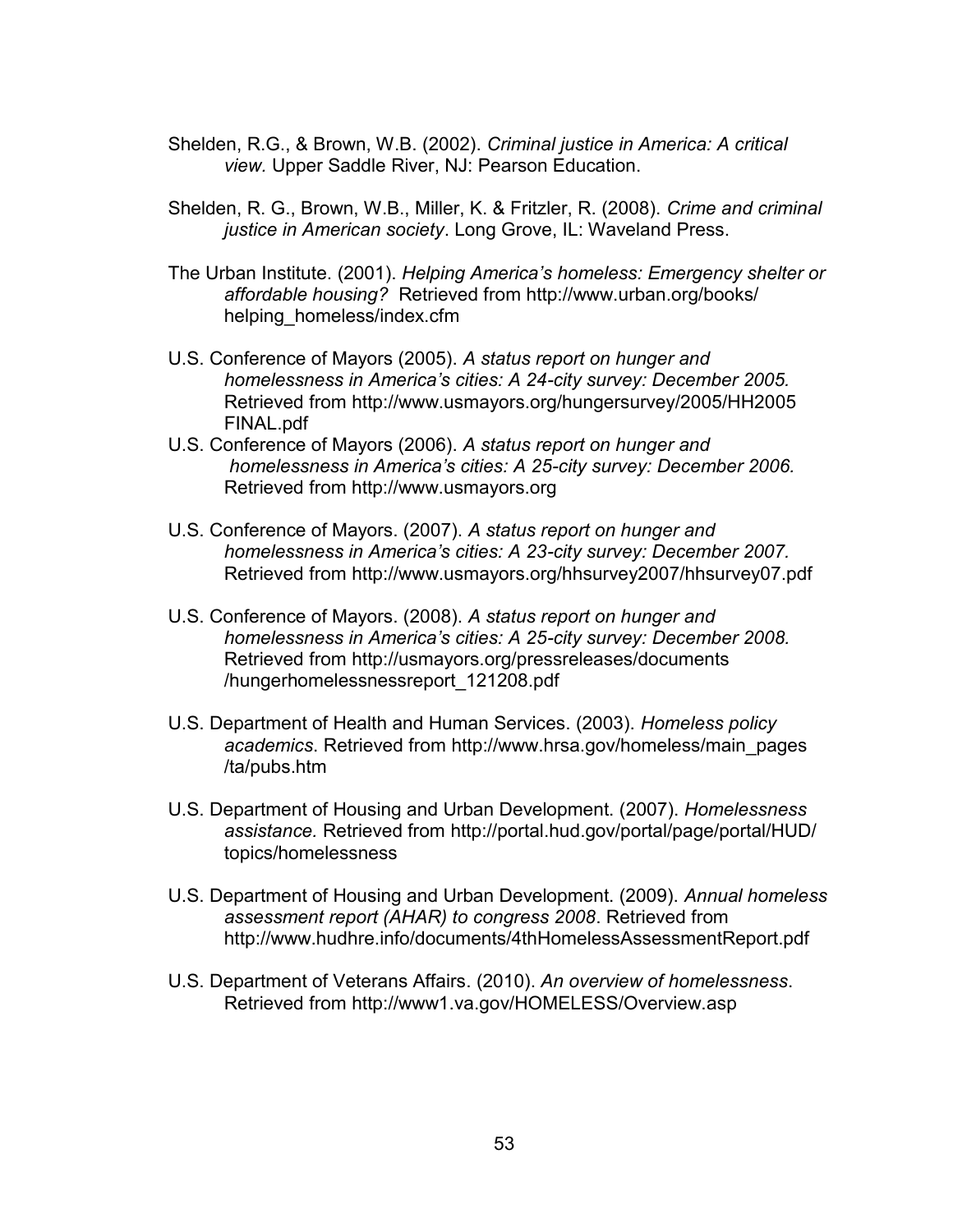Shelden, R.G., & Brown, W.B. (2002). *Criminal justice in America: A critical view.* Upper Saddle River, NJ: Pearson Education.

Shelden, R. G., Brown, W.B., Miller, K. & Fritzler, R. (2008). *Crime and criminal justice in American society*. Long Grove, IL: Waveland Press.

The Urban Institute. (2001). *Helping America's homeless: Emergency shelter or affordable housing?* Retrieved from http://www.urban.org/books/helping_homeless/index.cfm

U.S. Conference of Mayors (2005). *A status report on hunger and homelessness in America's cities: A 24-city survey: December 2005.* Retrieved from http://www.usmayors.org/hungersurvey/2005/HH2005FINAL.pdf

U.S. Conference of Mayors (2006). *A status report on hunger and homelessness in America's cities: A 25-city survey: December 2006.* Retrieved from http://www.usmayors.org

U.S. Conference of Mayors. (2007). *A status report on hunger and homelessness in America's cities: A 23-city survey: December 2007.* Retrieved from http://www.usmayors.org/hhsurvey2007/hhsurvey07.pdf

U.S. Conference of Mayors. (2008). *A status report on hunger and homelessness in America's cities: A 25-city survey: December 2008.* Retrieved from http://usmayors.org/pressreleases/documents/hungerhomelessnessreport_121208.pdf

U.S. Department of Health and Human Services. (2003). *Homeless policy academics*. Retrieved from http://www.hrsa.gov/homeless/main_pages/ta/pubs.htm

U.S. Department of Housing and Urban Development. (2007). *Homelessness assistance.* Retrieved from http://portal.hud.gov/portal/page/portal/HUD/topics/homelessness

U.S. Department of Housing and Urban Development. (2009). *Annual homeless assessment report (AHAR) to congress 2008*. Retrieved from http://www.hudhre.info/documents/4thHomelessAssessmentReport.pdf

U.S. Department of Veterans Affairs. (2010). *An overview of homelessness*. Retrieved from http://www1.va.gov/HOMELESS/Overview.asp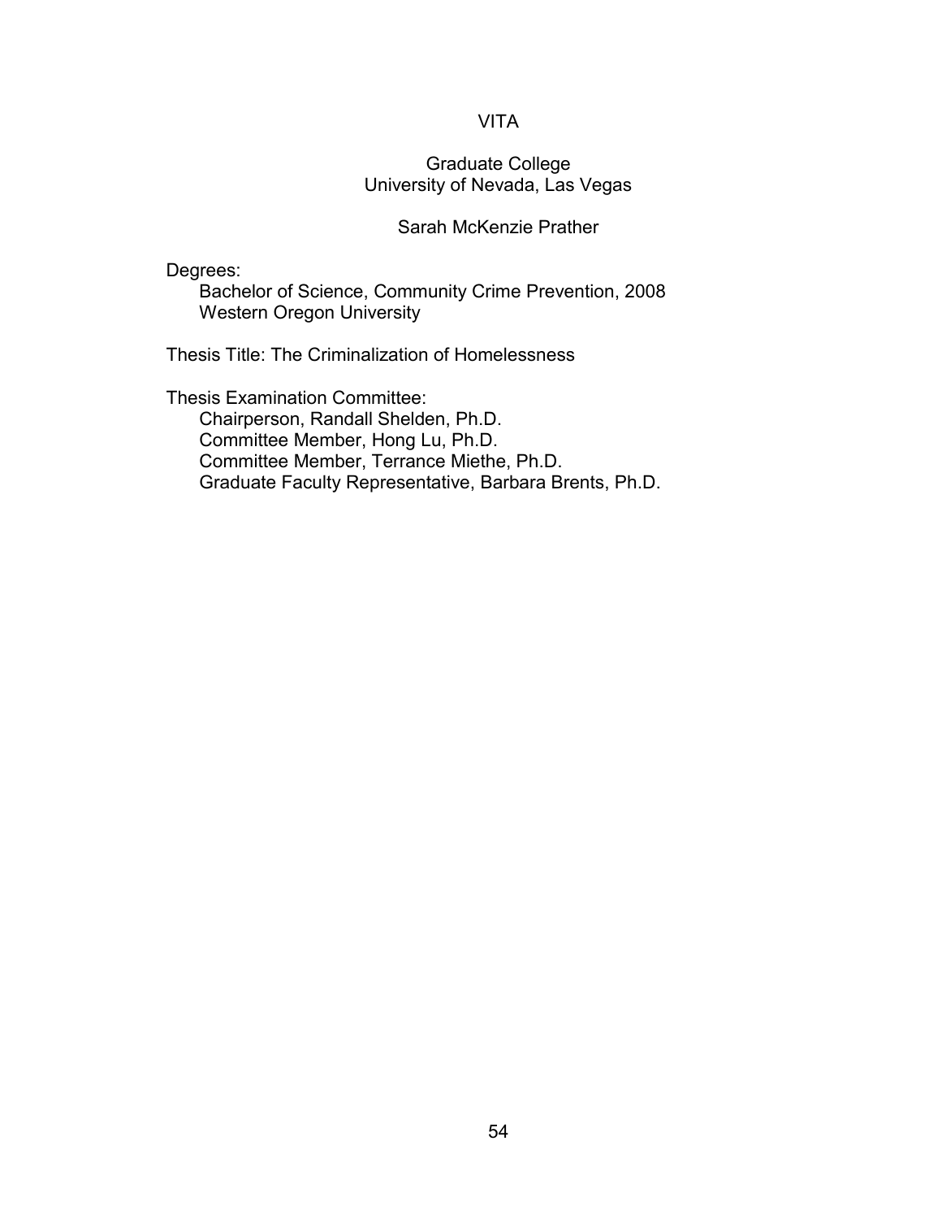# VITA

Graduate College
University of Nevada, Las Vegas

Sarah McKenzie Prather

Degrees:

Bachelor of Science, Community Crime Prevention, 2008
Western Oregon University

Thesis Title: The Criminalization of Homelessness

Thesis Examination Committee:

Chairperson, Randall Shelden, Ph.D.
Committee Member, Hong Lu, Ph.D.
Committee Member, Terrance Miethe, Ph.D.
Graduate Faculty Representative, Barbara Brents, Ph.D.